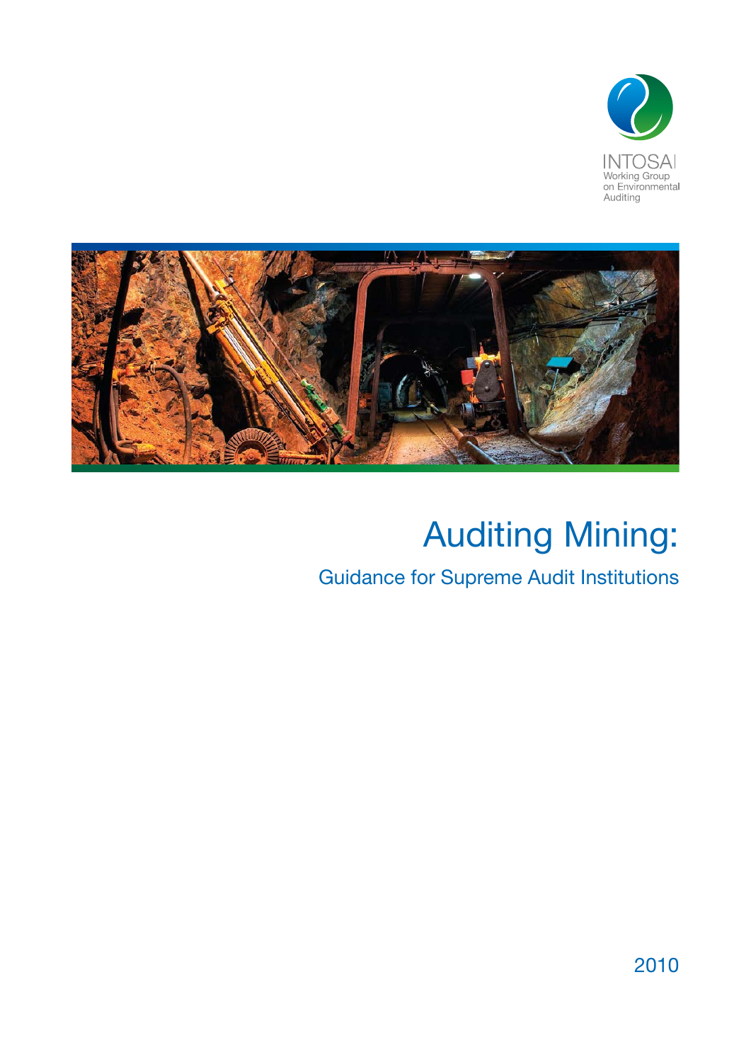INTOSAI
Working Group
on Environmental
Auditing

# Auditing Mining:

## Guidance for Supreme Audit Institutions

2010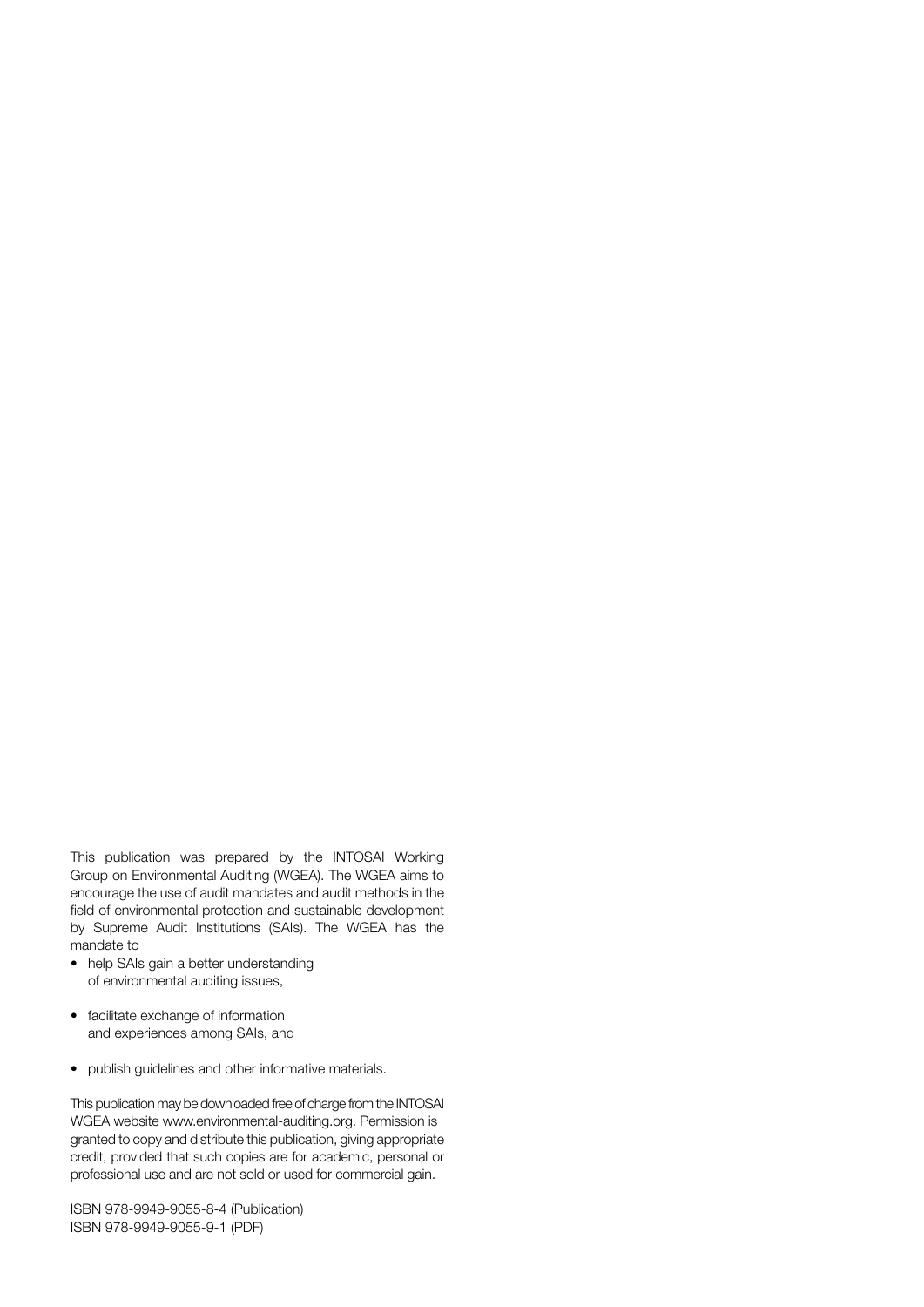This publication was prepared by the INTOSAI Working Group on Environmental Auditing (WGEA). The WGEA aims to encourage the use of audit mandates and audit methods in the field of environmental protection and sustainable development by Supreme Audit Institutions (SAIs). The WGEA has the mandate to

- help SAIs gain a better understanding of environmental auditing issues,
- facilitate exchange of information and experiences among SAIs, and
- publish guidelines and other informative materials.

This publication may be downloaded free of charge from the INTOSAI WGEA website www.environmental-auditing.org. Permission is granted to copy and distribute this publication, giving appropriate credit, provided that such copies are for academic, personal or professional use and are not sold or used for commercial gain.

ISBN 978-9949-9055-8-4 (Publication)
ISBN 978-9949-9055-9-1 (PDF)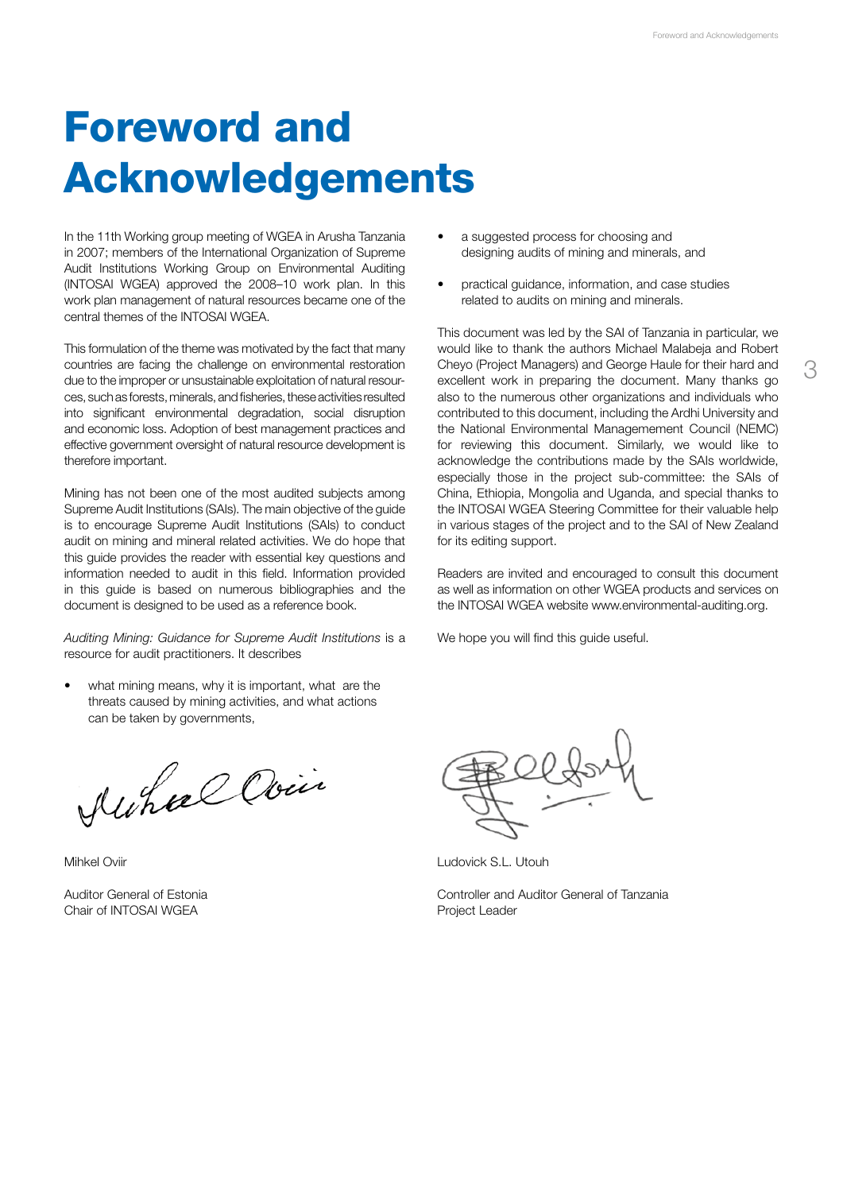# Foreword and Acknowledgements

In the 11th Working group meeting of WGEA in Arusha Tanzania in 2007; members of the International Organization of Supreme Audit Institutions Working Group on Environmental Auditing (INTOSAI WGEA) approved the 2008–10 work plan. In this work plan management of natural resources became one of the central themes of the INTOSAI WGEA.

This formulation of the theme was motivated by the fact that many countries are facing the challenge on environmental restoration due to the improper or unsustainable exploitation of natural resources, such as forests, minerals, and fisheries, these activities resulted into significant environmental degradation, social disruption and economic loss. Adoption of best management practices and effective government oversight of natural resource development is therefore important.

Mining has not been one of the most audited subjects among Supreme Audit Institutions (SAIs). The main objective of the guide is to encourage Supreme Audit Institutions (SAIs) to conduct audit on mining and mineral related activities. We do hope that this guide provides the reader with essential key questions and information needed to audit in this field. Information provided in this guide is based on numerous bibliographies and the document is designed to be used as a reference book.

*Auditing Mining: Guidance for Supreme Audit Institutions* is a resource for audit practitioners. It describes

- what mining means, why it is important, what are the threats caused by mining activities, and what actions can be taken by governments,
- a suggested process for choosing and designing audits of mining and minerals, and
- practical guidance, information, and case studies related to audits on mining and minerals.

This document was led by the SAI of Tanzania in particular, we would like to thank the authors Michael Malabeja and Robert Cheyo (Project Managers) and George Haule for their hard and excellent work in preparing the document. Many thanks go also to the numerous other organizations and individuals who contributed to this document, including the Ardhi University and the National Environmental Managemement Council (NEMC) for reviewing this document. Similarly, we would like to acknowledge the contributions made by the SAIs worldwide, especially those in the project sub-committee: the SAIs of China, Ethiopia, Mongolia and Uganda, and special thanks to the INTOSAI WGEA Steering Committee for their valuable help in various stages of the project and to the SAI of New Zealand for its editing support.

Readers are invited and encouraged to consult this document as well as information on other WGEA products and services on the INTOSAI WGEA website www.environmental-auditing.org.

We hope you will find this guide useful.

Mihkel Oviir

Auditor General of Estonia
Chair of INTOSAI WGEA

Ludovick S.L. Utouh

Controller and Auditor General of Tanzania
Project Leader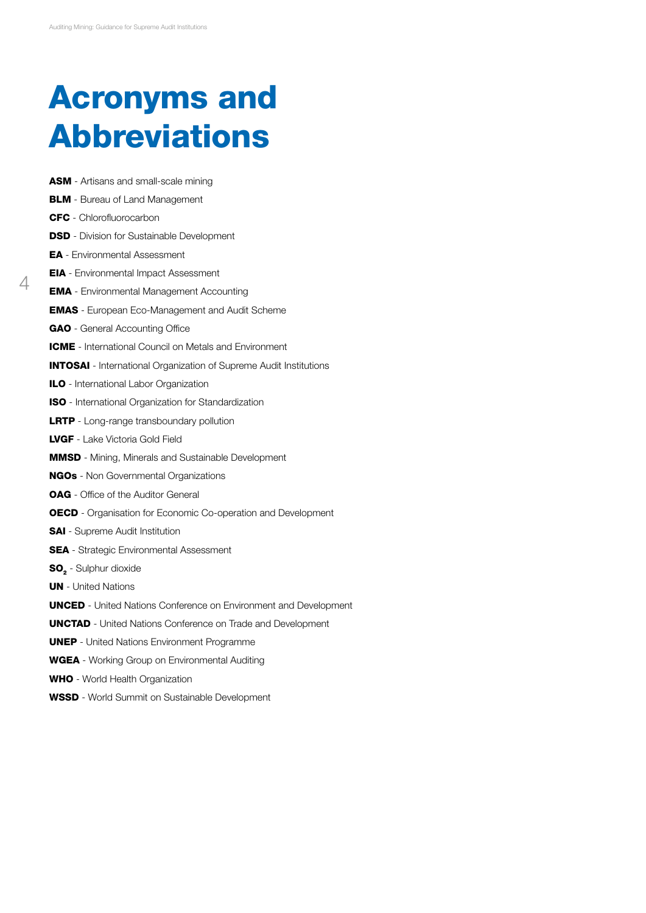# Acronyms and Abbreviations

**ASM** - Artisans and small-scale mining

**BLM** - Bureau of Land Management

**CFC** - Chlorofluorocarbon

**DSD** - Division for Sustainable Development

**EA** - Environmental Assessment

**EIA** - Environmental Impact Assessment

**EMA** - Environmental Management Accounting

**EMAS** - European Eco-Management and Audit Scheme

**GAO** - General Accounting Office

**ICME** - International Council on Metals and Environment

**INTOSAI** - International Organization of Supreme Audit Institutions

**ILO** - International Labor Organization

**ISO** - International Organization for Standardization

**LRTP** - Long-range transboundary pollution

**LVGF** - Lake Victoria Gold Field

**MMSD** - Mining, Minerals and Sustainable Development

**NGOs** - Non Governmental Organizations

**OAG** - Office of the Auditor General

**OECD** - Organisation for Economic Co-operation and Development

**SAI** - Supreme Audit Institution

**SEA** - Strategic Environmental Assessment

**$SO_2$** - Sulphur dioxide

**UN** - United Nations

**UNCED** - United Nations Conference on Environment and Development

**UNCTAD** - United Nations Conference on Trade and Development

**UNEP** - United Nations Environment Programme

**WGEA** - Working Group on Environmental Auditing

**WHO** - World Health Organization

**WSSD** - World Summit on Sustainable Development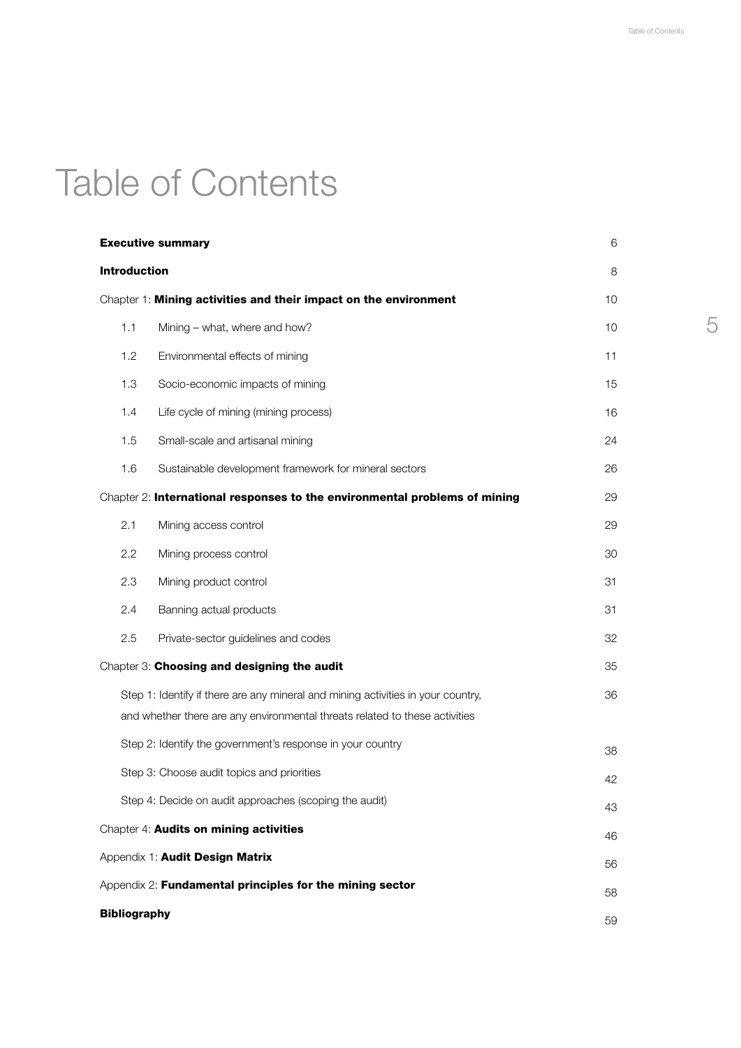# Table of Contents

| | |
|---|---|
| **Executive summary** | 6 |
| **Introduction** | 8 |
| Chapter 1: **Mining activities and their impact on the environment** | 10 |
| 1.1 Mining – what, where and how? | 10 |
| 1.2 Environmental effects of mining | 11 |
| 1.3 Socio-economic impacts of mining | 15 |
| 1.4 Life cycle of mining (mining process) | 16 |
| 1.5 Small-scale and artisanal mining | 24 |
| 1.6 Sustainable development framework for mineral sectors | 26 |
| Chapter 2: **International responses to the environmental problems of mining** | 29 |
| 2.1 Mining access control | 29 |
| 2.2 Mining process control | 30 |
| 2.3 Mining product control | 31 |
| 2.4 Banning actual products | 31 |
| 2.5 Private-sector guidelines and codes | 32 |
| Chapter 3: **Choosing and designing the audit** | 35 |
| Step 1: Identify if there are any mineral and mining activities in your country, and whether there are any environmental threats related to these activities | 36 |
| Step 2: Identify the government's response in your country | 38 |
| Step 3: Choose audit topics and priorities | 42 |
| Step 4: Decide on audit approaches (scoping the audit) | 43 |
| Chapter 4: **Audits on mining activities** | 46 |
| Appendix 1: **Audit Design Matrix** | 56 |
| Appendix 2: **Fundamental principles for the mining sector** | 58 |
| **Bibliography** | 59 |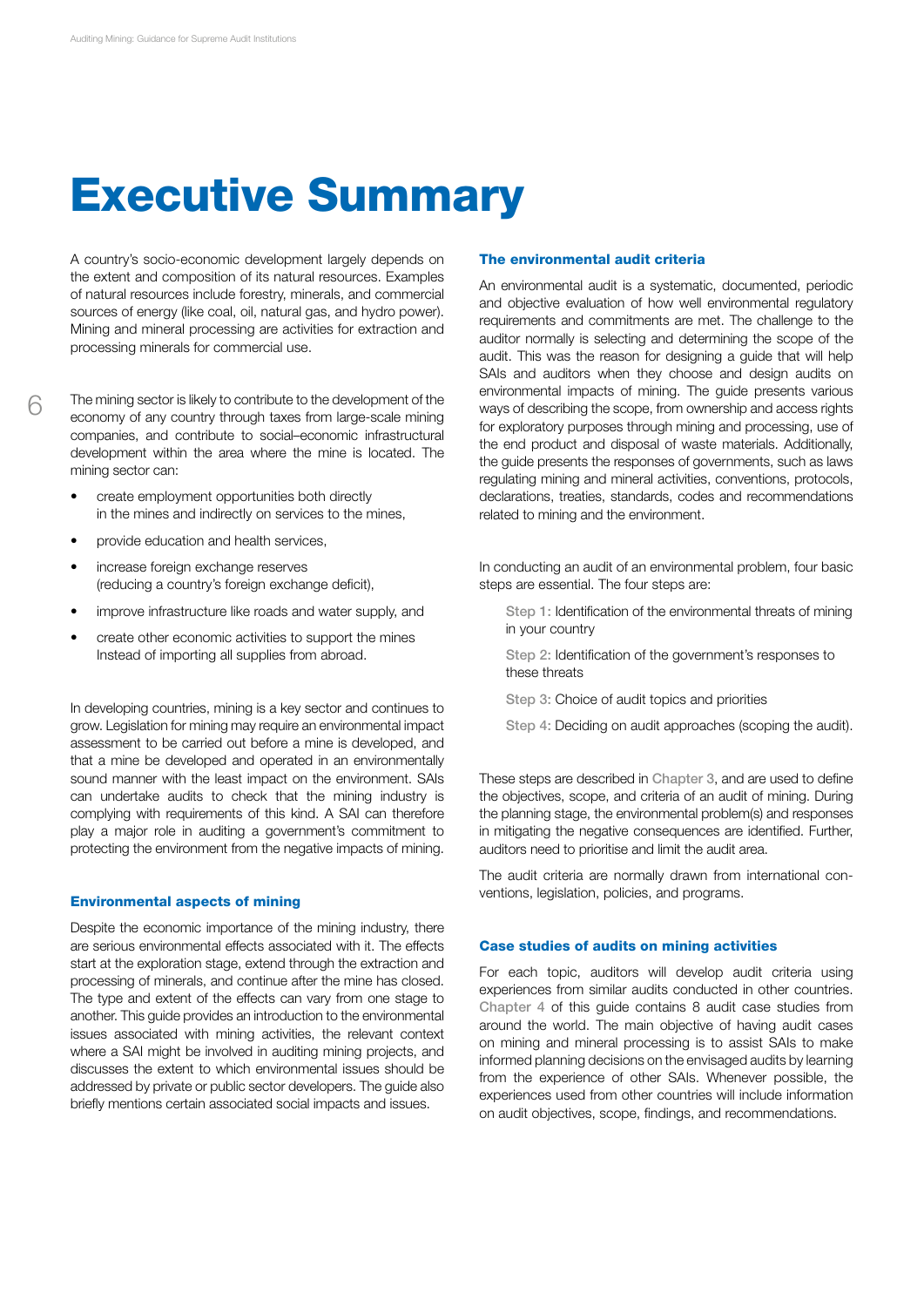# Executive Summary

A country's socio-economic development largely depends on the extent and composition of its natural resources. Examples of natural resources include forestry, minerals, and commercial sources of energy (like coal, oil, natural gas, and hydro power). Mining and mineral processing are activities for extraction and processing minerals for commercial use.

The mining sector is likely to contribute to the development of the economy of any country through taxes from large-scale mining companies, and contribute to social–economic infrastructural development within the area where the mine is located. The mining sector can:

- create employment opportunities both directly in the mines and indirectly on services to the mines,
- provide education and health services,
- increase foreign exchange reserves (reducing a country's foreign exchange deficit),
- improve infrastructure like roads and water supply, and
- create other economic activities to support the mines Instead of importing all supplies from abroad.

In developing countries, mining is a key sector and continues to grow. Legislation for mining may require an environmental impact assessment to be carried out before a mine is developed, and that a mine be developed and operated in an environmentally sound manner with the least impact on the environment. SAIs can undertake audits to check that the mining industry is complying with requirements of this kind. A SAI can therefore play a major role in auditing a government's commitment to protecting the environment from the negative impacts of mining.

### Environmental aspects of mining

Despite the economic importance of the mining industry, there are serious environmental effects associated with it. The effects start at the exploration stage, extend through the extraction and processing of minerals, and continue after the mine has closed. The type and extent of the effects can vary from one stage to another. This guide provides an introduction to the environmental issues associated with mining activities, the relevant context where a SAI might be involved in auditing mining projects, and discusses the extent to which environmental issues should be addressed by private or public sector developers. The guide also briefly mentions certain associated social impacts and issues.

### The environmental audit criteria

An environmental audit is a systematic, documented, periodic and objective evaluation of how well environmental regulatory requirements and commitments are met. The challenge to the auditor normally is selecting and determining the scope of the audit. This was the reason for designing a guide that will help SAIs and auditors when they choose and design audits on environmental impacts of mining. The guide presents various ways of describing the scope, from ownership and access rights for exploratory purposes through mining and processing, use of the end product and disposal of waste materials. Additionally, the guide presents the responses of governments, such as laws regulating mining and mineral activities, conventions, protocols, declarations, treaties, standards, codes and recommendations related to mining and the environment.

In conducting an audit of an environmental problem, four basic steps are essential. The four steps are:

Step 1: Identification of the environmental threats of mining in your country

Step 2: Identification of the government's responses to these threats

Step 3: Choice of audit topics and priorities

Step 4: Deciding on audit approaches (scoping the audit).

These steps are described in Chapter 3, and are used to define the objectives, scope, and criteria of an audit of mining. During the planning stage, the environmental problem(s) and responses in mitigating the negative consequences are identified. Further, auditors need to prioritise and limit the audit area.

The audit criteria are normally drawn from international conventions, legislation, policies, and programs.

### Case studies of audits on mining activities

For each topic, auditors will develop audit criteria using experiences from similar audits conducted in other countries. Chapter 4 of this guide contains 8 audit case studies from around the world. The main objective of having audit cases on mining and mineral processing is to assist SAIs to make informed planning decisions on the envisaged audits by learning from the experience of other SAIs. Whenever possible, the experiences used from other countries will include information on audit objectives, scope, findings, and recommendations.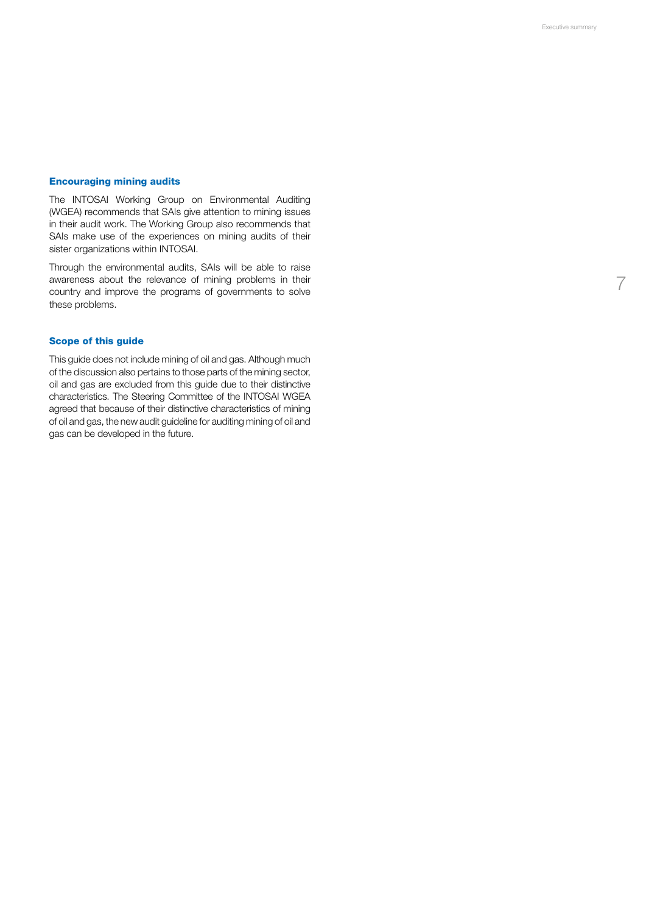### Encouraging mining audits

The INTOSAI Working Group on Environmental Auditing (WGEA) recommends that SAIs give attention to mining issues in their audit work. The Working Group also recommends that SAIs make use of the experiences on mining audits of their sister organizations within INTOSAI.

Through the environmental audits, SAIs will be able to raise awareness about the relevance of mining problems in their country and improve the programs of governments to solve these problems.

### Scope of this guide

This guide does not include mining of oil and gas. Although much of the discussion also pertains to those parts of the mining sector, oil and gas are excluded from this guide due to their distinctive characteristics. The Steering Committee of the INTOSAI WGEA agreed that because of their distinctive characteristics of mining of oil and gas, the new audit guideline for auditing mining of oil and gas can be developed in the future.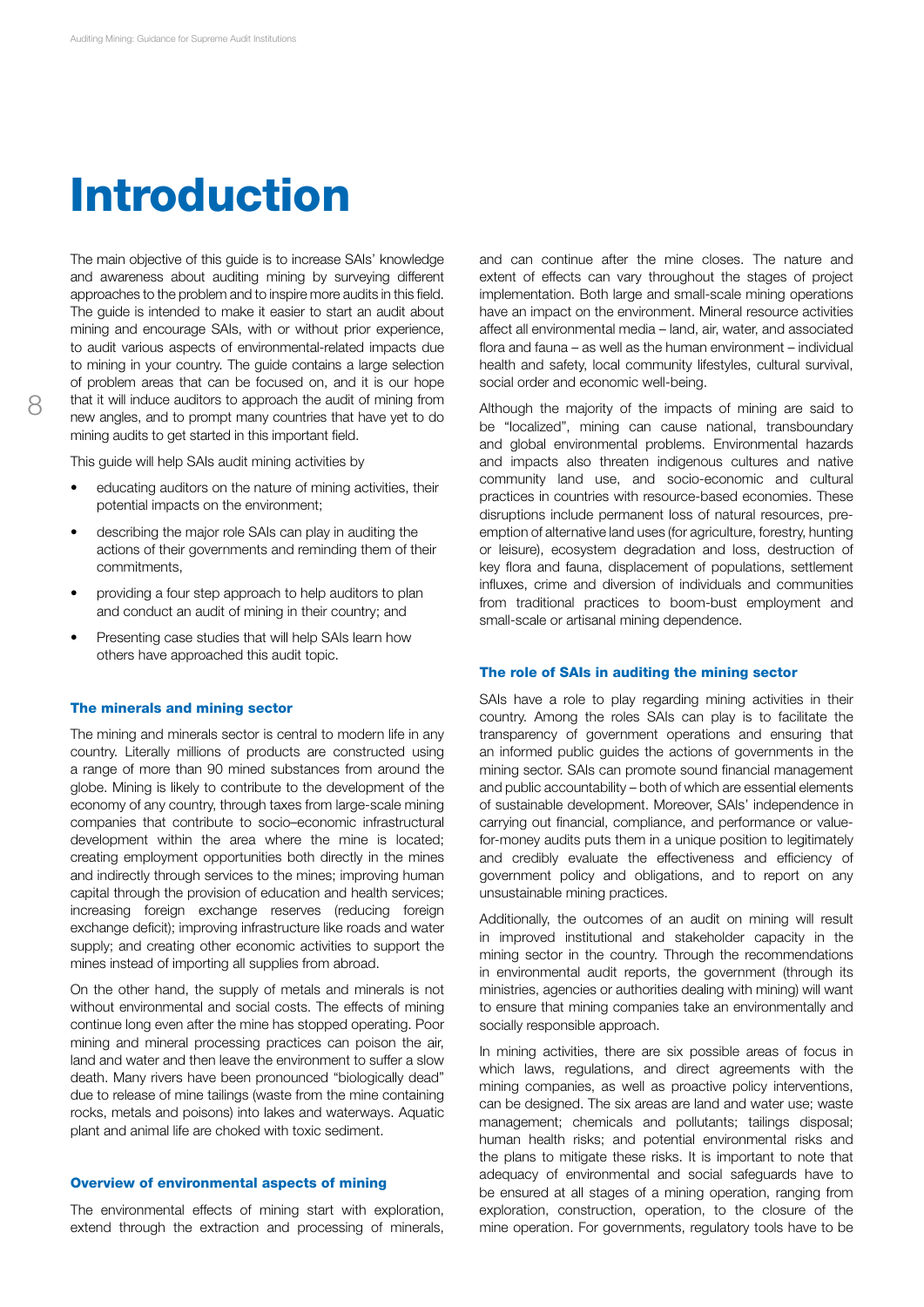# Introduction

The main objective of this guide is to increase SAIs' knowledge and awareness about auditing mining by surveying different approaches to the problem and to inspire more audits in this field. The guide is intended to make it easier to start an audit about mining and encourage SAIs, with or without prior experience, to audit various aspects of environmental-related impacts due to mining in your country. The guide contains a large selection of problem areas that can be focused on, and it is our hope that it will induce auditors to approach the audit of mining from new angles, and to prompt many countries that have yet to do mining audits to get started in this important field.

This guide will help SAIs audit mining activities by

- educating auditors on the nature of mining activities, their potential impacts on the environment;
- describing the major role SAIs can play in auditing the actions of their governments and reminding them of their commitments,
- providing a four step approach to help auditors to plan and conduct an audit of mining in their country; and
- Presenting case studies that will help SAIs learn how others have approached this audit topic.

### The minerals and mining sector

The mining and minerals sector is central to modern life in any country. Literally millions of products are constructed using a range of more than 90 mined substances from around the globe. Mining is likely to contribute to the development of the economy of any country, through taxes from large-scale mining companies that contribute to socio–economic infrastructural development within the area where the mine is located; creating employment opportunities both directly in the mines and indirectly through services to the mines; improving human capital through the provision of education and health services; increasing foreign exchange reserves (reducing foreign exchange deficit); improving infrastructure like roads and water supply; and creating other economic activities to support the mines instead of importing all supplies from abroad.

On the other hand, the supply of metals and minerals is not without environmental and social costs. The effects of mining continue long even after the mine has stopped operating. Poor mining and mineral processing practices can poison the air, land and water and then leave the environment to suffer a slow death. Many rivers have been pronounced "biologically dead" due to release of mine tailings (waste from the mine containing rocks, metals and poisons) into lakes and waterways. Aquatic plant and animal life are choked with toxic sediment.

### Overview of environmental aspects of mining

The environmental effects of mining start with exploration, extend through the extraction and processing of minerals, and can continue after the mine closes. The nature and extent of effects can vary throughout the stages of project implementation. Both large and small-scale mining operations have an impact on the environment. Mineral resource activities affect all environmental media – land, air, water, and associated flora and fauna – as well as the human environment – individual health and safety, local community lifestyles, cultural survival, social order and economic well-being.

Although the majority of the impacts of mining are said to be "localized", mining can cause national, transboundary and global environmental problems. Environmental hazards and impacts also threaten indigenous cultures and native community land use, and socio-economic and cultural practices in countries with resource-based economies. These disruptions include permanent loss of natural resources, pre-emption of alternative land uses (for agriculture, forestry, hunting or leisure), ecosystem degradation and loss, destruction of key flora and fauna, displacement of populations, settlement influxes, crime and diversion of individuals and communities from traditional practices to boom-bust employment and small-scale or artisanal mining dependence.

### The role of SAIs in auditing the mining sector

SAIs have a role to play regarding mining activities in their country. Among the roles SAIs can play is to facilitate the transparency of government operations and ensuring that an informed public guides the actions of governments in the mining sector. SAIs can promote sound financial management and public accountability – both of which are essential elements of sustainable development. Moreover, SAIs' independence in carrying out financial, compliance, and performance or value-for-money audits puts them in a unique position to legitimately and credibly evaluate the effectiveness and efficiency of government policy and obligations, and to report on any unsustainable mining practices.

Additionally, the outcomes of an audit on mining will result in improved institutional and stakeholder capacity in the mining sector in the country. Through the recommendations in environmental audit reports, the government (through its ministries, agencies or authorities dealing with mining) will want to ensure that mining companies take an environmentally and socially responsible approach.

In mining activities, there are six possible areas of focus in which laws, regulations, and direct agreements with the mining companies, as well as proactive policy interventions, can be designed. The six areas are land and water use; waste management; chemicals and pollutants; tailings disposal; human health risks; and potential environmental risks and the plans to mitigate these risks. It is important to note that adequacy of environmental and social safeguards have to be ensured at all stages of a mining operation, ranging from exploration, construction, operation, to the closure of the mine operation. For governments, regulatory tools have to be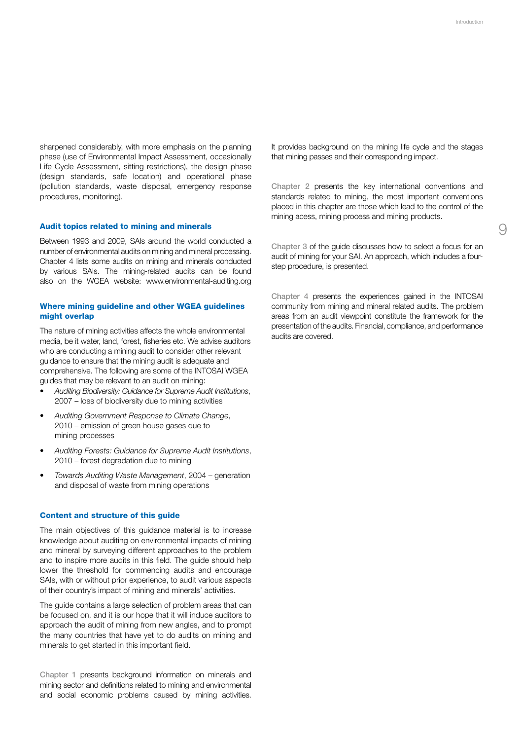sharpened considerably, with more emphasis on the planning phase (use of Environmental Impact Assessment, occasionally Life Cycle Assessment, sitting restrictions), the design phase (design standards, safe location) and operational phase (pollution standards, waste disposal, emergency response procedures, monitoring).

### Audit topics related to mining and minerals

Between 1993 and 2009, SAIs around the world conducted a number of environmental audits on mining and mineral processing. Chapter 4 lists some audits on mining and minerals conducted by various SAIs. The mining-related audits can be found also on the WGEA website: www.environmental-auditing.org

### Where mining guideline and other WGEA guidelines might overlap

The nature of mining activities affects the whole environmental media, be it water, land, forest, fisheries etc. We advise auditors who are conducting a mining audit to consider other relevant guidance to ensure that the mining audit is adequate and comprehensive. The following are some of the INTOSAI WGEA guides that may be relevant to an audit on mining:

- *Auditing Biodiversity: Guidance for Supreme Audit Institutions*, 2007 – loss of biodiversity due to mining activities
- *Auditing Government Response to Climate Change*, 2010 – emission of green house gases due to mining processes
- *Auditing Forests: Guidance for Supreme Audit Institutions*, 2010 – forest degradation due to mining
- *Towards Auditing Waste Management*, 2004 – generation and disposal of waste from mining operations

### Content and structure of this guide

The main objectives of this guidance material is to increase knowledge about auditing on environmental impacts of mining and mineral by surveying different approaches to the problem and to inspire more audits in this field. The guide should help lower the threshold for commencing audits and encourage SAIs, with or without prior experience, to audit various aspects of their country's impact of mining and minerals' activities.

The guide contains a large selection of problem areas that can be focused on, and it is our hope that it will induce auditors to approach the audit of mining from new angles, and to prompt the many countries that have yet to do audits on mining and minerals to get started in this important field.

Chapter 1 presents background information on minerals and mining sector and definitions related to mining and environmental and social economic problems caused by mining activities. It provides background on the mining life cycle and the stages that mining passes and their corresponding impact.

Chapter 2 presents the key international conventions and standards related to mining, the most important conventions placed in this chapter are those which lead to the control of the mining acess, mining process and mining products.

Chapter 3 of the guide discusses how to select a focus for an audit of mining for your SAI. An approach, which includes a four-step procedure, is presented.

Chapter 4 presents the experiences gained in the INTOSAI community from mining and mineral related audits. The problem areas from an audit viewpoint constitute the framework for the presentation of the audits. Financial, compliance, and performance audits are covered.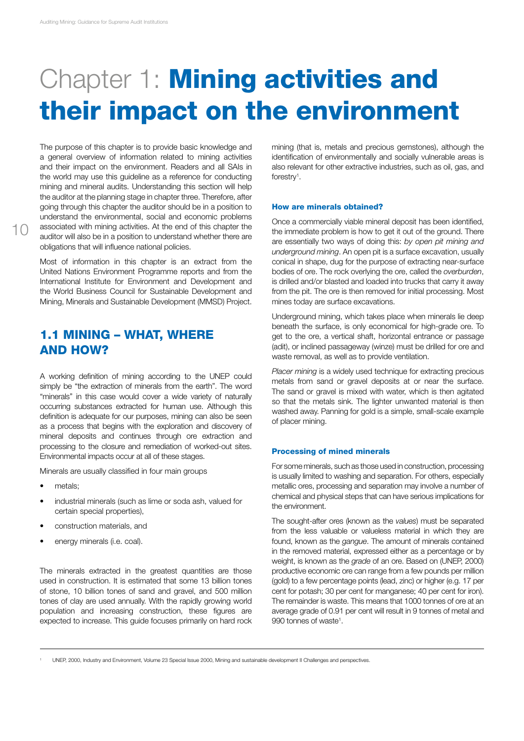# Chapter 1: **Mining activities and their impact on the environment**

The purpose of this chapter is to provide basic knowledge and a general overview of information related to mining activities and their impact on the environment. Readers and all SAIs in the world may use this guideline as a reference for conducting mining and mineral audits. Understanding this section will help the auditor at the planning stage in chapter three. Therefore, after going through this chapter the auditor should be in a position to understand the environmental, social and economic problems associated with mining activities. At the end of this chapter the auditor will also be in a position to understand whether there are obligations that will influence national policies.

Most of information in this chapter is an extract from the United Nations Environment Programme reports and from the International Institute for Environment and Development and the World Business Council for Sustainable Development and Mining, Minerals and Sustainable Development (MMSD) Project.

## 1.1 MINING – WHAT, WHERE AND HOW?

A working definition of mining according to the UNEP could simply be "the extraction of minerals from the earth". The word "minerals" in this case would cover a wide variety of naturally occurring substances extracted for human use. Although this definition is adequate for our purposes, mining can also be seen as a process that begins with the exploration and discovery of mineral deposits and continues through ore extraction and processing to the closure and remediation of worked-out sites. Environmental impacts occur at all of these stages.

Minerals are usually classified in four main groups

- metals;
- industrial minerals (such as lime or soda ash, valued for certain special properties),
- construction materials, and
- energy minerals (i.e. coal).

The minerals extracted in the greatest quantities are those used in construction. It is estimated that some 13 billion tones of stone, 10 billion tones of sand and gravel, and 500 million tones of clay are used annually. With the rapidly growing world population and increasing construction, these figures are expected to increase. This guide focuses primarily on hard rock mining (that is, metals and precious gemstones), although the identification of environmentally and socially vulnerable areas is also relevant for other extractive industries, such as oil, gas, and forestry[1].

### How are minerals obtained?

Once a commercially viable mineral deposit has been identified, the immediate problem is how to get it out of the ground. There are essentially two ways of doing this: *by open pit mining and underground mining*. An open pit is a surface excavation, usually conical in shape, dug for the purpose of extracting near-surface bodies of ore. The rock overlying the ore, called the *overburden*, is drilled and/or blasted and loaded into trucks that carry it away from the pit. The ore is then removed for initial processing. Most mines today are surface excavations.

Underground mining, which takes place when minerals lie deep beneath the surface, is only economical for high-grade ore. To get to the ore, a vertical shaft, horizontal entrance or passage (adit), or inclined passageway (winze) must be drilled for ore and waste removal, as well as to provide ventilation.

*Placer mining* is a widely used technique for extracting precious metals from sand or gravel deposits at or near the surface. The sand or gravel is mixed with water, which is then agitated so that the metals sink. The lighter unwanted material is then washed away. Panning for gold is a simple, small-scale example of placer mining.

### Processing of mined minerals

For some minerals, such as those used in construction, processing is usually limited to washing and separation. For others, especially metallic ores, processing and separation may involve a number of chemical and physical steps that can have serious implications for the environment.

The sought-after ores (known as the *values*) must be separated from the less valuable or valueless material in which they are found, known as the *gangue*. The amount of minerals contained in the removed material, expressed either as a percentage or by weight, is known as the *grade* of an ore. Based on (UNEP, 2000) productive economic ore can range from a few pounds per million (gold) to a few percentage points (lead, zinc) or higher (e.g. 17 per cent for potash; 30 per cent for manganese; 40 per cent for iron). The remainder is waste. This means that 1000 tonnes of ore at an average grade of 0.91 per cent will result in 9 tonnes of metal and 990 tonnes of waste[1].

---

[1] UNEP, 2000, Industry and Environment, Volume 23 Special Issue 2000, Mining and sustainable development II Challenges and perspectives.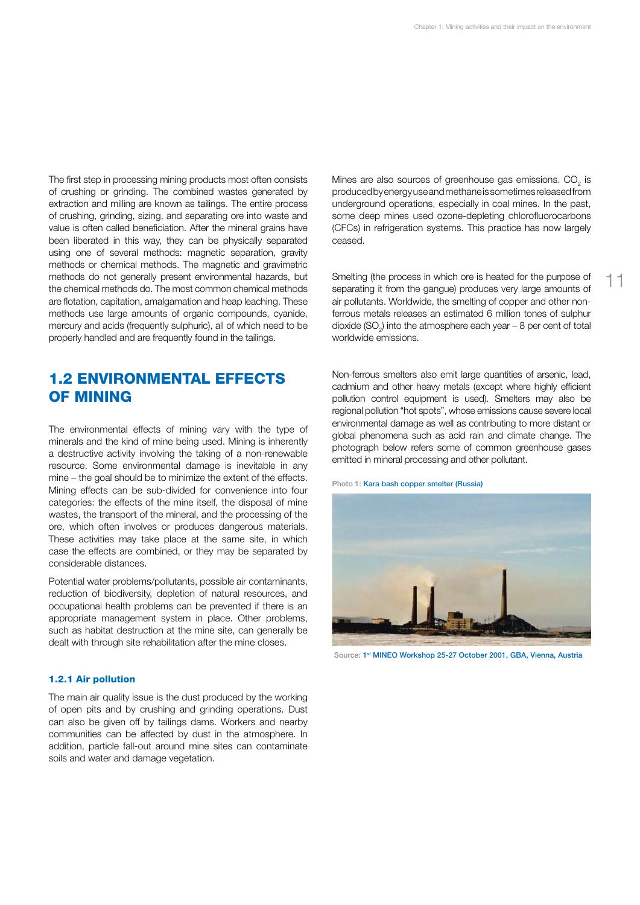The first step in processing mining products most often consists of crushing or grinding. The combined wastes generated by extraction and milling are known as tailings. The entire process of crushing, grinding, sizing, and separating ore into waste and value is often called beneficiation. After the mineral grains have been liberated in this way, they can be physically separated using one of several methods: magnetic separation, gravity methods or chemical methods. The magnetic and gravimetric methods do not generally present environmental hazards, but the chemical methods do. The most common chemical methods are flotation, capitation, amalgamation and heap leaching. These methods use large amounts of organic compounds, cyanide, mercury and acids (frequently sulphuric), all of which need to be properly handled and are frequently found in the tailings.

## 1.2 ENVIRONMENTAL EFFECTS OF MINING

The environmental effects of mining vary with the type of minerals and the kind of mine being used. Mining is inherently a destructive activity involving the taking of a non-renewable resource. Some environmental damage is inevitable in any mine – the goal should be to minimize the extent of the effects. Mining effects can be sub-divided for convenience into four categories: the effects of the mine itself, the disposal of mine wastes, the transport of the mineral, and the processing of the ore, which often involves or produces dangerous materials. These activities may take place at the same site, in which case the effects are combined, or they may be separated by considerable distances.

Potential water problems/pollutants, possible air contaminants, reduction of biodiversity, depletion of natural resources, and occupational health problems can be prevented if there is an appropriate management system in place. Other problems, such as habitat destruction at the mine site, can generally be dealt with through site rehabilitation after the mine closes.

### 1.2.1 Air pollution

The main air quality issue is the dust produced by the working of open pits and by crushing and grinding operations. Dust can also be given off by tailings dams. Workers and nearby communities can be affected by dust in the atmosphere. In addition, particle fall-out around mine sites can contaminate soils and water and damage vegetation.

Mines are also sources of greenhouse gas emissions. $CO_2$ is produced by energy use and methane is sometimes released from underground operations, especially in coal mines. In the past, some deep mines used ozone-depleting chlorofluorocarbons (CFCs) in refrigeration systems. This practice has now largely ceased.

Smelting (the process in which ore is heated for the purpose of separating it from the gangue) produces very large amounts of air pollutants. Worldwide, the smelting of copper and other non-ferrous metals releases an estimated 6 million tones of sulphur dioxide ($SO_2$) into the atmosphere each year – 8 per cent of total worldwide emissions.

Non-ferrous smelters also emit large quantities of arsenic, lead, cadmium and other heavy metals (except where highly efficient pollution control equipment is used). Smelters may also be regional pollution "hot spots", whose emissions cause severe local environmental damage as well as contributing to more distant or global phenomena such as acid rain and climate change. The photograph below refers some of common greenhouse gases emitted in mineral processing and other pollutant.

Photo 1: Kara bash copper smelter (Russia)

Source: 1st MINEO Workshop 25-27 October 2001, GBA, Vienna, Austria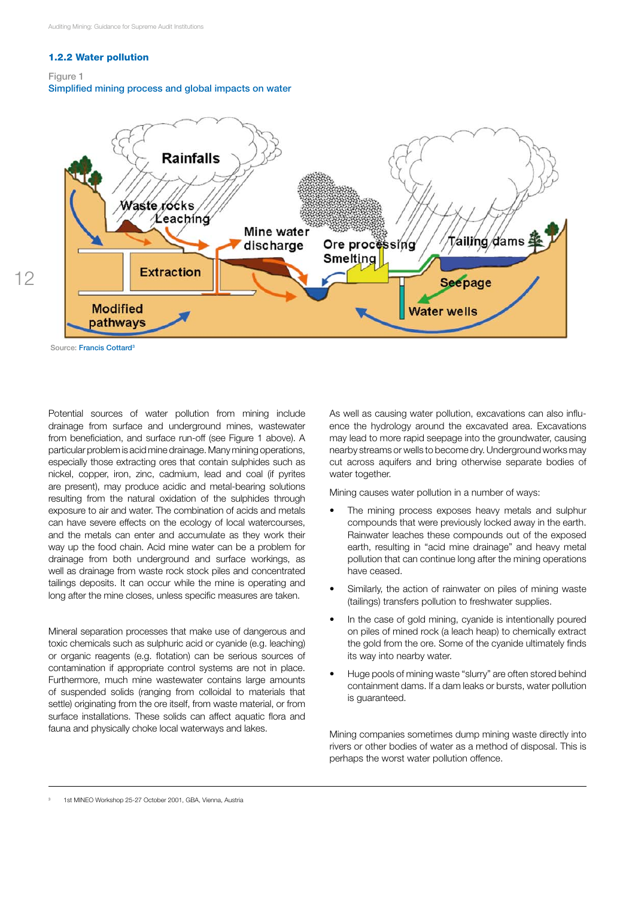### 1.2.2 Water pollution

Figure 1
Simplified mining process and global impacts on water

Source: Francis Cottard[3]

Potential sources of water pollution from mining include drainage from surface and underground mines, wastewater from beneficiation, and surface run-off (see Figure 1 above). A particular problem is acid mine drainage. Many mining operations, especially those extracting ores that contain sulphides such as nickel, copper, iron, zinc, cadmium, lead and coal (if pyrites are present), may produce acidic and metal-bearing solutions resulting from the natural oxidation of the sulphides through exposure to air and water. The combination of acids and metals can have severe effects on the ecology of local watercourses, and the metals can enter and accumulate as they work their way up the food chain. Acid mine water can be a problem for drainage from both underground and surface workings, as well as drainage from waste rock stock piles and concentrated tailings deposits. It can occur while the mine is operating and long after the mine closes, unless specific measures are taken.

Mineral separation processes that make use of dangerous and toxic chemicals such as sulphuric acid or cyanide (e.g. leaching) or organic reagents (e.g. flotation) can be serious sources of contamination if appropriate control systems are not in place. Furthermore, much mine wastewater contains large amounts of suspended solids (ranging from colloidal to materials that settle) originating from the ore itself, from waste material, or from surface installations. These solids can affect aquatic flora and fauna and physically choke local waterways and lakes.

As well as causing water pollution, excavations can also influence the hydrology around the excavated area. Excavations may lead to more rapid seepage into the groundwater, causing nearby streams or wells to become dry. Underground works may cut across aquifers and bring otherwise separate bodies of water together.

Mining causes water pollution in a number of ways:

- The mining process exposes heavy metals and sulphur compounds that were previously locked away in the earth. Rainwater leaches these compounds out of the exposed earth, resulting in "acid mine drainage" and heavy metal pollution that can continue long after the mining operations have ceased.
- Similarly, the action of rainwater on piles of mining waste (tailings) transfers pollution to freshwater supplies.
- In the case of gold mining, cyanide is intentionally poured on piles of mined rock (a leach heap) to chemically extract the gold from the ore. Some of the cyanide ultimately finds its way into nearby water.
- Huge pools of mining waste "slurry" are often stored behind containment dams. If a dam leaks or bursts, water pollution is guaranteed.

Mining companies sometimes dump mining waste directly into rivers or other bodies of water as a method of disposal. This is perhaps the worst water pollution offence.

---

[3] 1st MINEO Workshop 25-27 October 2001, GBA, Vienna, Austria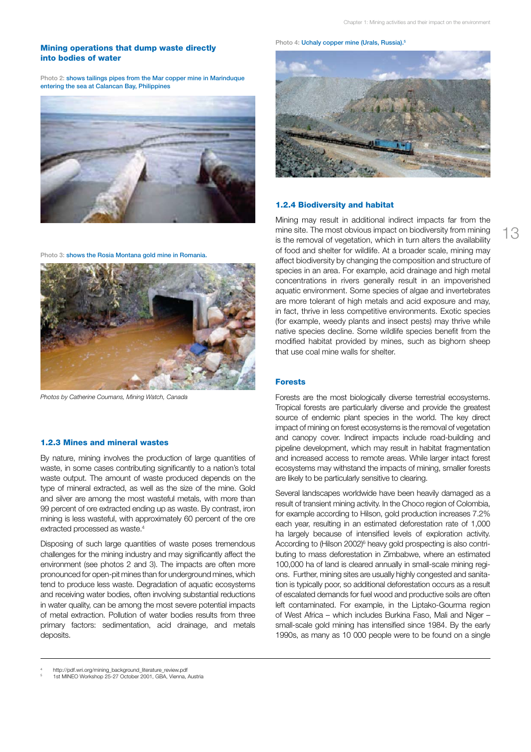### Mining operations that dump waste directly into bodies of water

Photo 2: shows tailings pipes from the Mar copper mine in Marinduque entering the sea at Calancan Bay, Philippines

Photo 3: shows the Rosia Montana gold mine in Romania.

*Photos by Catherine Coumans, Mining Watch, Canada*

### 1.2.3 Mines and mineral wastes

By nature, mining involves the production of large quantities of waste, in some cases contributing significantly to a nation's total waste output. The amount of waste produced depends on the type of mineral extracted, as well as the size of the mine. Gold and silver are among the most wasteful metals, with more than 99 percent of ore extracted ending up as waste. By contrast, iron mining is less wasteful, with approximately 60 percent of the ore extracted processed as waste.[4]

Disposing of such large quantities of waste poses tremendous challenges for the mining industry and may significantly affect the environment (see photos 2 and 3). The impacts are often more pronounced for open-pit mines than for underground mines, which tend to produce less waste. Degradation of aquatic ecosystems and receiving water bodies, often involving substantial reductions in water quality, can be among the most severe potential impacts of metal extraction. Pollution of water bodies results from three primary factors: sedimentation, acid drainage, and metals deposits.

Photo 4: Uchaly copper mine (Urals, Russia).[5]

### 1.2.4 Biodiversity and habitat

Mining may result in additional indirect impacts far from the mine site. The most obvious impact on biodiversity from mining is the removal of vegetation, which in turn alters the availability of food and shelter for wildlife. At a broader scale, mining may affect biodiversity by changing the composition and structure of species in an area. For example, acid drainage and high metal concentrations in rivers generally result in an impoverished aquatic environment. Some species of algae and invertebrates are more tolerant of high metals and acid exposure and may, in fact, thrive in less competitive environments. Exotic species (for example, weedy plants and insect pests) may thrive while native species decline. Some wildlife species benefit from the modified habitat provided by mines, such as bighorn sheep that use coal mine walls for shelter.

#### Forests

Forests are the most biologically diverse terrestrial ecosystems. Tropical forests are particularly diverse and provide the greatest source of endemic plant species in the world. The key direct impact of mining on forest ecosystems is the removal of vegetation and canopy cover. Indirect impacts include road-building and pipeline development, which may result in habitat fragmentation and increased access to remote areas. While larger intact forest ecosystems may withstand the impacts of mining, smaller forests are likely to be particularly sensitive to clearing.

Several landscapes worldwide have been heavily damaged as a result of transient mining activity. In the Choco region of Colombia, for example according to Hilson, gold production increases 7.2% each year, resulting in an estimated deforestation rate of 1,000 ha largely because of intensified levels of exploration activity. According to (Hilson 2002)[6] heavy gold prospecting is also contributing to mass deforestation in Zimbabwe, where an estimated 100,000 ha of land is cleared annually in small-scale mining regions. Further, mining sites are usually highly congested and sanitation is typically poor, so additional deforestation occurs as a result of escalated demands for fuel wood and productive soils are often left contaminated. For example, in the Liptako-Gourma region of West Africa – which includes Burkina Faso, Mali and Niger – small-scale gold mining has intensified since 1984. By the early 1990s, as many as 10 000 people were to be found on a single

---

[4] http://pdf.wri.org/mining_background_literature_review.pdf

[5] 1st MINEO Workshop 25-27 October 2001, GBA, Vienna, Austria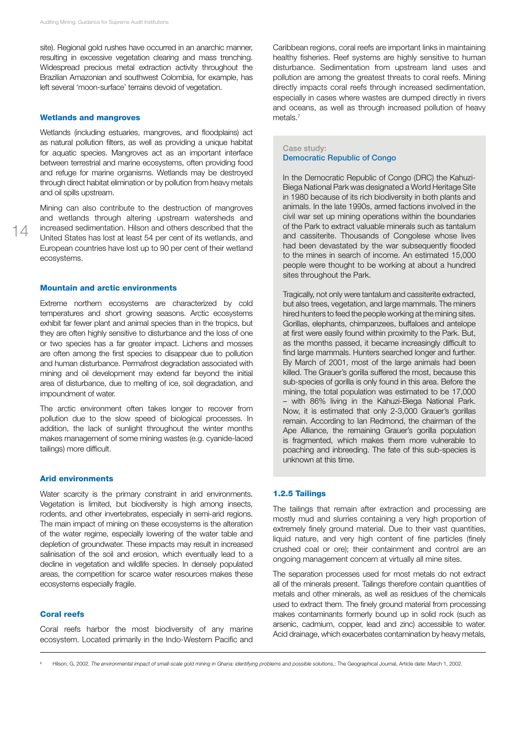site). Regional gold rushes have occurred in an anarchic manner, resulting in excessive vegetation clearing and mass trenching. Widespread precious metal extraction activity throughout the Brazilian Amazonian and southwest Colombia, for example, has left several 'moon-surface' terrains devoid of vegetation.

#### Wetlands and mangroves

Wetlands (including estuaries, mangroves, and floodplains) act as natural pollution filters, as well as providing a unique habitat for aquatic species. Mangroves act as an important interface between terrestrial and marine ecosystems, often providing food and refuge for marine organisms. Wetlands may be destroyed through direct habitat elimination or by pollution from heavy metals and oil spills upstream.

Mining can also contribute to the destruction of mangroves and wetlands through altering upstream watersheds and increased sedimentation. Hilson and others described that the United States has lost at least 54 per cent of its wetlands, and European countries have lost up to 90 per cent of their wetland ecosystems.

#### Mountain and arctic environments

Extreme northern ecosystems are characterized by cold temperatures and short growing seasons. Arctic ecosystems exhibit far fewer plant and animal species than in the tropics, but they are often highly sensitive to disturbance and the loss of one or two species has a far greater impact. Lichens and mosses are often among the first species to disappear due to pollution and human disturbance. Permafrost degradation associated with mining and oil development may extend far beyond the initial area of disturbance, due to melting of ice, soil degradation, and impoundment of water.

The arctic environment often takes longer to recover from pollution due to the slow speed of biological processes. In addition, the lack of sunlight throughout the winter months makes management of some mining wastes (e.g. cyanide-laced tailings) more difficult.

#### Arid environments

Water scarcity is the primary constraint in arid environments. Vegetation is limited, but biodiversity is high among insects, rodents, and other invertebrates, especially in semi-arid regions. The main impact of mining on these ecosystems is the alteration of the water regime, especially lowering of the water table and depletion of groundwater. These impacts may result in increased salinisation of the soil and erosion, which eventually lead to a decline in vegetation and wildlife species. In densely populated areas, the competition for scarce water resources makes these ecosystems especially fragile.

#### Coral reefs

Coral reefs harbor the most biodiversity of any marine ecosystem. Located primarily in the Indo-Western Pacific and Caribbean regions, coral reefs are important links in maintaining healthy fisheries. Reef systems are highly sensitive to human disturbance. Sedimentation from upstream land uses and pollution are among the greatest threats to coral reefs. Mining directly impacts coral reefs through increased sedimentation, especially in cases where wastes are dumped directly in rivers and oceans, as well as through increased pollution of heavy metals.[7]

> Case study:
> **Democratic Republic of Congo**
>
> In the Democratic Republic of Congo (DRC) the Kahuzi-Biega National Park was designated a World Heritage Site in 1980 because of its rich biodiversity in both plants and animals. In the late 1990s, armed factions involved in the civil war set up mining operations within the boundaries of the Park to extract valuable minerals such as tantalum and cassiterite. Thousands of Congolese whose lives had been devastated by the war subsequently flooded to the mines in search of income. An estimated 15,000 people were thought to be working at about a hundred sites throughout the Park.
>
> Tragically, not only were tantalum and cassiterite extracted, but also trees, vegetation, and large mammals. The miners hired hunters to feed the people working at the mining sites. Gorillas, elephants, chimpanzees, buffaloes and antelope at first were easily found within proximity to the Park. But, as the months passed, it became increasingly difficult to find large mammals. Hunters searched longer and further. By March of 2001, most of the large animals had been killed. The Grauer's gorilla suffered the most, because this sub-species of gorilla is only found in this area. Before the mining, the total population was estimated to be 17,000 – with 86% living in the Kahuzi-Biega National Park. Now, it is estimated that only 2-3,000 Grauer's gorillas remain. According to Ian Redmond, the chairman of the Ape Alliance, the remaining Grauer's gorilla population is fragmented, which makes them more vulnerable to poaching and inbreeding. The fate of this sub-species is unknown at this time.

### 1.2.5 Tailings

The tailings that remain after extraction and processing are mostly mud and slurries containing a very high proportion of extremely finely ground material. Due to their vast quantities, liquid nature, and very high content of fine particles (finely crushed coal or ore); their containment and control are an ongoing management concern at virtually all mine sites.

The separation processes used for most metals do not extract all of the minerals present. Tailings therefore contain quantities of metals and other minerals, as well as residues of the chemicals used to extract them. The finely ground material from processing makes contaminants formerly bound up in solid rock (such as arsenic, cadmium, copper, lead and zinc) accessible to water. Acid drainage, which exacerbates contamination by heavy metals,

---

[6] Hilson, G, 2002. *The environmental impact of small-scale gold mining in Ghana: identifying problems and possible solutions*,: The Geographical Journal, Article date: March 1, 2002.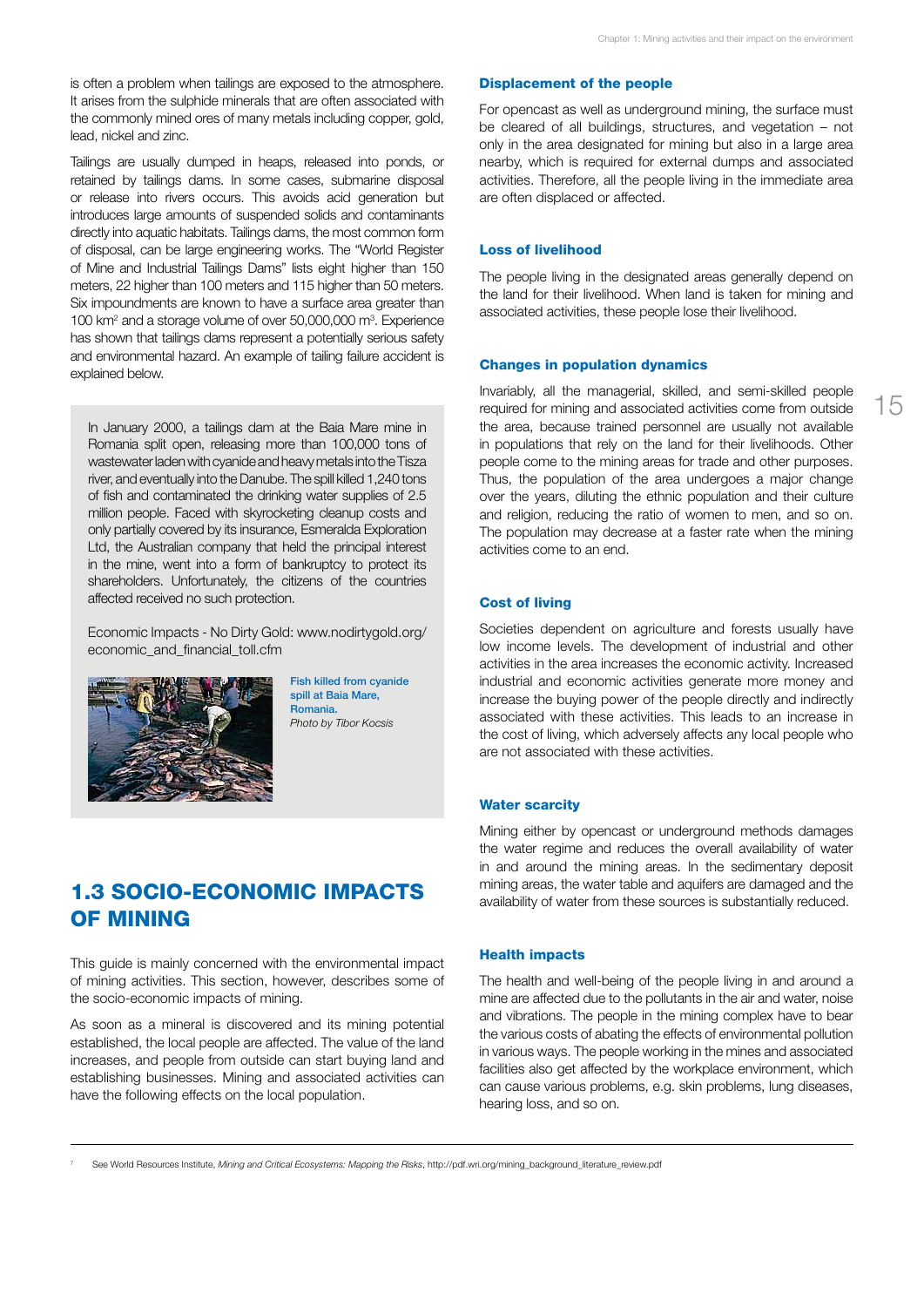is often a problem when tailings are exposed to the atmosphere. It arises from the sulphide minerals that are often associated with the commonly mined ores of many metals including copper, gold, lead, nickel and zinc.

Tailings are usually dumped in heaps, released into ponds, or retained by tailings dams. In some cases, submarine disposal or release into rivers occurs. This avoids acid generation but introduces large amounts of suspended solids and contaminants directly into aquatic habitats. Tailings dams, the most common form of disposal, can be large engineering works. The "World Register of Mine and Industrial Tailings Dams" lists eight higher than 150 meters, 22 higher than 100 meters and 115 higher than 50 meters. Six impoundments are known to have a surface area greater than 100 km$^2$ and a storage volume of over 50,000,000 m$^3$. Experience has shown that tailings dams represent a potentially serious safety and environmental hazard. An example of tailing failure accident is explained below.

> In January 2000, a tailings dam at the Baia Mare mine in Romania split open, releasing more than 100,000 tons of wastewater laden with cyanide and heavy metals into the Tisza river, and eventually into the Danube. The spill killed 1,240 tons of fish and contaminated the drinking water supplies of 2.5 million people. Faced with skyrocketing cleanup costs and only partially covered by its insurance, Esmeralda Exploration Ltd, the Australian company that held the principal interest in the mine, went into a form of bankruptcy to protect its shareholders. Unfortunately, the citizens of the countries affected received no such protection.
>
> Economic Impacts - No Dirty Gold: www.nodirtygold.org/economic_and_financial_toll.cfm
>
> **Fish killed from cyanide spill at Baia Mare, Romania.**
> *Photo by Tibor Kocsis*

## 1.3 SOCIO-ECONOMIC IMPACTS OF MINING

This guide is mainly concerned with the environmental impact of mining activities. This section, however, describes some of the socio-economic impacts of mining.

As soon as a mineral is discovered and its mining potential established, the local people are affected. The value of the land increases, and people from outside can start buying land and establishing businesses. Mining and associated activities can have the following effects on the local population.

### Displacement of the people

For opencast as well as underground mining, the surface must be cleared of all buildings, structures, and vegetation – not only in the area designated for mining but also in a large area nearby, which is required for external dumps and associated activities. Therefore, all the people living in the immediate area are often displaced or affected.

### Loss of livelihood

The people living in the designated areas generally depend on the land for their livelihood. When land is taken for mining and associated activities, these people lose their livelihood.

### Changes in population dynamics

Invariably, all the managerial, skilled, and semi-skilled people required for mining and associated activities come from outside the area, because trained personnel are usually not available in populations that rely on the land for their livelihoods. Other people come to the mining areas for trade and other purposes. Thus, the population of the area undergoes a major change over the years, diluting the ethnic population and their culture and religion, reducing the ratio of women to men, and so on. The population may decrease at a faster rate when the mining activities come to an end.

### Cost of living

Societies dependent on agriculture and forests usually have low income levels. The development of industrial and other activities in the area increases the economic activity. Increased industrial and economic activities generate more money and increase the buying power of the people directly and indirectly associated with these activities. This leads to an increase in the cost of living, which adversely affects any local people who are not associated with these activities.

### Water scarcity

Mining either by opencast or underground methods damages the water regime and reduces the overall availability of water in and around the mining areas. In the sedimentary deposit mining areas, the water table and aquifers are damaged and the availability of water from these sources is substantially reduced.

### Health impacts

The health and well-being of the people living in and around a mine are affected due to the pollutants in the air and water, noise and vibrations. The people in the mining complex have to bear the various costs of abating the effects of environmental pollution in various ways. The people working in the mines and associated facilities also get affected by the workplace environment, which can cause various problems, e.g. skin problems, lung diseases, hearing loss, and so on.

---

[7] See World Resources Institute, *Mining and Critical Ecosystems: Mapping the Risks*, http://pdf.wri.org/mining_background_literature_review.pdf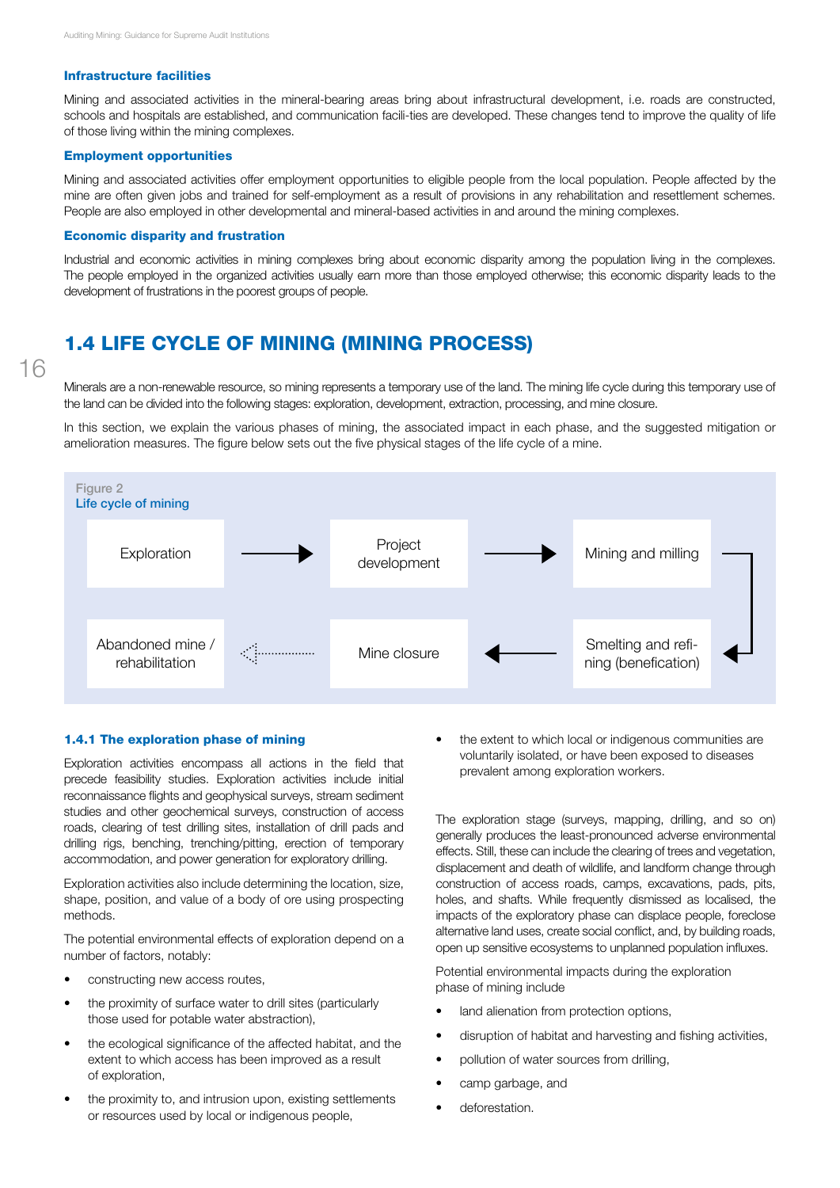### Infrastructure facilities

Mining and associated activities in the mineral-bearing areas bring about infrastructural development, i.e. roads are constructed, schools and hospitals are established, and communication facili-ties are developed. These changes tend to improve the quality of life of those living within the mining complexes.

### Employment opportunities

Mining and associated activities offer employment opportunities to eligible people from the local population. People affected by the mine are often given jobs and trained for self-employment as a result of provisions in any rehabilitation and resettlement schemes. People are also employed in other developmental and mineral-based activities in and around the mining complexes.

### Economic disparity and frustration

Industrial and economic activities in mining complexes bring about economic disparity among the population living in the complexes. The people employed in the organized activities usually earn more than those employed otherwise; this economic disparity leads to the development of frustrations in the poorest groups of people.

## 1.4 LIFE CYCLE OF MINING (MINING PROCESS)

Minerals are a non-renewable resource, so mining represents a temporary use of the land. The mining life cycle during this temporary use of the land can be divided into the following stages: exploration, development, extraction, processing, and mine closure.

In this section, we explain the various phases of mining, the associated impact in each phase, and the suggested mitigation or amelioration measures. The figure below sets out the five physical stages of the life cycle of a mine.

Figure 2
Life cycle of mining

Exploration → Project development → Mining and milling → Smelting and refining (benefication) → Mine closure → Abandoned mine / rehabilitation

### 1.4.1 The exploration phase of mining

Exploration activities encompass all actions in the field that precede feasibility studies. Exploration activities include initial reconnaissance flights and geophysical surveys, stream sediment studies and other geochemical surveys, construction of access roads, clearing of test drilling sites, installation of drill pads and drilling rigs, benching, trenching/pitting, erection of temporary accommodation, and power generation for exploratory drilling.

Exploration activities also include determining the location, size, shape, position, and value of a body of ore using prospecting methods.

The potential environmental effects of exploration depend on a number of factors, notably:

- constructing new access routes,
- the proximity of surface water to drill sites (particularly those used for potable water abstraction),
- the ecological significance of the affected habitat, and the extent to which access has been improved as a result of exploration,
- the proximity to, and intrusion upon, existing settlements or resources used by local or indigenous people,
- the extent to which local or indigenous communities are voluntarily isolated, or have been exposed to diseases prevalent among exploration workers.

The exploration stage (surveys, mapping, drilling, and so on) generally produces the least-pronounced adverse environmental effects. Still, these can include the clearing of trees and vegetation, displacement and death of wildlife, and landform change through construction of access roads, camps, excavations, pads, pits, holes, and shafts. While frequently dismissed as localised, the impacts of the exploratory phase can displace people, foreclose alternative land uses, create social conflict, and, by building roads, open up sensitive ecosystems to unplanned population influxes.

Potential environmental impacts during the exploration phase of mining include

- land alienation from protection options,
- disruption of habitat and harvesting and fishing activities,
- pollution of water sources from drilling,
- camp garbage, and
- deforestation.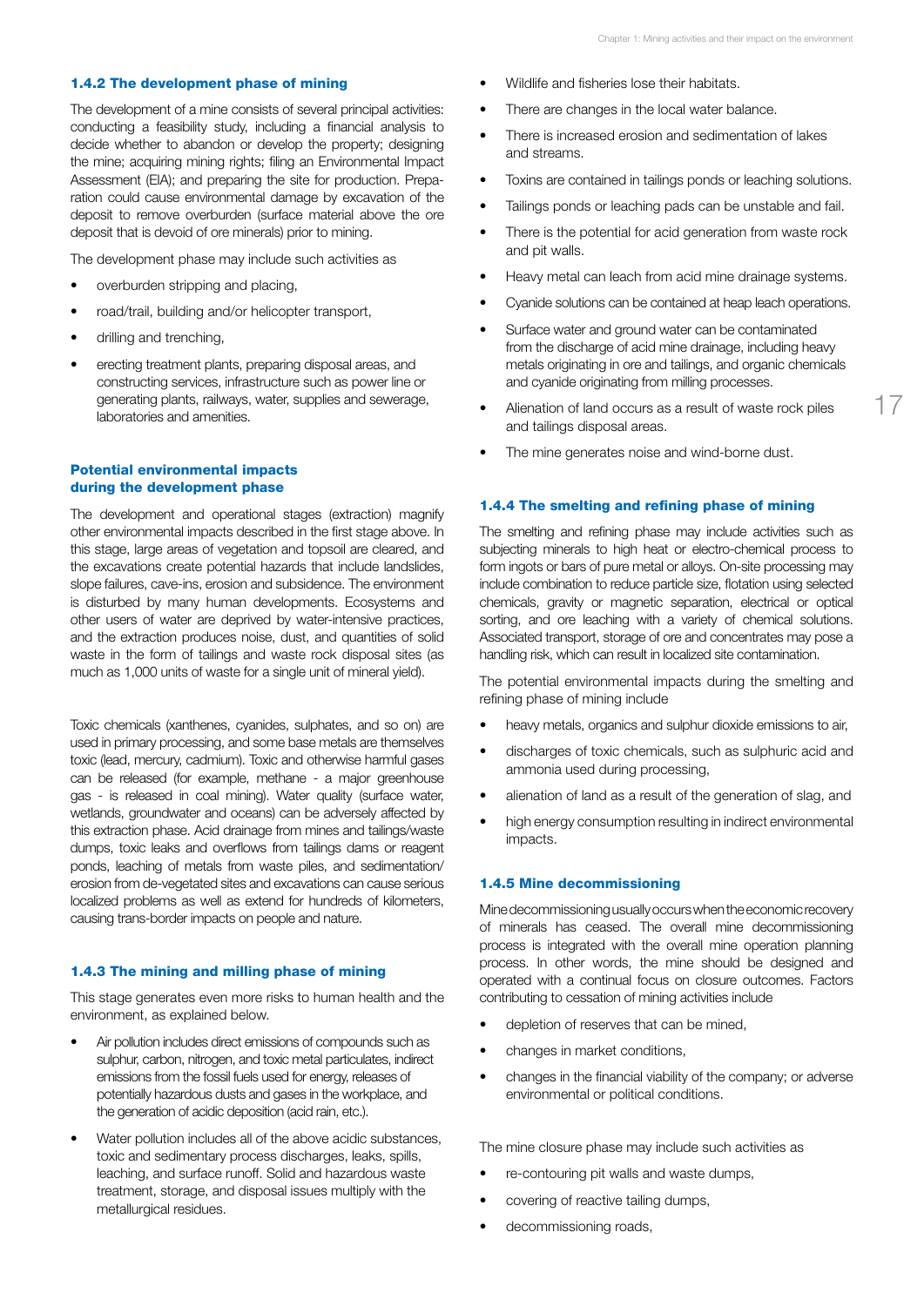### 1.4.2 The development phase of mining

The development of a mine consists of several principal activities: conducting a feasibility study, including a financial analysis to decide whether to abandon or develop the property; designing the mine; acquiring mining rights; filing an Environmental Impact Assessment (EIA); and preparing the site for production. Preparation could cause environmental damage by excavation of the deposit to remove overburden (surface material above the ore deposit that is devoid of ore minerals) prior to mining.

The development phase may include such activities as

- overburden stripping and placing,
- road/trail, building and/or helicopter transport,
- drilling and trenching,
- erecting treatment plants, preparing disposal areas, and constructing services, infrastructure such as power line or generating plants, railways, water, supplies and sewerage, laboratories and amenities.

#### Potential environmental impacts during the development phase

The development and operational stages (extraction) magnify other environmental impacts described in the first stage above. In this stage, large areas of vegetation and topsoil are cleared, and the excavations create potential hazards that include landslides, slope failures, cave-ins, erosion and subsidence. The environment is disturbed by many human developments. Ecosystems and other users of water are deprived by water-intensive practices, and the extraction produces noise, dust, and quantities of solid waste in the form of tailings and waste rock disposal sites (as much as 1,000 units of waste for a single unit of mineral yield).

Toxic chemicals (xanthenes, cyanides, sulphates, and so on) are used in primary processing, and some base metals are themselves toxic (lead, mercury, cadmium). Toxic and otherwise harmful gases can be released (for example, methane - a major greenhouse gas - is released in coal mining). Water quality (surface water, wetlands, groundwater and oceans) can be adversely affected by this extraction phase. Acid drainage from mines and tailings/waste dumps, toxic leaks and overflows from tailings dams or reagent ponds, leaching of metals from waste piles, and sedimentation/erosion from de-vegetated sites and excavations can cause serious localized problems as well as extend for hundreds of kilometers, causing trans-border impacts on people and nature.

### 1.4.3 The mining and milling phase of mining

This stage generates even more risks to human health and the environment, as explained below.

- Air pollution includes direct emissions of compounds such as sulphur, carbon, nitrogen, and toxic metal particulates, indirect emissions from the fossil fuels used for energy, releases of potentially hazardous dusts and gases in the workplace, and the generation of acidic deposition (acid rain, etc.).
- Water pollution includes all of the above acidic substances, toxic and sedimentary process discharges, leaks, spills, leaching, and surface runoff. Solid and hazardous waste treatment, storage, and disposal issues multiply with the metallurgical residues.
- Wildlife and fisheries lose their habitats.
- There are changes in the local water balance.
- There is increased erosion and sedimentation of lakes and streams.
- Toxins are contained in tailings ponds or leaching solutions.
- Tailings ponds or leaching pads can be unstable and fail.
- There is the potential for acid generation from waste rock and pit walls.
- Heavy metal can leach from acid mine drainage systems.
- Cyanide solutions can be contained at heap leach operations.
- Surface water and ground water can be contaminated from the discharge of acid mine drainage, including heavy metals originating in ore and tailings, and organic chemicals and cyanide originating from milling processes.
- Alienation of land occurs as a result of waste rock piles and tailings disposal areas.
- The mine generates noise and wind-borne dust.

### 1.4.4 The smelting and refining phase of mining

The smelting and refining phase may include activities such as subjecting minerals to high heat or electro-chemical process to form ingots or bars of pure metal or alloys. On-site processing may include combination to reduce particle size, flotation using selected chemicals, gravity or magnetic separation, electrical or optical sorting, and ore leaching with a variety of chemical solutions. Associated transport, storage of ore and concentrates may pose a handling risk, which can result in localized site contamination.

The potential environmental impacts during the smelting and refining phase of mining include

- heavy metals, organics and sulphur dioxide emissions to air,
- discharges of toxic chemicals, such as sulphuric acid and ammonia used during processing,
- alienation of land as a result of the generation of slag, and
- high energy consumption resulting in indirect environmental impacts.

### 1.4.5 Mine decommissioning

Mine decommissioning usually occurs when the economic recovery of minerals has ceased. The overall mine decommissioning process is integrated with the overall mine operation planning process. In other words, the mine should be designed and operated with a continual focus on closure outcomes. Factors contributing to cessation of mining activities include

- depletion of reserves that can be mined,
- changes in market conditions,
- changes in the financial viability of the company; or adverse environmental or political conditions.

The mine closure phase may include such activities as

- re-contouring pit walls and waste dumps,
- covering of reactive tailing dumps,
- decommissioning roads,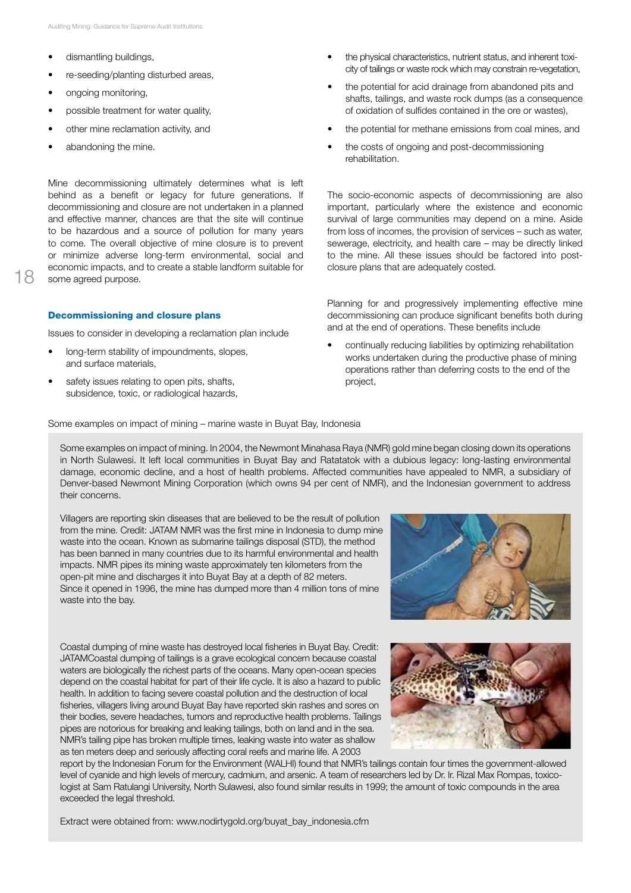- dismantling buildings,
- re-seeding/planting disturbed areas,
- ongoing monitoring,
- possible treatment for water quality,
- other mine reclamation activity, and
- abandoning the mine.

Mine decommissioning ultimately determines what is left behind as a benefit or legacy for future generations. If decommissioning and closure are not undertaken in a planned and effective manner, chances are that the site will continue to be hazardous and a source of pollution for many years to come. The overall objective of mine closure is to prevent or minimize adverse long-term environmental, social and economic impacts, and to create a stable landform suitable for some agreed purpose.

### Decommissioning and closure plans

Issues to consider in developing a reclamation plan include

- long-term stability of impoundments, slopes, and surface materials,
- safety issues relating to open pits, shafts, subsidence, toxic, or radiological hazards,
- the physical characteristics, nutrient status, and inherent toxicity of tailings or waste rock which may constrain re-vegetation,
- the potential for acid drainage from abandoned pits and shafts, tailings, and waste rock dumps (as a consequence of oxidation of sulfides contained in the ore or wastes),
- the potential for methane emissions from coal mines, and
- the costs of ongoing and post-decommissioning rehabilitation.

The socio-economic aspects of decommissioning are also important, particularly where the existence and economic survival of large communities may depend on a mine. Aside from loss of incomes, the provision of services – such as water, sewerage, electricity, and health care – may be directly linked to the mine. All these issues should be factored into post-closure plans that are adequately costed.

Planning for and progressively implementing effective mine decommissioning can produce significant benefits both during and at the end of operations. These benefits include

- continually reducing liabilities by optimizing rehabilitation works undertaken during the productive phase of mining operations rather than deferring costs to the end of the project,

Some examples on impact of mining – marine waste in Buyat Bay, Indonesia

Some examples on impact of mining. In 2004, the Newmont Minahasa Raya (NMR) gold mine began closing down its operations in North Sulawesi. It left local communities in Buyat Bay and Ratatatok with a dubious legacy: long-lasting environmental damage, economic decline, and a host of health problems. Affected communities have appealed to NMR, a subsidiary of Denver-based Newmont Mining Corporation (which owns 94 per cent of NMR), and the Indonesian government to address their concerns.

Villagers are reporting skin diseases that are believed to be the result of pollution from the mine. Credit: JATAM NMR was the first mine in Indonesia to dump mine waste into the ocean. Known as submarine tailings disposal (STD), the method has been banned in many countries due to its harmful environmental and health impacts. NMR pipes its mining waste approximately ten kilometers from the open-pit mine and discharges it into Buyat Bay at a depth of 82 meters. Since it opened in 1996, the mine has dumped more than 4 million tons of mine waste into the bay.

Coastal dumping of mine waste has destroyed local fisheries in Buyat Bay. Credit: JATAMCoastal dumping of tailings is a grave ecological concern because coastal waters are biologically the richest parts of the oceans. Many open-ocean species depend on the coastal habitat for part of their life cycle. It is also a hazard to public health. In addition to facing severe coastal pollution and the destruction of local fisheries, villagers living around Buyat Bay have reported skin rashes and sores on their bodies, severe headaches, tumors and reproductive health problems. Tailings pipes are notorious for breaking and leaking tailings, both on land and in the sea. NMR's tailing pipe has broken multiple times, leaking waste into water as shallow as ten meters deep and seriously affecting coral reefs and marine life. A 2003 report by the Indonesian Forum for the Environment (WALHI) found that NMR's tailings contain four times the government-allowed level of cyanide and high levels of mercury, cadmium, and arsenic. A team of researchers led by Dr. Ir. Rizal Max Rompas, toxicologist at Sam Ratulangi University, North Sulawesi, also found similar results in 1999; the amount of toxic compounds in the area exceeded the legal threshold.

Extract were obtained from: www.nodirtygold.org/buyat_bay_indonesia.cfm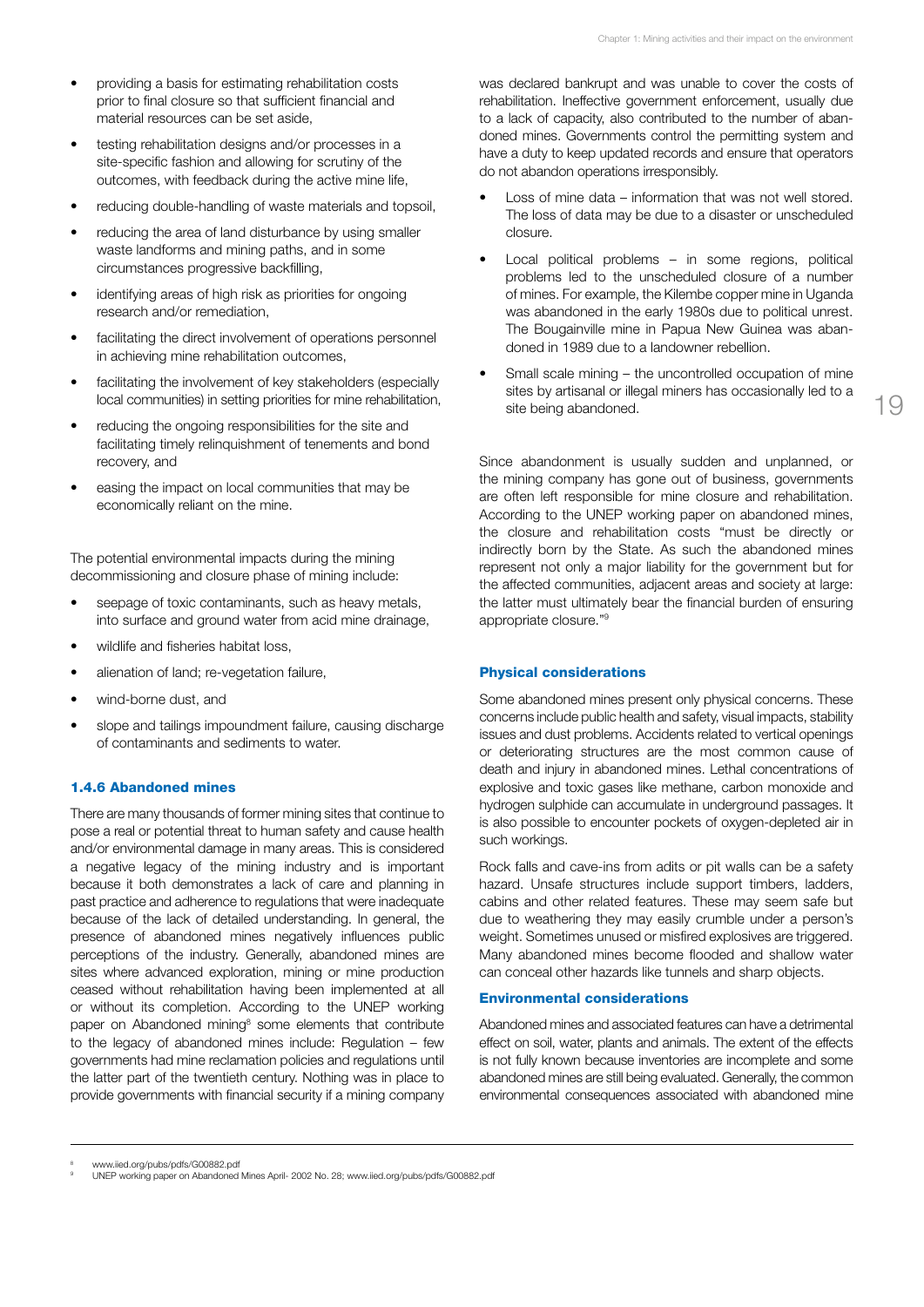- providing a basis for estimating rehabilitation costs prior to final closure so that sufficient financial and material resources can be set aside,
- testing rehabilitation designs and/or processes in a site-specific fashion and allowing for scrutiny of the outcomes, with feedback during the active mine life,
- reducing double-handling of waste materials and topsoil,
- reducing the area of land disturbance by using smaller waste landforms and mining paths, and in some circumstances progressive backfilling,
- identifying areas of high risk as priorities for ongoing research and/or remediation,
- facilitating the direct involvement of operations personnel in achieving mine rehabilitation outcomes,
- facilitating the involvement of key stakeholders (especially local communities) in setting priorities for mine rehabilitation,
- reducing the ongoing responsibilities for the site and facilitating timely relinquishment of tenements and bond recovery, and
- easing the impact on local communities that may be economically reliant on the mine.

The potential environmental impacts during the mining decommissioning and closure phase of mining include:

- seepage of toxic contaminants, such as heavy metals, into surface and ground water from acid mine drainage,
- wildlife and fisheries habitat loss,
- alienation of land; re-vegetation failure,
- wind-borne dust, and
- slope and tailings impoundment failure, causing discharge of contaminants and sediments to water.

### 1.4.6 Abandoned mines

There are many thousands of former mining sites that continue to pose a real or potential threat to human safety and cause health and/or environmental damage in many areas. This is considered a negative legacy of the mining industry and is important because it both demonstrates a lack of care and planning in past practice and adherence to regulations that were inadequate because of the lack of detailed understanding. In general, the presence of abandoned mines negatively influences public perceptions of the industry. Generally, abandoned mines are sites where advanced exploration, mining or mine production ceased without rehabilitation having been implemented at all or without its completion. According to the UNEP working paper on Abandoned mining[8] some elements that contribute to the legacy of abandoned mines include: Regulation – few governments had mine reclamation policies and regulations until the latter part of the twentieth century. Nothing was in place to provide governments with financial security if a mining company was declared bankrupt and was unable to cover the costs of rehabilitation. Ineffective government enforcement, usually due to a lack of capacity, also contributed to the number of abandoned mines. Governments control the permitting system and have a duty to keep updated records and ensure that operators do not abandon operations irresponsibly.

- Loss of mine data – information that was not well stored. The loss of data may be due to a disaster or unscheduled closure.
- Local political problems – in some regions, political problems led to the unscheduled closure of a number of mines. For example, the Kilembe copper mine in Uganda was abandoned in the early 1980s due to political unrest. The Bougainville mine in Papua New Guinea was abandoned in 1989 due to a landowner rebellion.
- Small scale mining – the uncontrolled occupation of mine sites by artisanal or illegal miners has occasionally led to a site being abandoned.

Since abandonment is usually sudden and unplanned, or the mining company has gone out of business, governments are often left responsible for mine closure and rehabilitation. According to the UNEP working paper on abandoned mines, the closure and rehabilitation costs "must be directly or indirectly born by the State. As such the abandoned mines represent not only a major liability for the government but for the affected communities, adjacent areas and society at large: the latter must ultimately bear the financial burden of ensuring appropriate closure."[9]

#### Physical considerations

Some abandoned mines present only physical concerns. These concerns include public health and safety, visual impacts, stability issues and dust problems. Accidents related to vertical openings or deteriorating structures are the most common cause of death and injury in abandoned mines. Lethal concentrations of explosive and toxic gases like methane, carbon monoxide and hydrogen sulphide can accumulate in underground passages. It is also possible to encounter pockets of oxygen-depleted air in such workings.

Rock falls and cave-ins from adits or pit walls can be a safety hazard. Unsafe structures include support timbers, ladders, cabins and other related features. These may seem safe but due to weathering they may easily crumble under a person's weight. Sometimes unused or misfired explosives are triggered. Many abandoned mines become flooded and shallow water can conceal other hazards like tunnels and sharp objects.

#### Environmental considerations

Abandoned mines and associated features can have a detrimental effect on soil, water, plants and animals. The extent of the effects is not fully known because inventories are incomplete and some abandoned mines are still being evaluated. Generally, the common environmental consequences associated with abandoned mine

---

[8] www.iied.org/pubs/pdfs/G00882.pdf

[9] UNEP working paper on Abandoned Mines April- 2002 No. 28; www.iied.org/pubs/pdfs/G00882.pdf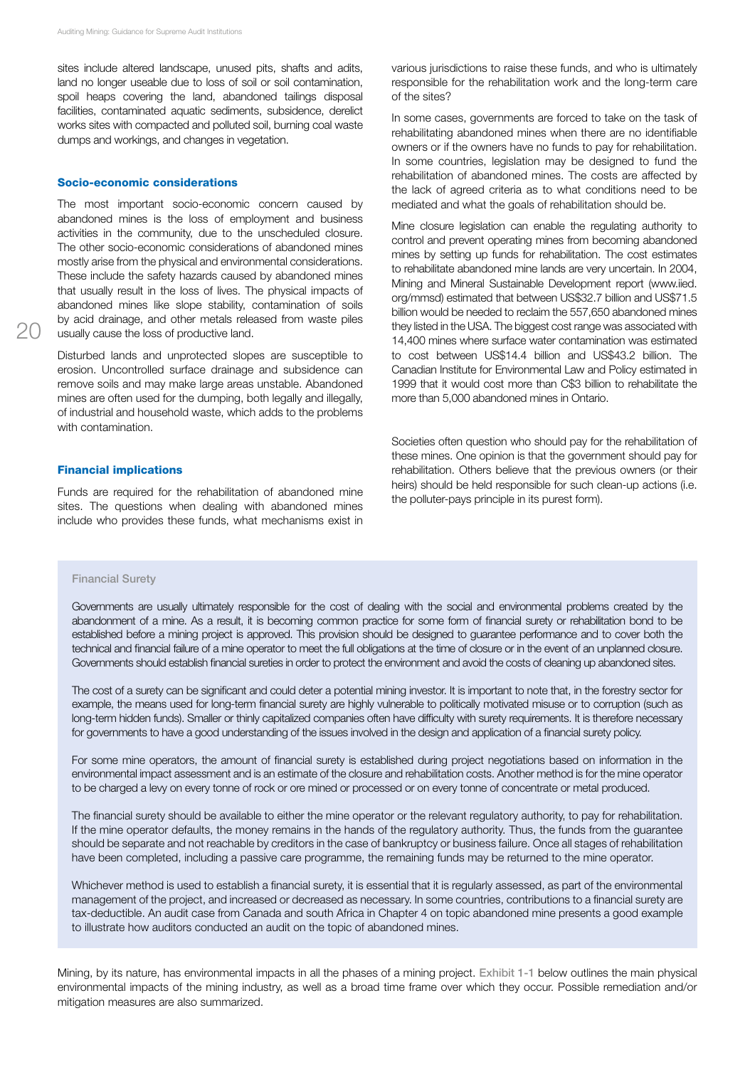sites include altered landscape, unused pits, shafts and adits, land no longer useable due to loss of soil or soil contamination, spoil heaps covering the land, abandoned tailings disposal facilities, contaminated aquatic sediments, subsidence, derelict works sites with compacted and polluted soil, burning coal waste dumps and workings, and changes in vegetation.

### Socio-economic considerations

The most important socio-economic concern caused by abandoned mines is the loss of employment and business activities in the community, due to the unscheduled closure. The other socio-economic considerations of abandoned mines mostly arise from the physical and environmental considerations. These include the safety hazards caused by abandoned mines that usually result in the loss of lives. The physical impacts of abandoned mines like slope stability, contamination of soils by acid drainage, and other metals released from waste piles usually cause the loss of productive land.

Disturbed lands and unprotected slopes are susceptible to erosion. Uncontrolled surface drainage and subsidence can remove soils and may make large areas unstable. Abandoned mines are often used for the dumping, both legally and illegally, of industrial and household waste, which adds to the problems with contamination.

### Financial implications

Funds are required for the rehabilitation of abandoned mine sites. The questions when dealing with abandoned mines include who provides these funds, what mechanisms exist in various jurisdictions to raise these funds, and who is ultimately responsible for the rehabilitation work and the long-term care of the sites?

In some cases, governments are forced to take on the task of rehabilitating abandoned mines when there are no identifiable owners or if the owners have no funds to pay for rehabilitation. In some countries, legislation may be designed to fund the rehabilitation of abandoned mines. The costs are affected by the lack of agreed criteria as to what conditions need to be mediated and what the goals of rehabilitation should be.

Mine closure legislation can enable the regulating authority to control and prevent operating mines from becoming abandoned mines by setting up funds for rehabilitation. The cost estimates to rehabilitate abandoned mine lands are very uncertain. In 2004, Mining and Mineral Sustainable Development report (www.iied.org/mmsd) estimated that between US$32.7 billion and US$71.5 billion would be needed to reclaim the 557,650 abandoned mines they listed in the USA. The biggest cost range was associated with 14,400 mines where surface water contamination was estimated to cost between US$14.4 billion and US$43.2 billion. The Canadian Institute for Environmental Law and Policy estimated in 1999 that it would cost more than C$3 billion to rehabilitate the more than 5,000 abandoned mines in Ontario.

Societies often question who should pay for the rehabilitation of these mines. One opinion is that the government should pay for rehabilitation. Others believe that the previous owners (or their heirs) should be held responsible for such clean-up actions (i.e. the polluter-pays principle in its purest form).

#### Financial Surety

Governments are usually ultimately responsible for the cost of dealing with the social and environmental problems created by the abandonment of a mine. As a result, it is becoming common practice for some form of financial surety or rehabilitation bond to be established before a mining project is approved. This provision should be designed to guarantee performance and to cover both the technical and financial failure of a mine operator to meet the full obligations at the time of closure or in the event of an unplanned closure. Governments should establish financial sureties in order to protect the environment and avoid the costs of cleaning up abandoned sites.

The cost of a surety can be significant and could deter a potential mining investor. It is important to note that, in the forestry sector for example, the means used for long-term financial surety are highly vulnerable to politically motivated misuse or to corruption (such as long-term hidden funds). Smaller or thinly capitalized companies often have difficulty with surety requirements. It is therefore necessary for governments to have a good understanding of the issues involved in the design and application of a financial surety policy.

For some mine operators, the amount of financial surety is established during project negotiations based on information in the environmental impact assessment and is an estimate of the closure and rehabilitation costs. Another method is for the mine operator to be charged a levy on every tonne of rock or ore mined or processed or on every tonne of concentrate or metal produced.

The financial surety should be available to either the mine operator or the relevant regulatory authority, to pay for rehabilitation. If the mine operator defaults, the money remains in the hands of the regulatory authority. Thus, the funds from the guarantee should be separate and not reachable by creditors in the case of bankruptcy or business failure. Once all stages of rehabilitation have been completed, including a passive care programme, the remaining funds may be returned to the mine operator.

Whichever method is used to establish a financial surety, it is essential that it is regularly assessed, as part of the environmental management of the project, and increased or decreased as necessary. In some countries, contributions to a financial surety are tax-deductible. An audit case from Canada and south Africa in Chapter 4 on topic abandoned mine presents a good example to illustrate how auditors conducted an audit on the topic of abandoned mines.

Mining, by its nature, has environmental impacts in all the phases of a mining project. Exhibit 1-1 below outlines the main physical environmental impacts of the mining industry, as well as a broad time frame over which they occur. Possible remediation and/or mitigation measures are also summarized.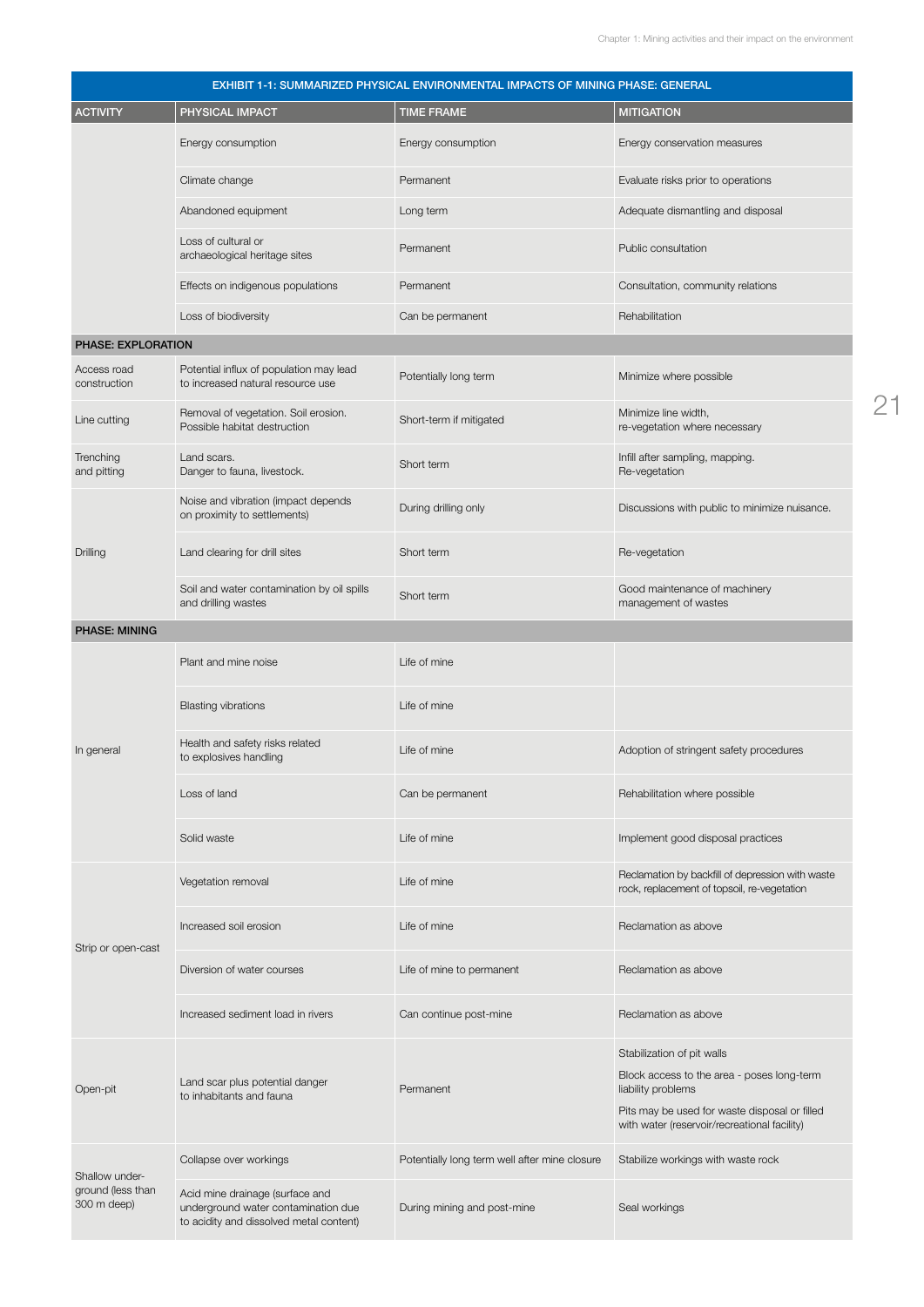| EXHIBIT 1-1: SUMMARIZED PHYSICAL ENVIRONMENTAL IMPACTS OF MINING PHASE: GENERAL | | | |
|---|---|---|---|
| **ACTIVITY** | **PHYSICAL IMPACT** | **TIME FRAME** | **MITIGATION** |
| | Energy consumption | Energy consumption | Energy conservation measures |
| | Climate change | Permanent | Evaluate risks prior to operations |
| | Abandoned equipment | Long term | Adequate dismantling and disposal |
| | Loss of cultural or archaeological heritage sites | Permanent | Public consultation |
| | Effects on indigenous populations | Permanent | Consultation, community relations |
| | Loss of biodiversity | Can be permanent | Rehabilitation |
| **PHASE: EXPLORATION** | | | |
| Access road construction | Potential influx of population may lead to increased natural resource use | Potentially long term | Minimize where possible |
| Line cutting | Removal of vegetation. Soil erosion. Possible habitat destruction | Short-term if mitigated | Minimize line width, re-vegetation where necessary |
| Trenching and pitting | Land scars. Danger to fauna, livestock. | Short term | Infill after sampling, mapping. Re-vegetation |
| Drilling | Noise and vibration (impact depends on proximity to settlements) | During drilling only | Discussions with public to minimize nuisance. |
| | Land clearing for drill sites | Short term | Re-vegetation |
| | Soil and water contamination by oil spills and drilling wastes | Short term | Good maintenance of machinery management of wastes |
| **PHASE: MINING** | | | |
| In general | Plant and mine noise | Life of mine | |
| | Blasting vibrations | Life of mine | |
| | Health and safety risks related to explosives handling | Life of mine | Adoption of stringent safety procedures |
| | Loss of land | Can be permanent | Rehabilitation where possible |
| | Solid waste | Life of mine | Implement good disposal practices |
| Strip or open-cast | Vegetation removal | Life of mine | Reclamation by backfill of depression with waste rock, replacement of topsoil, re-vegetation |
| | Increased soil erosion | Life of mine | Reclamation as above |
| | Diversion of water courses | Life of mine to permanent | Reclamation as above |
| | Increased sediment load in rivers | Can continue post-mine | Reclamation as above |
| Open-pit | Land scar plus potential danger to inhabitants and fauna | Permanent | Stabilization of pit walls<br>Block access to the area - poses long-term liability problems<br>Pits may be used for waste disposal or filled with water (reservoir/recreational facility) |
| Shallow underground (less than 300 m deep) | Collapse over workings | Potentially long term well after mine closure | Stabilize workings with waste rock |
| | Acid mine drainage (surface and underground water contamination due to acidity and dissolved metal content) | During mining and post-mine | Seal workings |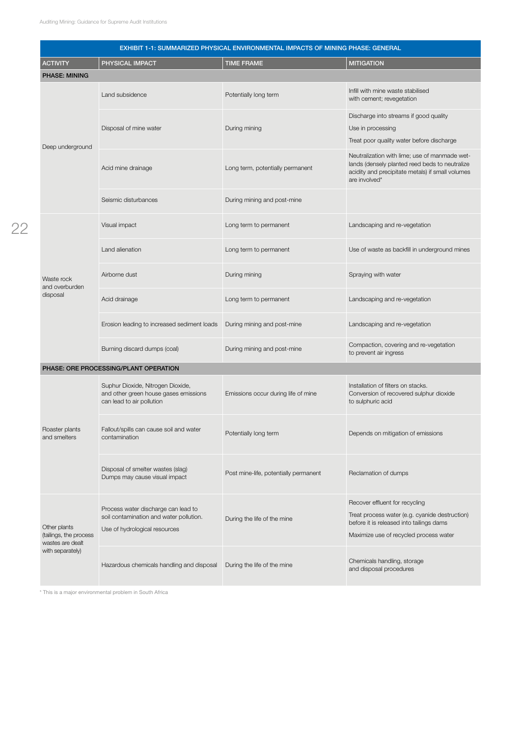| EXHIBIT 1-1: SUMMARIZED PHYSICAL ENVIRONMENTAL IMPACTS OF MINING PHASE: GENERAL | | | |
|---|---|---|---|
| **ACTIVITY** | **PHYSICAL IMPACT** | **TIME FRAME** | **MITIGATION** |
| **PHASE: MINING** | | | |
| Deep underground | Land subsidence | Potentially long term | Infill with mine waste stabilised with cement; revegetation |
| | Disposal of mine water | During mining | Discharge into streams if good quality<br>Use in processing<br>Treat poor quality water before discharge |
| | Acid mine drainage | Long term, potentially permanent | Neutralization with lime; use of manmade wetlands (densely planted reed beds to neutralize acidity and precipitate metals) if small volumes are involved* |
| | Seismic disturbances | During mining and post-mine | |
| Waste rock and overburden disposal | Visual impact | Long term to permanent | Landscaping and re-vegetation |
| | Land alienation | Long term to permanent | Use of waste as backfill in underground mines |
| | Airborne dust | During mining | Spraying with water |
| | Acid drainage | Long term to permanent | Landscaping and re-vegetation |
| | Erosion leading to increased sediment loads | During mining and post-mine | Landscaping and re-vegetation |
| | Burning discard dumps (coal) | During mining and post-mine | Compaction, covering and re-vegetation to prevent air ingress |
| **PHASE: ORE PROCESSING/PLANT OPERATION** | | | |
| Roaster plants and smelters | Suphur Dioxide, Nitrogen Dioxide, and other green house gases emissions can lead to air pollution | Emissions occur during life of mine | Installation of filters on stacks. Conversion of recovered sulphur dioxide to sulphuric acid |
| | Fallout/spills can cause soil and water contamination | Potentially long term | Depends on mitigation of emissions |
| | Disposal of smelter wastes (slag) Dumps may cause visual impact | Post mine-life, potentially permanent | Reclamation of dumps |
| Other plants (tailings, the process wastes are dealt with separately) | Process water discharge can lead to soil contamination and water pollution.<br>Use of hydrological resources | During the life of the mine | Recover effluent for recycling<br>Treat process water (e.g. cyanide destruction) before it is released into tailings dams<br>Maximize use of recycled process water |
| | Hazardous chemicals handling and disposal | During the life of the mine | Chemicals handling, storage and disposal procedures |

* This is a major environmental problem in South Africa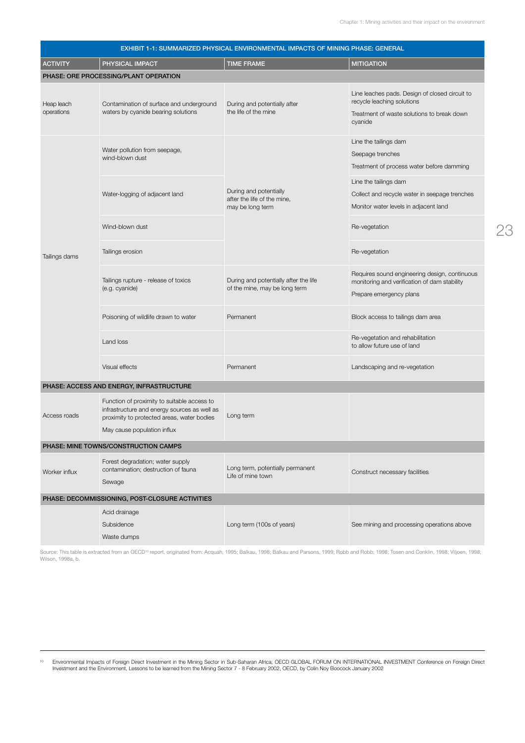| EXHIBIT 1-1: SUMMARIZED PHYSICAL ENVIRONMENTAL IMPACTS OF MINING PHASE: GENERAL | | | |
|---|---|---|---|
| **ACTIVITY** | **PHYSICAL IMPACT** | **TIME FRAME** | **MITIGATION** |
| **PHASE: ORE PROCESSING/PLANT OPERATION** | | | |
| Heap leach operations | Contamination of surface and underground waters by cyanide bearing solutions | During and potentially after the life of the mine | Line leaches pads. Design of closed circuit to recycle leaching solutions<br>Treatment of waste solutions to break down cyanide |
| Tailings dams | Water pollution from seepage, wind-blown dust | During and potentially after the life of the mine, may be long term | Line the tailings dam<br>Seepage trenches<br>Treatment of process water before damming |
| | Water-logging of adjacent land | | Line the tailings dam<br>Collect and recycle water in seepage trenches<br>Monitor water levels in adjacent land |
| | Wind-blown dust | | Re-vegetation |
| | Tailings erosion | | Re-vegetation |
| | Tailings rupture - release of toxics (e.g. cyanide) | During and potentially after the life of the mine, may be long term | Requires sound engineering design, continuous monitoring and verification of dam stability<br>Prepare emergency plans |
| | Poisoning of wildlife drawn to water | Permanent | Block access to tailings dam area |
| | Land loss | | Re-vegetation and rehabilitation to allow future use of land |
| | Visual effects | Permanent | Landscaping and re-vegetation |
| **PHASE: ACCESS AND ENERGY, INFRASTRUCTURE** | | | |
| Access roads | Function of proximity to suitable access to infrastructure and energy sources as well as proximity to protected areas, water bodies<br>May cause population influx | Long term | |
| **PHASE: MINE TOWNS/CONSTRUCTION CAMPS** | | | |
| Worker influx | Forest degradation; water supply contamination; destruction of fauna<br>Sewage | Long term, potentially permanent<br>Life of mine town | Construct necessary facilities |
| **PHASE: DECOMMISSIONING, POST-CLOSURE ACTIVITIES** | | | |
| | Acid drainage<br>Subsidence<br>Waste dumps | Long term (100s of years) | See mining and processing operations above |

Source: This table is extracted from an OECD[10] report, originated from: Acquah, 1995; Balkau, 1998; Balkau and Parsons, 1999; Robb and Robb, 1998; Tosen and Conklin, 1998; Viljoen, 1998; Wilson, 1998a, b.

[10] Environmental Impacts of Foreign Direct Investment in the Mining Sector in Sub-Saharan Africa, OECD GLOBAL FORUM ON INTERNATIONAL INVESTMENT Conference on Foreign Direct Investment and the Environment, Lessons to be learned from the Mining Sector 7 - 8 February 2002, OECD, by Colin Noy Boocock January 2002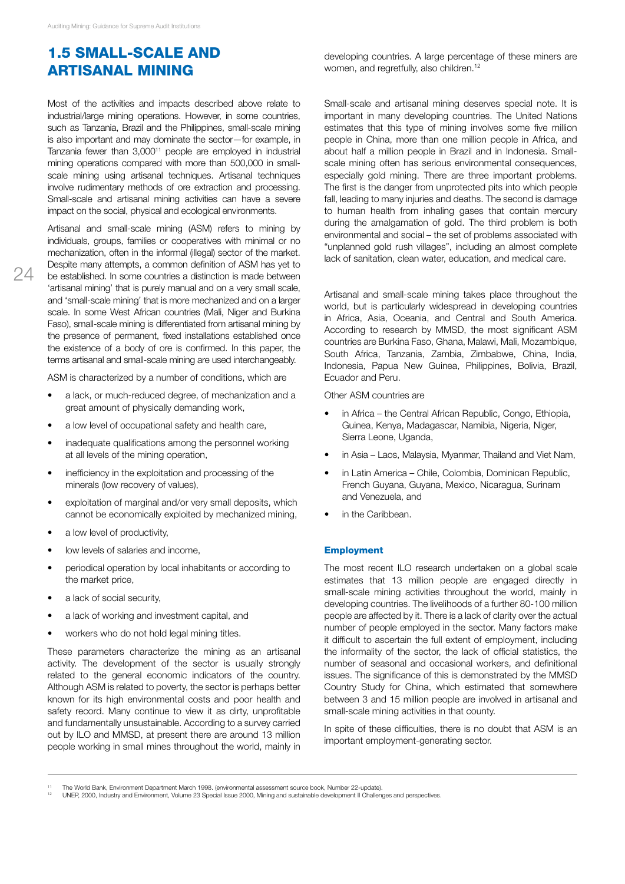## 1.5 SMALL-SCALE AND ARTISANAL MINING

Most of the activities and impacts described above relate to industrial/large mining operations. However, in some countries, such as Tanzania, Brazil and the Philippines, small-scale mining is also important and may dominate the sector—for example, in Tanzania fewer than 3,000[11] people are employed in industrial mining operations compared with more than 500,000 in small-scale mining using artisanal techniques. Artisanal techniques involve rudimentary methods of ore extraction and processing. Small-scale and artisanal mining activities can have a severe impact on the social, physical and ecological environments.

Artisanal and small-scale mining (ASM) refers to mining by individuals, groups, families or cooperatives with minimal or no mechanization, often in the informal (illegal) sector of the market. Despite many attempts, a common definition of ASM has yet to be established. In some countries a distinction is made between 'artisanal mining' that is purely manual and on a very small scale, and 'small-scale mining' that is more mechanized and on a larger scale. In some West African countries (Mali, Niger and Burkina Faso), small-scale mining is differentiated from artisanal mining by the presence of permanent, fixed installations established once the existence of a body of ore is confirmed. In this paper, the terms artisanal and small-scale mining are used interchangeably.

ASM is characterized by a number of conditions, which are

- a lack, or much-reduced degree, of mechanization and a great amount of physically demanding work,
- a low level of occupational safety and health care,
- inadequate qualifications among the personnel working at all levels of the mining operation,
- inefficiency in the exploitation and processing of the minerals (low recovery of values),
- exploitation of marginal and/or very small deposits, which cannot be economically exploited by mechanized mining,
- a low level of productivity,
- low levels of salaries and income,
- periodical operation by local inhabitants or according to the market price,
- a lack of social security,
- a lack of working and investment capital, and
- workers who do not hold legal mining titles.

These parameters characterize the mining as an artisanal activity. The development of the sector is usually strongly related to the general economic indicators of the country. Although ASM is related to poverty, the sector is perhaps better known for its high environmental costs and poor health and safety record. Many continue to view it as dirty, unprofitable and fundamentally unsustainable. According to a survey carried out by ILO and MMSD, at present there are around 13 million people working in small mines throughout the world, mainly in developing countries. A large percentage of these miners are women, and regretfully, also children.[12]

Small-scale and artisanal mining deserves special note. It is important in many developing countries. The United Nations estimates that this type of mining involves some five million people in China, more than one million people in Africa, and about half a million people in Brazil and in Indonesia. Small-scale mining often has serious environmental consequences, especially gold mining. There are three important problems. The first is the danger from unprotected pits into which people fall, leading to many injuries and deaths. The second is damage to human health from inhaling gases that contain mercury during the amalgamation of gold. The third problem is both environmental and social – the set of problems associated with "unplanned gold rush villages", including an almost complete lack of sanitation, clean water, education, and medical care.

Artisanal and small-scale mining takes place throughout the world, but is particularly widespread in developing countries in Africa, Asia, Oceania, and Central and South America. According to research by MMSD, the most significant ASM countries are Burkina Faso, Ghana, Malawi, Mali, Mozambique, South Africa, Tanzania, Zambia, Zimbabwe, China, India, Indonesia, Papua New Guinea, Philippines, Bolivia, Brazil, Ecuador and Peru.

Other ASM countries are

- in Africa – the Central African Republic, Congo, Ethiopia, Guinea, Kenya, Madagascar, Namibia, Nigeria, Niger, Sierra Leone, Uganda,
- in Asia – Laos, Malaysia, Myanmar, Thailand and Viet Nam,
- in Latin America – Chile, Colombia, Dominican Republic, French Guyana, Guyana, Mexico, Nicaragua, Surinam and Venezuela, and
- in the Caribbean.

### Employment

The most recent ILO research undertaken on a global scale estimates that 13 million people are engaged directly in small-scale mining activities throughout the world, mainly in developing countries. The livelihoods of a further 80-100 million people are affected by it. There is a lack of clarity over the actual number of people employed in the sector. Many factors make it difficult to ascertain the full extent of employment, including the informality of the sector, the lack of official statistics, the number of seasonal and occasional workers, and definitional issues. The significance of this is demonstrated by the MMSD Country Study for China, which estimated that somewhere between 3 and 15 million people are involved in artisanal and small-scale mining activities in that county.

In spite of these difficulties, there is no doubt that ASM is an important employment-generating sector.

---

[11] The World Bank, Environment Department March 1998. (environmental assessment source book, Number 22-update).

[12] UNEP, 2000, Industry and Environment, Volume 23 Special Issue 2000, Mining and sustainable development II Challenges and perspectives.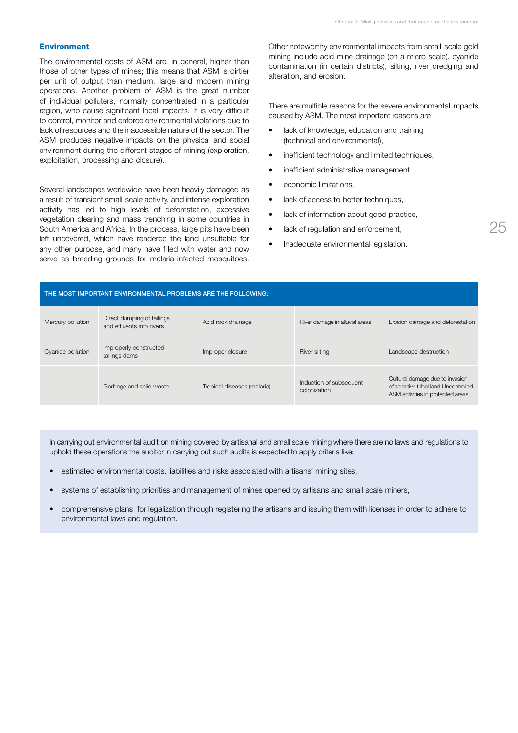### Environment

The environmental costs of ASM are, in general, higher than those of other types of mines; this means that ASM is dirtier per unit of output than medium, large and modern mining operations. Another problem of ASM is the great number of individual polluters, normally concentrated in a particular region, who cause significant local impacts. It is very difficult to control, monitor and enforce environmental violations due to lack of resources and the inaccessible nature of the sector. The ASM produces negative impacts on the physical and social environment during the different stages of mining (exploration, exploitation, processing and closure).

Several landscapes worldwide have been heavily damaged as a result of transient small-scale activity, and intense exploration activity has led to high levels of deforestation, excessive vegetation clearing and mass trenching in some countries in South America and Africa. In the process, large pits have been left uncovered, which have rendered the land unsuitable for any other purpose, and many have filled with water and now serve as breeding grounds for malaria-infected mosquitoes.

Other noteworthy environmental impacts from small-scale gold mining include acid mine drainage (on a micro scale), cyanide contamination (in certain districts), silting, river dredging and alteration, and erosion.

There are multiple reasons for the severe environmental impacts caused by ASM. The most important reasons are

- lack of knowledge, education and training (technical and environmental),
- inefficient technology and limited techniques,
- inefficient administrative management,
- economic limitations,
- lack of access to better techniques,
- lack of information about good practice,
- lack of regulation and enforcement,
- Inadequate environmental legislation.

| THE MOST IMPORTANT ENVIRONMENTAL PROBLEMS ARE THE FOLLOWING: | | | | |
|---|---|---|---|---|
| Mercury pollution | Direct dumping of tailings and effluents into rivers | Acid rock drainage | River damage in alluvial areas | Erosion damage and deforestation |
| Cyanide pollution | Improperly constructed tailings dams | Improper closure | River silting | Landscape destruction |
| | Garbage and solid waste | Tropical diseases (malaria) | Induction of subsequent colonization | Cultural damage due to invasion of sensitive tribal land Uncontrolled ASM activities in protected areas |

In carrying out environmental audit on mining covered by artisanal and small scale mining where there are no laws and regulations to uphold these operations the auditor in carrying out such audits is expected to apply criteria like:

- estimated environmental costs, liabilities and risks associated with artisans' mining sites,
- systems of establishing priorities and management of mines opened by artisans and small scale miners,
- comprehensive plans for legalization through registering the artisans and issuing them with licenses in order to adhere to environmental laws and regulation.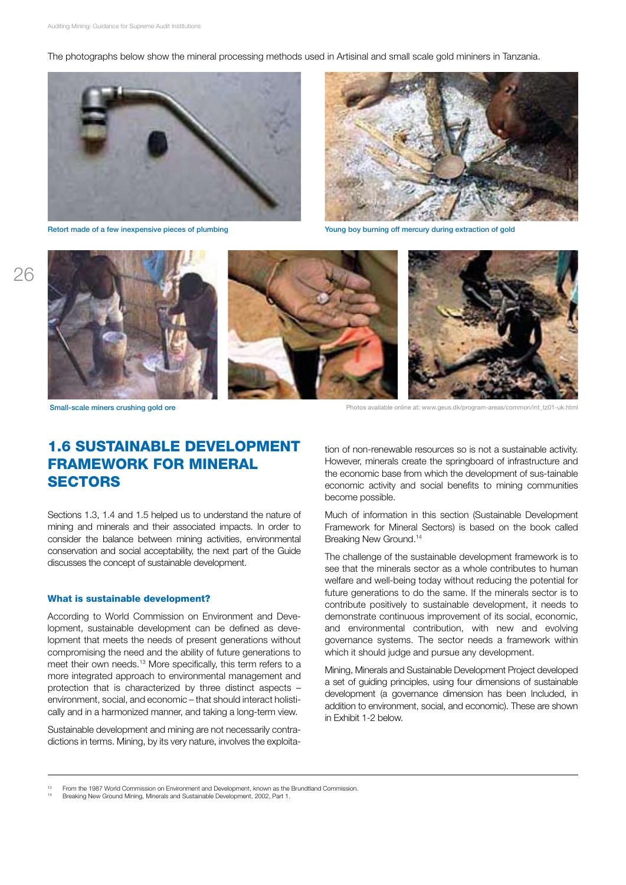The photographs below show the mineral processing methods used in Artisinal and small scale gold mininers in Tanzania.

Retort made of a few inexpensive pieces of plumbing

Young boy burning off mercury during extraction of gold

Small-scale miners crushing gold ore

Photos available online at: www.geus.dk/program-areas/common/int_tz01-uk.html

## 1.6 SUSTAINABLE DEVELOPMENT FRAMEWORK FOR MINERAL SECTORS

Sections 1.3, 1.4 and 1.5 helped us to understand the nature of mining and minerals and their associated impacts. In order to consider the balance between mining activities, environmental conservation and social acceptability, the next part of the Guide discusses the concept of sustainable development.

### What is sustainable development?

According to World Commission on Environment and Development, sustainable development can be defined as development that meets the needs of present generations without compromising the need and the ability of future generations to meet their own needs.[13] More specifically, this term refers to a more integrated approach to environmental management and protection that is characterized by three distinct aspects – environment, social, and economic – that should interact holistically and in a harmonized manner, and taking a long-term view.

Sustainable development and mining are not necessarily contradictions in terms. Mining, by its very nature, involves the exploitation of non-renewable resources so is not a sustainable activity. However, minerals create the springboard of infrastructure and the economic base from which the development of sus-tainable economic activity and social benefits to mining communities become possible.

Much of information in this section (Sustainable Development Framework for Mineral Sectors) is based on the book called Breaking New Ground.[14]

The challenge of the sustainable development framework is to see that the minerals sector as a whole contributes to human welfare and well-being today without reducing the potential for future generations to do the same. If the minerals sector is to contribute positively to sustainable development, it needs to demonstrate continuous improvement of its social, economic, and environmental contribution, with new and evolving governance systems. The sector needs a framework within which it should judge and pursue any development.

Mining, Minerals and Sustainable Development Project developed a set of guiding principles, using four dimensions of sustainable development (a governance dimension has been Included, in addition to environment, social, and economic). These are shown in Exhibit 1-2 below.

[13] From the 1987 World Commission on Environment and Development, known as the Brundtland Commission.

[14] Breaking New Ground Mining, Minerals and Sustainable Development, 2002, Part 1.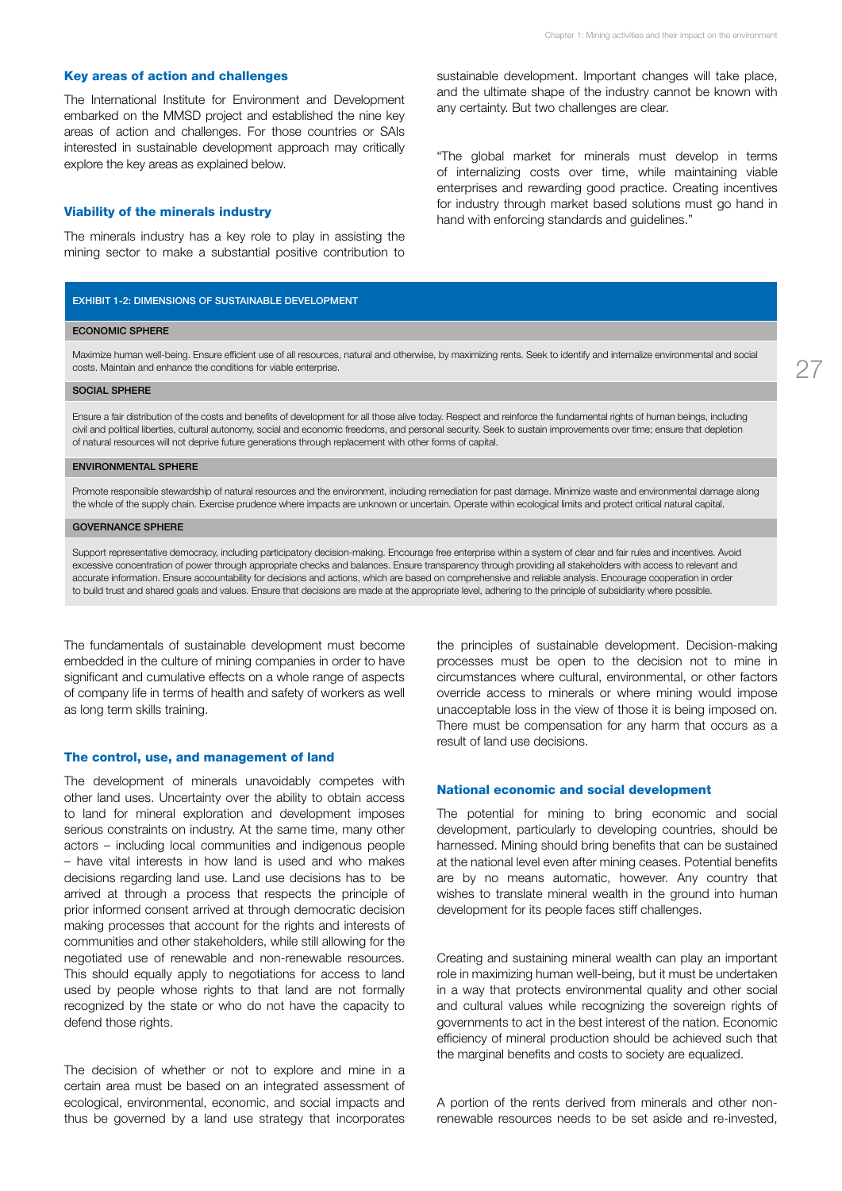### Key areas of action and challenges

The International Institute for Environment and Development embarked on the MMSD project and established the nine key areas of action and challenges. For those countries or SAIs interested in sustainable development approach may critically explore the key areas as explained below.

### Viability of the minerals industry

The minerals industry has a key role to play in assisting the mining sector to make a substantial positive contribution to sustainable development. Important changes will take place, and the ultimate shape of the industry cannot be known with any certainty. But two challenges are clear.

"The global market for minerals must develop in terms of internalizing costs over time, while maintaining viable enterprises and rewarding good practice. Creating incentives for industry through market based solutions must go hand in hand with enforcing standards and guidelines."

| EXHIBIT 1-2: DIMENSIONS OF SUSTAINABLE DEVELOPMENT |
| --- |
| **ECONOMIC SPHERE** |
| Maximize human well-being. Ensure efficient use of all resources, natural and otherwise, by maximizing rents. Seek to identify and internalize environmental and social costs. Maintain and enhance the conditions for viable enterprise. |
| **SOCIAL SPHERE** |
| Ensure a fair distribution of the costs and benefits of development for all those alive today. Respect and reinforce the fundamental rights of human beings, including civil and political liberties, cultural autonomy, social and economic freedoms, and personal security. Seek to sustain improvements over time; ensure that depletion of natural resources will not deprive future generations through replacement with other forms of capital. |
| **ENVIRONMENTAL SPHERE** |
| Promote responsible stewardship of natural resources and the environment, including remediation for past damage. Minimize waste and environmental damage along the whole of the supply chain. Exercise prudence where impacts are unknown or uncertain. Operate within ecological limits and protect critical natural capital. |
| **GOVERNANCE SPHERE** |
| Support representative democracy, including participatory decision-making. Encourage free enterprise within a system of clear and fair rules and incentives. Avoid excessive concentration of power through appropriate checks and balances. Ensure transparency through providing all stakeholders with access to relevant and accurate information. Ensure accountability for decisions and actions, which are based on comprehensive and reliable analysis. Encourage cooperation in order to build trust and shared goals and values. Ensure that decisions are made at the appropriate level, adhering to the principle of subsidiarity where possible. |

The fundamentals of sustainable development must become embedded in the culture of mining companies in order to have significant and cumulative effects on a whole range of aspects of company life in terms of health and safety of workers as well as long term skills training.

### The control, use, and management of land

The development of minerals unavoidably competes with other land uses. Uncertainty over the ability to obtain access to land for mineral exploration and development imposes serious constraints on industry. At the same time, many other actors – including local communities and indigenous people – have vital interests in how land is used and who makes decisions regarding land use. Land use decisions has to be arrived at through a process that respects the principle of prior informed consent arrived at through democratic decision making processes that account for the rights and interests of communities and other stakeholders, while still allowing for the negotiated use of renewable and non-renewable resources. This should equally apply to negotiations for access to land used by people whose rights to that land are not formally recognized by the state or who do not have the capacity to defend those rights.

The decision of whether or not to explore and mine in a certain area must be based on an integrated assessment of ecological, environmental, economic, and social impacts and thus be governed by a land use strategy that incorporates the principles of sustainable development. Decision-making processes must be open to the decision not to mine in circumstances where cultural, environmental, or other factors override access to minerals or where mining would impose unacceptable loss in the view of those it is being imposed on. There must be compensation for any harm that occurs as a result of land use decisions.

### National economic and social development

The potential for mining to bring economic and social development, particularly to developing countries, should be harnessed. Mining should bring benefits that can be sustained at the national level even after mining ceases. Potential benefits are by no means automatic, however. Any country that wishes to translate mineral wealth in the ground into human development for its people faces stiff challenges.

Creating and sustaining mineral wealth can play an important role in maximizing human well-being, but it must be undertaken in a way that protects environmental quality and other social and cultural values while recognizing the sovereign rights of governments to act in the best interest of the nation. Economic efficiency of mineral production should be achieved such that the marginal benefits and costs to society are equalized.

A portion of the rents derived from minerals and other non-renewable resources needs to be set aside and re-invested,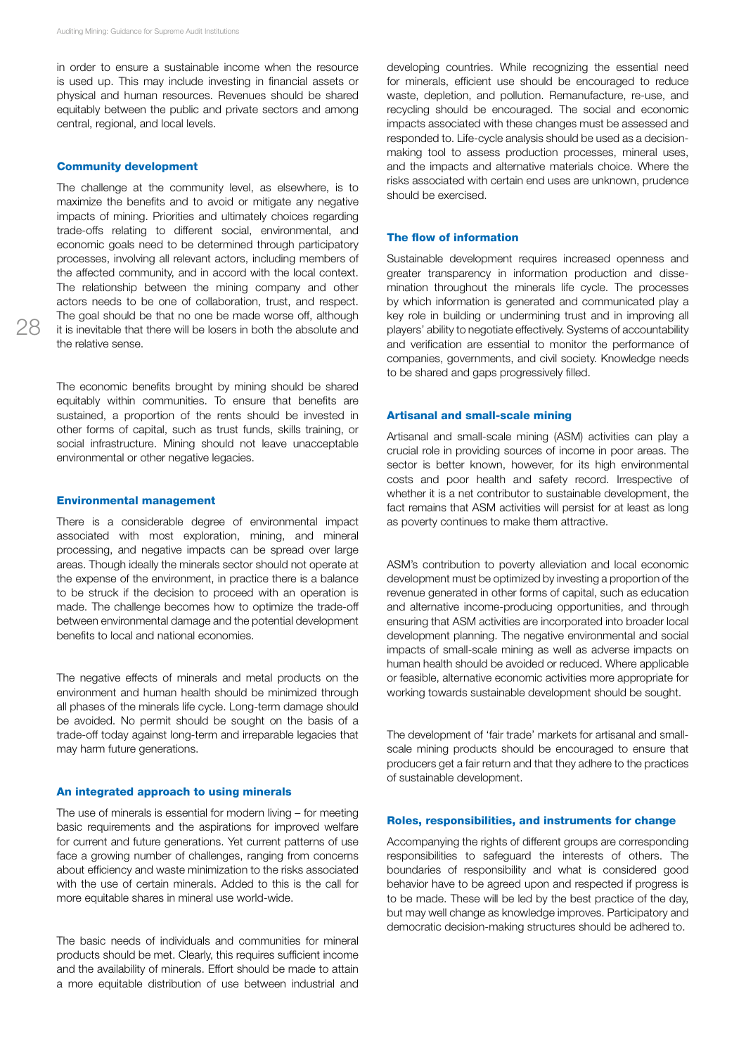in order to ensure a sustainable income when the resource is used up. This may include investing in financial assets or physical and human resources. Revenues should be shared equitably between the public and private sectors and among central, regional, and local levels.

### Community development

The challenge at the community level, as elsewhere, is to maximize the benefits and to avoid or mitigate any negative impacts of mining. Priorities and ultimately choices regarding trade-offs relating to different social, environmental, and economic goals need to be determined through participatory processes, involving all relevant actors, including members of the affected community, and in accord with the local context. The relationship between the mining company and other actors needs to be one of collaboration, trust, and respect. The goal should be that no one be made worse off, although it is inevitable that there will be losers in both the absolute and the relative sense.

The economic benefits brought by mining should be shared equitably within communities. To ensure that benefits are sustained, a proportion of the rents should be invested in other forms of capital, such as trust funds, skills training, or social infrastructure. Mining should not leave unacceptable environmental or other negative legacies.

### Environmental management

There is a considerable degree of environmental impact associated with most exploration, mining, and mineral processing, and negative impacts can be spread over large areas. Though ideally the minerals sector should not operate at the expense of the environment, in practice there is a balance to be struck if the decision to proceed with an operation is made. The challenge becomes how to optimize the trade-off between environmental damage and the potential development benefits to local and national economies.

The negative effects of minerals and metal products on the environment and human health should be minimized through all phases of the minerals life cycle. Long-term damage should be avoided. No permit should be sought on the basis of a trade-off today against long-term and irreparable legacies that may harm future generations.

### An integrated approach to using minerals

The use of minerals is essential for modern living – for meeting basic requirements and the aspirations for improved welfare for current and future generations. Yet current patterns of use face a growing number of challenges, ranging from concerns about efficiency and waste minimization to the risks associated with the use of certain minerals. Added to this is the call for more equitable shares in mineral use world-wide.

The basic needs of individuals and communities for mineral products should be met. Clearly, this requires sufficient income and the availability of minerals. Effort should be made to attain a more equitable distribution of use between industrial and developing countries. While recognizing the essential need for minerals, efficient use should be encouraged to reduce waste, depletion, and pollution. Remanufacture, re-use, and recycling should be encouraged. The social and economic impacts associated with these changes must be assessed and responded to. Life-cycle analysis should be used as a decision-making tool to assess production processes, mineral uses, and the impacts and alternative materials choice. Where the risks associated with certain end uses are unknown, prudence should be exercised.

### The flow of information

Sustainable development requires increased openness and greater transparency in information production and dissemination throughout the minerals life cycle. The processes by which information is generated and communicated play a key role in building or undermining trust and in improving all players' ability to negotiate effectively. Systems of accountability and verification are essential to monitor the performance of companies, governments, and civil society. Knowledge needs to be shared and gaps progressively filled.

### Artisanal and small-scale mining

Artisanal and small-scale mining (ASM) activities can play a crucial role in providing sources of income in poor areas. The sector is better known, however, for its high environmental costs and poor health and safety record. Irrespective of whether it is a net contributor to sustainable development, the fact remains that ASM activities will persist for at least as long as poverty continues to make them attractive.

ASM's contribution to poverty alleviation and local economic development must be optimized by investing a proportion of the revenue generated in other forms of capital, such as education and alternative income-producing opportunities, and through ensuring that ASM activities are incorporated into broader local development planning. The negative environmental and social impacts of small-scale mining as well as adverse impacts on human health should be avoided or reduced. Where applicable or feasible, alternative economic activities more appropriate for working towards sustainable development should be sought.

The development of 'fair trade' markets for artisanal and small-scale mining products should be encouraged to ensure that producers get a fair return and that they adhere to the practices of sustainable development.

### Roles, responsibilities, and instruments for change

Accompanying the rights of different groups are corresponding responsibilities to safeguard the interests of others. The boundaries of responsibility and what is considered good behavior have to be agreed upon and respected if progress is to be made. These will be led by the best practice of the day, but may well change as knowledge improves. Participatory and democratic decision-making structures should be adhered to.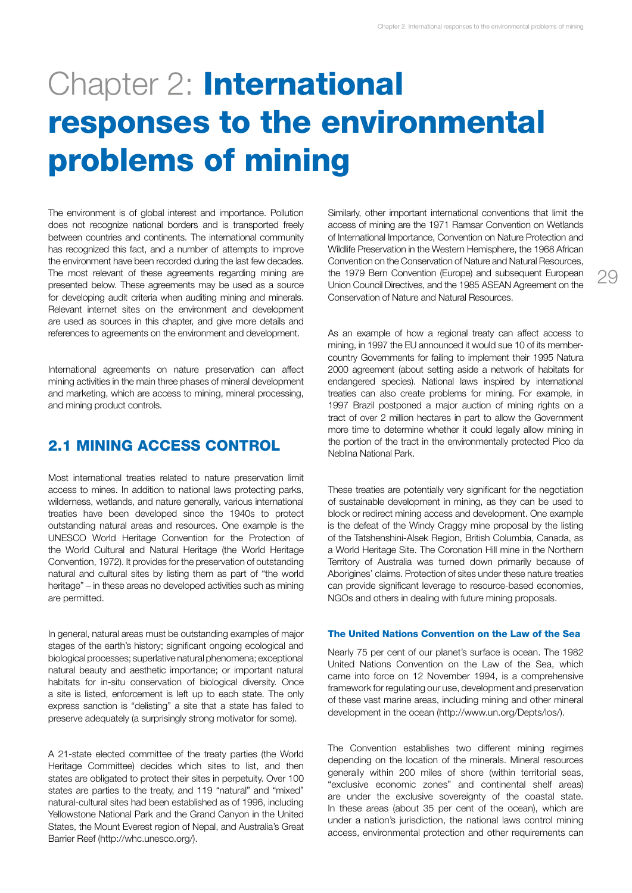# Chapter 2: **International responses to the environmental problems of mining**

The environment is of global interest and importance. Pollution does not recognize national borders and is transported freely between countries and continents. The international community has recognized this fact, and a number of attempts to improve the environment have been recorded during the last few decades. The most relevant of these agreements regarding mining are presented below. These agreements may be used as a source for developing audit criteria when auditing mining and minerals. Relevant internet sites on the environment and development are used as sources in this chapter, and give more details and references to agreements on the environment and development.

International agreements on nature preservation can affect mining activities in the main three phases of mineral development and marketing, which are access to mining, mineral processing, and mining product controls.

## 2.1 MINING ACCESS CONTROL

Most international treaties related to nature preservation limit access to mines. In addition to national laws protecting parks, wilderness, wetlands, and nature generally, various international treaties have been developed since the 1940s to protect outstanding natural areas and resources. One example is the UNESCO World Heritage Convention for the Protection of the World Cultural and Natural Heritage (the World Heritage Convention, 1972). It provides for the preservation of outstanding natural and cultural sites by listing them as part of "the world heritage" – in these areas no developed activities such as mining are permitted.

In general, natural areas must be outstanding examples of major stages of the earth's history; significant ongoing ecological and biological processes; superlative natural phenomena; exceptional natural beauty and aesthetic importance; or important natural habitats for in-situ conservation of biological diversity. Once a site is listed, enforcement is left up to each state. The only express sanction is "delisting" a site that a state has failed to preserve adequately (a surprisingly strong motivator for some).

A 21-state elected committee of the treaty parties (the World Heritage Committee) decides which sites to list, and then states are obligated to protect their sites in perpetuity. Over 100 states are parties to the treaty, and 119 "natural" and "mixed" natural-cultural sites had been established as of 1996, including Yellowstone National Park and the Grand Canyon in the United States, the Mount Everest region of Nepal, and Australia's Great Barrier Reef (http://whc.unesco.org/).

Similarly, other important international conventions that limit the access of mining are the 1971 Ramsar Convention on Wetlands of International Importance, Convention on Nature Protection and Wildlife Preservation in the Western Hemisphere, the 1968 African Convention on the Conservation of Nature and Natural Resources, the 1979 Bern Convention (Europe) and subsequent European Union Council Directives, and the 1985 ASEAN Agreement on the Conservation of Nature and Natural Resources.

As an example of how a regional treaty can affect access to mining, in 1997 the EU announced it would sue 10 of its member-country Governments for failing to implement their 1995 Natura 2000 agreement (about setting aside a network of habitats for endangered species). National laws inspired by international treaties can also create problems for mining. For example, in 1997 Brazil postponed a major auction of mining rights on a tract of over 2 million hectares in part to allow the Government more time to determine whether it could legally allow mining in the portion of the tract in the environmentally protected Pico da Neblina National Park.

These treaties are potentially very significant for the negotiation of sustainable development in mining, as they can be used to block or redirect mining access and development. One example is the defeat of the Windy Craggy mine proposal by the listing of the Tatshenshini-Alsek Region, British Columbia, Canada, as a World Heritage Site. The Coronation Hill mine in the Northern Territory of Australia was turned down primarily because of Aborigines' claims. Protection of sites under these nature treaties can provide significant leverage to resource-based economies, NGOs and others in dealing with future mining proposals.

### The United Nations Convention on the Law of the Sea

Nearly 75 per cent of our planet's surface is ocean. The 1982 United Nations Convention on the Law of the Sea, which came into force on 12 November 1994, is a comprehensive framework for regulating our use, development and preservation of these vast marine areas, including mining and other mineral development in the ocean (http://www.un.org/Depts/los/).

The Convention establishes two different mining regimes depending on the location of the minerals. Mineral resources generally within 200 miles of shore (within territorial seas, "exclusive economic zones" and continental shelf areas) are under the exclusive sovereignty of the coastal state. In these areas (about 35 per cent of the ocean), which are under a nation's jurisdiction, the national laws control mining access, environmental protection and other requirements can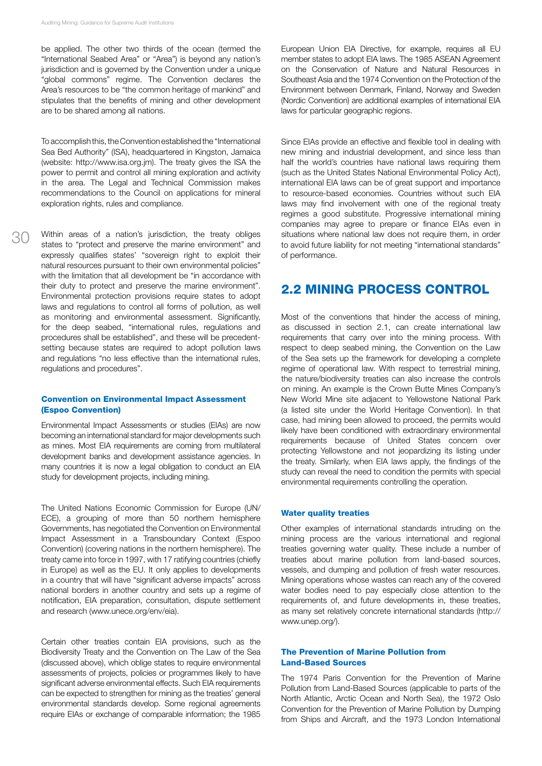be applied. The other two thirds of the ocean (termed the "International Seabed Area" or "Area") is beyond any nation's jurisdiction and is governed by the Convention under a unique "global commons" regime. The Convention declares the Area's resources to be "the common heritage of mankind" and stipulates that the benefits of mining and other development are to be shared among all nations.

To accomplish this, the Convention established the "International Sea Bed Authority" (ISA), headquartered in Kingston, Jamaica (website: http://www.isa.org.jm). The treaty gives the ISA the power to permit and control all mining exploration and activity in the area. The Legal and Technical Commission makes recommendations to the Council on applications for mineral exploration rights, rules and compliance.

Within areas of a nation's jurisdiction, the treaty obliges states to "protect and preserve the marine environment" and expressly qualifies states' "sovereign right to exploit their natural resources pursuant to their own environmental policies" with the limitation that all development be "in accordance with their duty to protect and preserve the marine environment". Environmental protection provisions require states to adopt laws and regulations to control all forms of pollution, as well as monitoring and environmental assessment. Significantly, for the deep seabed, "international rules, regulations and procedures shall be established", and these will be precedent-setting because states are required to adopt pollution laws and regulations "no less effective than the international rules, regulations and procedures".

### Convention on Environmental Impact Assessment (Espoo Convention)

Environmental Impact Assessments or studies (EIAs) are now becoming an international standard for major developments such as mines. Most EIA requirements are coming from multilateral development banks and development assistance agencies. In many countries it is now a legal obligation to conduct an EIA study for development projects, including mining.

The United Nations Economic Commission for Europe (UN/ECE), a grouping of more than 50 northern hemisphere Governments, has negotiated the Convention on Environmental Impact Assessment in a Transboundary Context (Espoo Convention) (covering nations in the northern hemisphere). The treaty came into force in 1997, with 17 ratifying countries (chiefly in Europe) as well as the EU. It only applies to developments in a country that will have "significant adverse impacts" across national borders in another country and sets up a regime of notification, EIA preparation, consultation, dispute settlement and research (www.unece.org/env/eia).

Certain other treaties contain EIA provisions, such as the Biodiversity Treaty and the Convention on The Law of the Sea (discussed above), which oblige states to require environmental assessments of projects, policies or programmes likely to have significant adverse environmental effects. Such EIA requirements can be expected to strengthen for mining as the treaties' general environmental standards develop. Some regional agreements require EIAs or exchange of comparable information; the 1985 European Union EIA Directive, for example, requires all EU member states to adopt EIA laws. The 1985 ASEAN Agreement on the Conservation of Nature and Natural Resources in Southeast Asia and the 1974 Convention on the Protection of the Environment between Denmark, Finland, Norway and Sweden (Nordic Convention) are additional examples of international EIA laws for particular geographic regions.

Since EIAs provide an effective and flexible tool in dealing with new mining and industrial development, and since less than half the world's countries have national laws requiring them (such as the United States National Environmental Policy Act), international EIA laws can be of great support and importance to resource-based economies. Countries without such EIA laws may find involvement with one of the regional treaty regimes a good substitute. Progressive international mining companies may agree to prepare or finance EIAs even in situations where national law does not require them, in order to avoid future liability for not meeting "international standards" of performance.

## 2.2 MINING PROCESS CONTROL

Most of the conventions that hinder the access of mining, as discussed in section 2.1, can create international law requirements that carry over into the mining process. With respect to deep seabed mining, the Convention on the Law of the Sea sets up the framework for developing a complete regime of operational law. With respect to terrestrial mining, the nature/biodiversity treaties can also increase the controls on mining. An example is the Crown Butte Mines Company's New World Mine site adjacent to Yellowstone National Park (a listed site under the World Heritage Convention). In that case, had mining been allowed to proceed, the permits would likely have been conditioned with extraordinary environmental requirements because of United States concern over protecting Yellowstone and not jeopardizing its listing under the treaty. Similarly, when EIA laws apply, the findings of the study can reveal the need to condition the permits with special environmental requirements controlling the operation.

### Water quality treaties

Other examples of international standards intruding on the mining process are the various international and regional treaties governing water quality. These include a number of treaties about marine pollution from land-based sources, vessels, and dumping and pollution of fresh water resources. Mining operations whose wastes can reach any of the covered water bodies need to pay especially close attention to the requirements of, and future developments in, these treaties, as many set relatively concrete international standards (http://www.unep.org/).

### The Prevention of Marine Pollution from Land-Based Sources

The 1974 Paris Convention for the Prevention of Marine Pollution from Land-Based Sources (applicable to parts of the North Atlantic, Arctic Ocean and North Sea), the 1972 Oslo Convention for the Prevention of Marine Pollution by Dumping from Ships and Aircraft, and the 1973 London International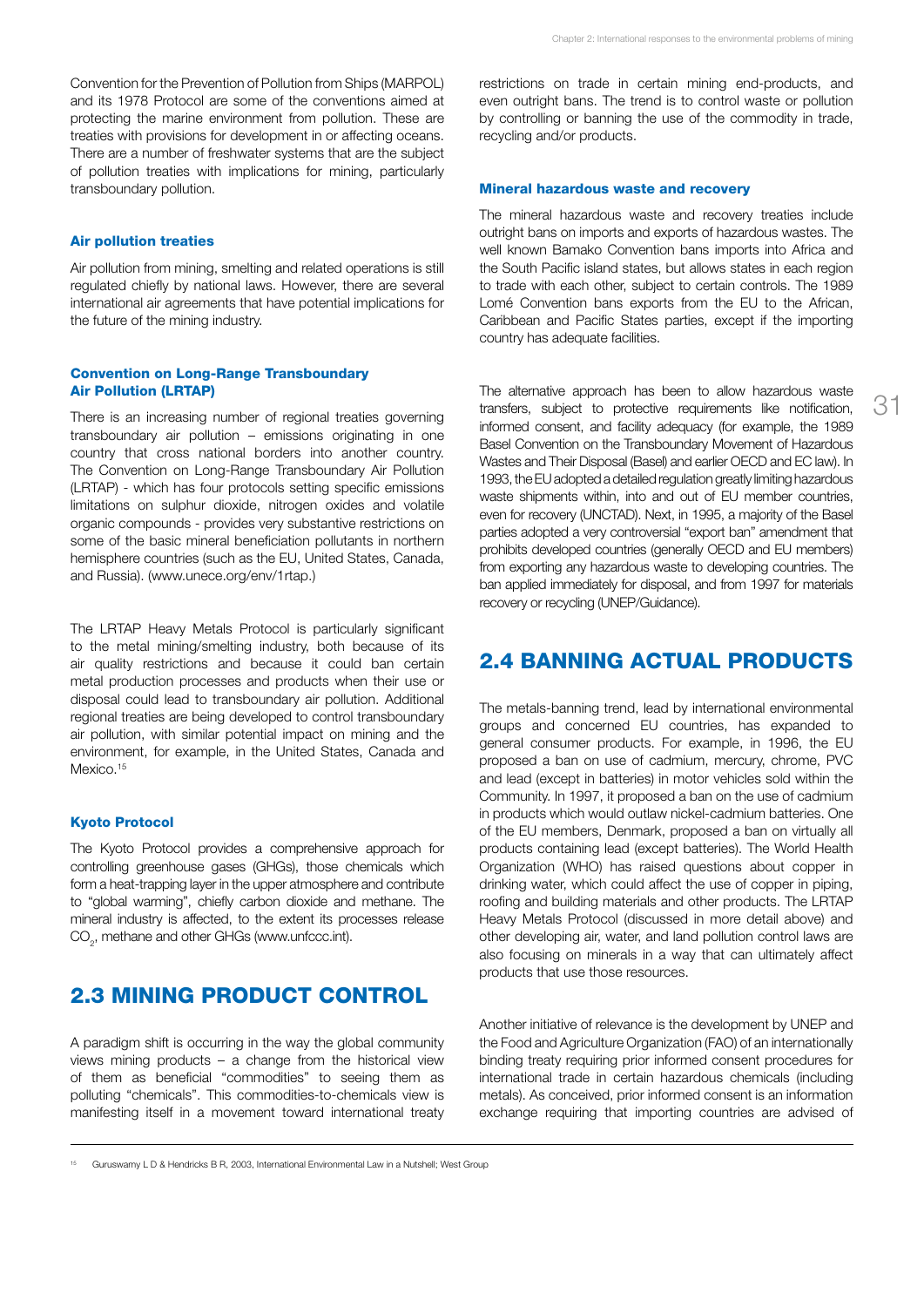Convention for the Prevention of Pollution from Ships (MARPOL) and its 1978 Protocol are some of the conventions aimed at protecting the marine environment from pollution. These are treaties with provisions for development in or affecting oceans. There are a number of freshwater systems that are the subject of pollution treaties with implications for mining, particularly transboundary pollution.

### Air pollution treaties

Air pollution from mining, smelting and related operations is still regulated chiefly by national laws. However, there are several international air agreements that have potential implications for the future of the mining industry.

### Convention on Long-Range Transboundary Air Pollution (LRTAP)

There is an increasing number of regional treaties governing transboundary air pollution – emissions originating in one country that cross national borders into another country. The Convention on Long-Range Transboundary Air Pollution (LRTAP) - which has four protocols setting specific emissions limitations on sulphur dioxide, nitrogen oxides and volatile organic compounds - provides very substantive restrictions on some of the basic mineral beneficiation pollutants in northern hemisphere countries (such as the EU, United States, Canada, and Russia). (www.unece.org/env/1rtap.)

The LRTAP Heavy Metals Protocol is particularly significant to the metal mining/smelting industry, both because of its air quality restrictions and because it could ban certain metal production processes and products when their use or disposal could lead to transboundary air pollution. Additional regional treaties are being developed to control transboundary air pollution, with similar potential impact on mining and the environment, for example, in the United States, Canada and Mexico.[15]

### Kyoto Protocol

The Kyoto Protocol provides a comprehensive approach for controlling greenhouse gases (GHGs), those chemicals which form a heat-trapping layer in the upper atmosphere and contribute to "global warming", chiefly carbon dioxide and methane. The mineral industry is affected, to the extent its processes release $CO_2$, methane and other GHGs (www.unfccc.int).

## 2.3 MINING PRODUCT CONTROL

A paradigm shift is occurring in the way the global community views mining products – a change from the historical view of them as beneficial "commodities" to seeing them as polluting "chemicals". This commodities-to-chemicals view is manifesting itself in a movement toward international treaty restrictions on trade in certain mining end-products, and even outright bans. The trend is to control waste or pollution by controlling or banning the use of the commodity in trade, recycling and/or products.

### Mineral hazardous waste and recovery

The mineral hazardous waste and recovery treaties include outright bans on imports and exports of hazardous wastes. The well known Bamako Convention bans imports into Africa and the South Pacific island states, but allows states in each region to trade with each other, subject to certain controls. The 1989 Lomé Convention bans exports from the EU to the African, Caribbean and Pacific States parties, except if the importing country has adequate facilities.

The alternative approach has been to allow hazardous waste transfers, subject to protective requirements like notification, informed consent, and facility adequacy (for example, the 1989 Basel Convention on the Transboundary Movement of Hazardous Wastes and Their Disposal (Basel) and earlier OECD and EC law). In 1993, the EU adopted a detailed regulation greatly limiting hazardous waste shipments within, into and out of EU member countries, even for recovery (UNCTAD). Next, in 1995, a majority of the Basel parties adopted a very controversial "export ban" amendment that prohibits developed countries (generally OECD and EU members) from exporting any hazardous waste to developing countries. The ban applied immediately for disposal, and from 1997 for materials recovery or recycling (UNEP/Guidance).

## 2.4 BANNING ACTUAL PRODUCTS

The metals-banning trend, lead by international environmental groups and concerned EU countries, has expanded to general consumer products. For example, in 1996, the EU proposed a ban on use of cadmium, mercury, chrome, PVC and lead (except in batteries) in motor vehicles sold within the Community. In 1997, it proposed a ban on the use of cadmium in products which would outlaw nickel-cadmium batteries. One of the EU members, Denmark, proposed a ban on virtually all products containing lead (except batteries). The World Health Organization (WHO) has raised questions about copper in drinking water, which could affect the use of copper in piping, roofing and building materials and other products. The LRTAP Heavy Metals Protocol (discussed in more detail above) and other developing air, water, and land pollution control laws are also focusing on minerals in a way that can ultimately affect products that use those resources.

Another initiative of relevance is the development by UNEP and the Food and Agriculture Organization (FAO) of an internationally binding treaty requiring prior informed consent procedures for international trade in certain hazardous chemicals (including metals). As conceived, prior informed consent is an information exchange requiring that importing countries are advised of

[15] Guruswamy L D & Hendricks B R, 2003, International Environmental Law in a Nutshell; West Group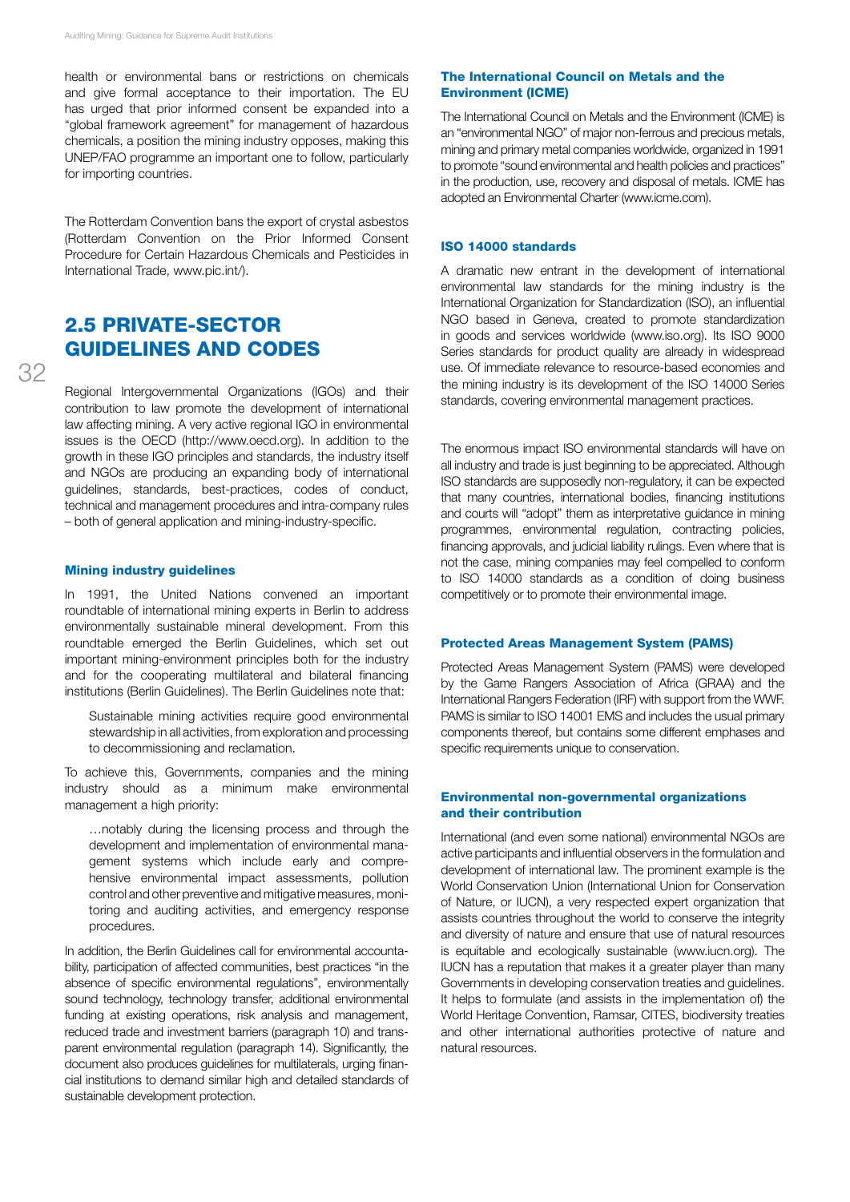health or environmental bans or restrictions on chemicals and give formal acceptance to their importation. The EU has urged that prior informed consent be expanded into a "global framework agreement" for management of hazardous chemicals, a position the mining industry opposes, making this UNEP/FAO programme an important one to follow, particularly for importing countries.

The Rotterdam Convention bans the export of crystal asbestos (Rotterdam Convention on the Prior Informed Consent Procedure for Certain Hazardous Chemicals and Pesticides in International Trade, www.pic.int/).

## 2.5 PRIVATE-SECTOR GUIDELINES AND CODES

Regional Intergovernmental Organizations (IGOs) and their contribution to law promote the development of international law affecting mining. A very active regional IGO in environmental issues is the OECD (http://www.oecd.org). In addition to the growth in these IGO principles and standards, the industry itself and NGOs are producing an expanding body of international guidelines, standards, best-practices, codes of conduct, technical and management procedures and intra-company rules – both of general application and mining-industry-specific.

### Mining industry guidelines

In 1991, the United Nations convened an important roundtable of international mining experts in Berlin to address environmentally sustainable mineral development. From this roundtable emerged the Berlin Guidelines, which set out important mining-environment principles both for the industry and for the cooperating multilateral and bilateral financing institutions (Berlin Guidelines). The Berlin Guidelines note that:

> Sustainable mining activities require good environmental stewardship in all activities, from exploration and processing to decommissioning and reclamation.

To achieve this, Governments, companies and the mining industry should as a minimum make environmental management a high priority:

> …notably during the licensing process and through the development and implementation of environmental management systems which include early and comprehensive environmental impact assessments, pollution control and other preventive and mitigative measures, monitoring and auditing activities, and emergency response procedures.

In addition, the Berlin Guidelines call for environmental accountability, participation of affected communities, best practices "in the absence of specific environmental regulations", environmentally sound technology, technology transfer, additional environmental funding at existing operations, risk analysis and management, reduced trade and investment barriers (paragraph 10) and transparent environmental regulation (paragraph 14). Significantly, the document also produces guidelines for multilaterals, urging financial institutions to demand similar high and detailed standards of sustainable development protection.

### The International Council on Metals and the Environment (ICME)

The International Council on Metals and the Environment (ICME) is an "environmental NGO" of major non-ferrous and precious metals, mining and primary metal companies worldwide, organized in 1991 to promote "sound environmental and health policies and practices" in the production, use, recovery and disposal of metals. ICME has adopted an Environmental Charter (www.icme.com).

### ISO 14000 standards

A dramatic new entrant in the development of international environmental law standards for the mining industry is the International Organization for Standardization (ISO), an influential NGO based in Geneva, created to promote standardization in goods and services worldwide (www.iso.org). Its ISO 9000 Series standards for product quality are already in widespread use. Of immediate relevance to resource-based economies and the mining industry is its development of the ISO 14000 Series standards, covering environmental management practices.

The enormous impact ISO environmental standards will have on all industry and trade is just beginning to be appreciated. Although ISO standards are supposedly non-regulatory, it can be expected that many countries, international bodies, financing institutions and courts will "adopt" them as interpretative guidance in mining programmes, environmental regulation, contracting policies, financing approvals, and judicial liability rulings. Even where that is not the case, mining companies may feel compelled to conform to ISO 14000 standards as a condition of doing business competitively or to promote their environmental image.

### Protected Areas Management System (PAMS)

Protected Areas Management System (PAMS) were developed by the Game Rangers Association of Africa (GRAA) and the International Rangers Federation (IRF) with support from the WWF. PAMS is similar to ISO 14001 EMS and includes the usual primary components thereof, but contains some different emphases and specific requirements unique to conservation.

### Environmental non-governmental organizations and their contribution

International (and even some national) environmental NGOs are active participants and influential observers in the formulation and development of international law. The prominent example is the World Conservation Union (International Union for Conservation of Nature, or IUCN), a very respected expert organization that assists countries throughout the world to conserve the integrity and diversity of nature and ensure that use of natural resources is equitable and ecologically sustainable (www.iucn.org). The IUCN has a reputation that makes it a greater player than many Governments in developing conservation treaties and guidelines. It helps to formulate (and assists in the implementation of) the World Heritage Convention, Ramsar, CITES, biodiversity treaties and other international authorities protective of nature and natural resources.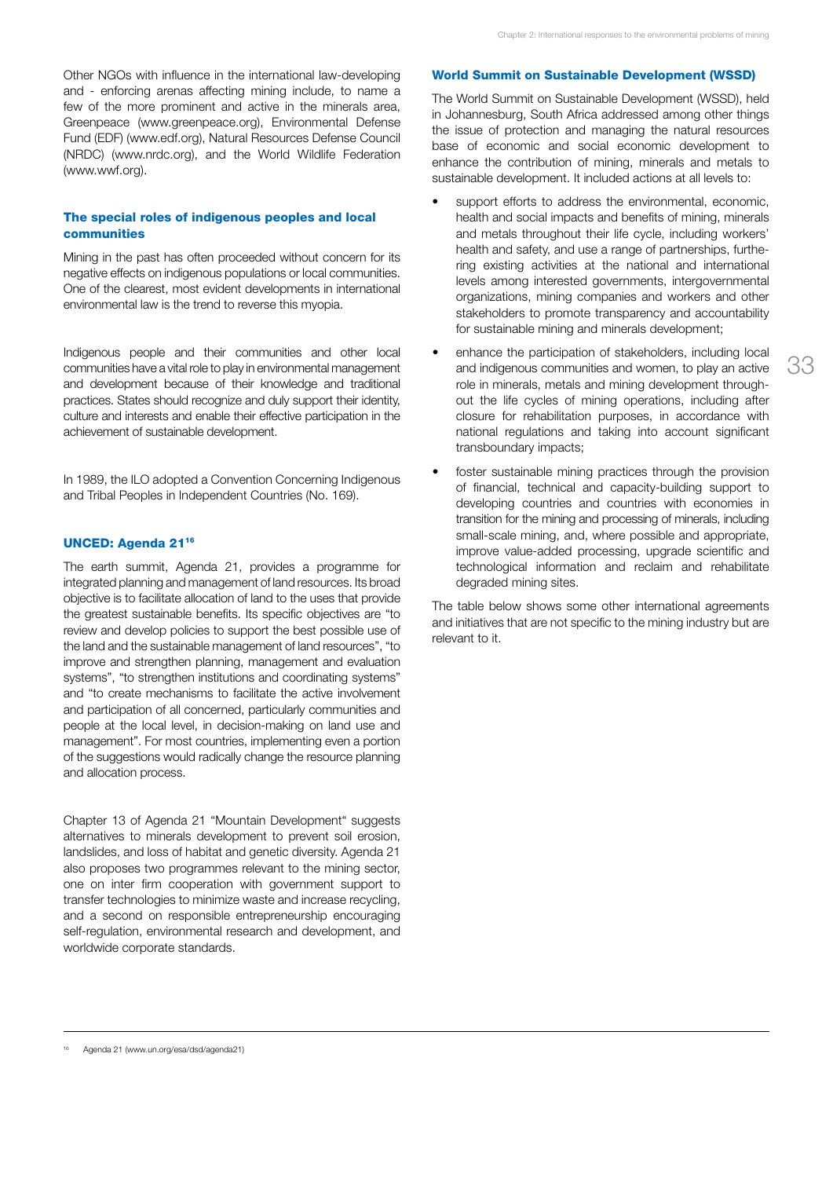Other NGOs with influence in the international law-developing and - enforcing arenas affecting mining include, to name a few of the more prominent and active in the minerals area, Greenpeace (www.greenpeace.org), Environmental Defense Fund (EDF) (www.edf.org), Natural Resources Defense Council (NRDC) (www.nrdc.org), and the World Wildlife Federation (www.wwf.org).

### The special roles of indigenous peoples and local communities

Mining in the past has often proceeded without concern for its negative effects on indigenous populations or local communities. One of the clearest, most evident developments in international environmental law is the trend to reverse this myopia.

Indigenous people and their communities and other local communities have a vital role to play in environmental management and development because of their knowledge and traditional practices. States should recognize and duly support their identity, culture and interests and enable their effective participation in the achievement of sustainable development.

In 1989, the ILO adopted a Convention Concerning Indigenous and Tribal Peoples in Independent Countries (No. 169).

### UNCED: Agenda 21[16]

The earth summit, Agenda 21, provides a programme for integrated planning and management of land resources. Its broad objective is to facilitate allocation of land to the uses that provide the greatest sustainable benefits. Its specific objectives are "to review and develop policies to support the best possible use of the land and the sustainable management of land resources", "to improve and strengthen planning, management and evaluation systems", "to strengthen institutions and coordinating systems" and "to create mechanisms to facilitate the active involvement and participation of all concerned, particularly communities and people at the local level, in decision-making on land use and management". For most countries, implementing even a portion of the suggestions would radically change the resource planning and allocation process.

Chapter 13 of Agenda 21 "Mountain Development" suggests alternatives to minerals development to prevent soil erosion, landslides, and loss of habitat and genetic diversity. Agenda 21 also proposes two programmes relevant to the mining sector, one on inter firm cooperation with government support to transfer technologies to minimize waste and increase recycling, and a second on responsible entrepreneurship encouraging self-regulation, environmental research and development, and worldwide corporate standards.

### World Summit on Sustainable Development (WSSD)

The World Summit on Sustainable Development (WSSD), held in Johannesburg, South Africa addressed among other things the issue of protection and managing the natural resources base of economic and social economic development to enhance the contribution of mining, minerals and metals to sustainable development. It included actions at all levels to:

- support efforts to address the environmental, economic, health and social impacts and benefits of mining, minerals and metals throughout their life cycle, including workers' health and safety, and use a range of partnerships, furthering existing activities at the national and international levels among interested governments, intergovernmental organizations, mining companies and workers and other stakeholders to promote transparency and accountability for sustainable mining and minerals development;
- enhance the participation of stakeholders, including local and indigenous communities and women, to play an active role in minerals, metals and mining development throughout the life cycles of mining operations, including after closure for rehabilitation purposes, in accordance with national regulations and taking into account significant transboundary impacts;
- foster sustainable mining practices through the provision of financial, technical and capacity-building support to developing countries and countries with economies in transition for the mining and processing of minerals, including small-scale mining, and, where possible and appropriate, improve value-added processing, upgrade scientific and technological information and reclaim and rehabilitate degraded mining sites.

The table below shows some other international agreements and initiatives that are not specific to the mining industry but are relevant to it.

[16] Agenda 21 (www.un.org/esa/dsd/agenda21)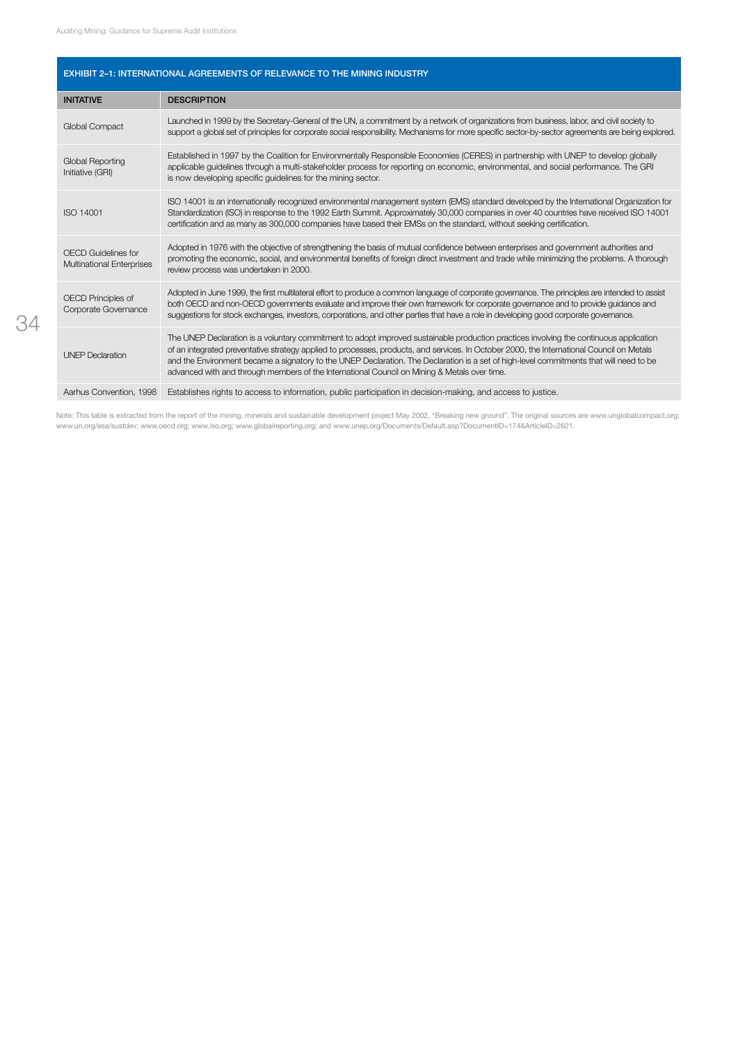**EXHIBIT 2–1: INTERNATIONAL AGREEMENTS OF RELEVANCE TO THE MINING INDUSTRY**

| INITATIVE | DESCRIPTION |
|---|---|
| Global Compact | Launched in 1999 by the Secretary-General of the UN, a commitment by a network of organizations from business, labor, and civil society to support a global set of principles for corporate social responsibility. Mechanisms for more specific sector-by-sector agreements are being explored. |
| Global Reporting Initiative (GRI) | Established in 1997 by the Coalition for Environmentally Responsible Economies (CERES) in partnership with UNEP to develop globally applicable guidelines through a multi-stakeholder process for reporting on economic, environmental, and social performance. The GRI is now developing specific guidelines for the mining sector. |
| ISO 14001 | ISO 14001 is an internationally recognized environmental management system (EMS) standard developed by the International Organization for Standardization (ISO) in response to the 1992 Earth Summit. Approximately 30,000 companies in over 40 countries have received ISO 14001 certification and as many as 300,000 companies have based their EMSs on the standard, without seeking certification. |
| OECD Guidelines for Multinational Enterprises | Adopted in 1976 with the objective of strengthening the basis of mutual confidence between enterprises and government authorities and promoting the economic, social, and environmental benefits of foreign direct investment and trade while minimizing the problems. A thorough review process was undertaken in 2000. |
| OECD Principles of Corporate Governance | Adopted in June 1999, the first multilateral effort to produce a common language of corporate governance. The principles are intended to assist both OECD and non-OECD governments evaluate and improve their own framework for corporate governance and to provide guidance and suggestions for stock exchanges, investors, corporations, and other parties that have a role in developing good corporate governance. |
| UNEP Declaration | The UNEP Declaration is a voluntary commitment to adopt improved sustainable production practices involving the continuous application of an integrated preventative strategy applied to processes, products, and services. In October 2000, the International Council on Metals and the Environment became a signatory to the UNEP Declaration. The Declaration is a set of high-level commitments that will need to be advanced with and through members of the International Council on Mining & Metals over time. |
| Aarhus Convention, 1998 | Establishes rights to access to information, public participation in decision-making, and access to justice. |

Note: This table is extracted from the report of the mining, minerals and sustainable development project May 2002, "Breaking new ground". The original sources are www.unglobalcompact.org; www.un.org/esa/sustdev; www.oecd.org; www.iso.org; www.globalreporting.org; and www.unep.org/Documents/Default.asp?DocumentID=174&ArticleID=2621.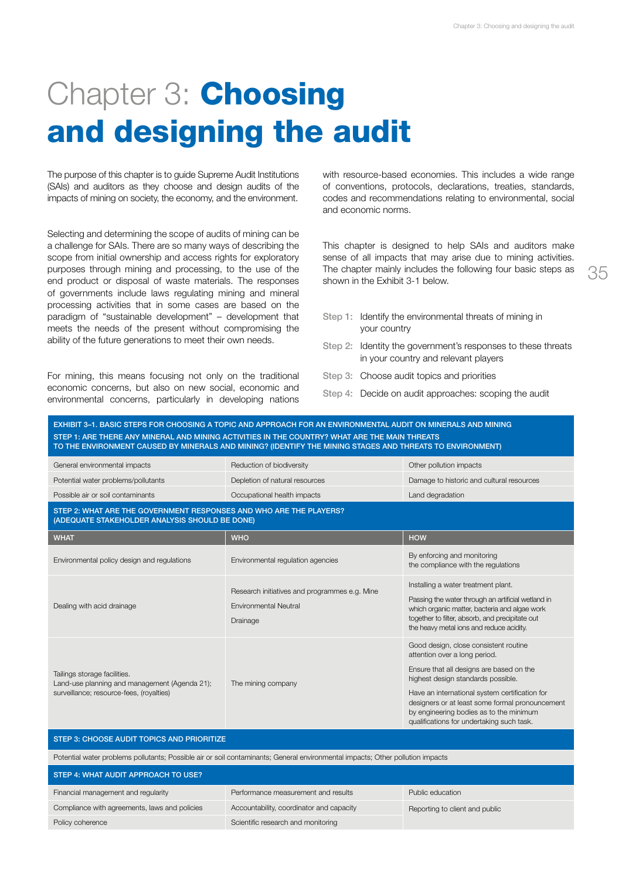# Chapter 3: **Choosing and designing the audit**

The purpose of this chapter is to guide Supreme Audit Institutions (SAIs) and auditors as they choose and design audits of the impacts of mining on society, the economy, and the environment.

Selecting and determining the scope of audits of mining can be a challenge for SAIs. There are so many ways of describing the scope from initial ownership and access rights for exploratory purposes through mining and processing, to the use of the end product or disposal of waste materials. The responses of governments include laws regulating mining and mineral processing activities that in some cases are based on the paradigm of "sustainable development" – development that meets the needs of the present without compromising the ability of the future generations to meet their own needs.

For mining, this means focusing not only on the traditional economic concerns, but also on new social, economic and environmental concerns, particularly in developing nations with resource-based economies. This includes a wide range of conventions, protocols, declarations, treaties, standards, codes and recommendations relating to environmental, social and economic norms.

This chapter is designed to help SAIs and auditors make sense of all impacts that may arise due to mining activities. The chapter mainly includes the following four basic steps as shown in the Exhibit 3-1 below.

- Step 1: Identify the environmental threats of mining in your country
- Step 2: Identity the government's responses to these threats in your country and relevant players
- Step 3: Choose audit topics and priorities
- Step 4: Decide on audit approaches: scoping the audit

**EXHIBIT 3–1. BASIC STEPS FOR CHOOSING A TOPIC AND APPROACH FOR AN ENVIRONMENTAL AUDIT ON MINERALS AND MINING**

| STEP 1: ARE THERE ANY MINERAL AND MINING ACTIVITIES IN THE COUNTRY? WHAT ARE THE MAIN THREATS TO THE ENVIRONMENT CAUSED BY MINERALS AND MINING? (IDENTIFY THE MINING STAGES AND THREATS TO ENVIRONMENT) | | |
|---|---|---|
| General environmental impacts | Reduction of biodiversity | Other pollution impacts |
| Potential water problems/pollutants | Depletion of natural resources | Damage to historic and cultural resources |
| Possible air or soil contaminants | Occupational health impacts | Land degradation |
| **STEP 2: WHAT ARE THE GOVERNMENT RESPONSES AND WHO ARE THE PLAYERS? (ADEQUATE STAKEHOLDER ANALYSIS SHOULD BE DONE)** | | |
| **WHAT** | **WHO** | **HOW** |
| Environmental policy design and regulations | Environmental regulation agencies | By enforcing and monitoring the compliance with the regulations |
| Dealing with acid drainage | Research initiatives and programmes e.g. Mine Environmental Neutral Drainage | Installing a water treatment plant. Passing the water through an artificial wetland in which organic matter, bacteria and algae work together to filter, absorb, and precipitate out the heavy metal ions and reduce acidity. |
| Tailings storage facilities. Land-use planning and management (Agenda 21); surveillance; resource-fees, (royalties) | The mining company | Good design, close consistent routine attention over a long period. Ensure that all designs are based on the highest design standards possible. Have an international system certification for designers or at least some formal pronouncement by engineering bodies as to the minimum qualifications for undertaking such task. |
| **STEP 3: CHOOSE AUDIT TOPICS AND PRIORITIZE** | | |
| Potential water problems pollutants; Possible air or soil contaminants; General environmental impacts; Other pollution impacts | | |
| **STEP 4: WHAT AUDIT APPROACH TO USE?** | | |
| Financial management and regularity | Performance measurement and results | Public education |
| Compliance with agreements, laws and policies | Accountability, coordinator and capacity | Reporting to client and public |
| Policy coherence | Scientific research and monitoring | |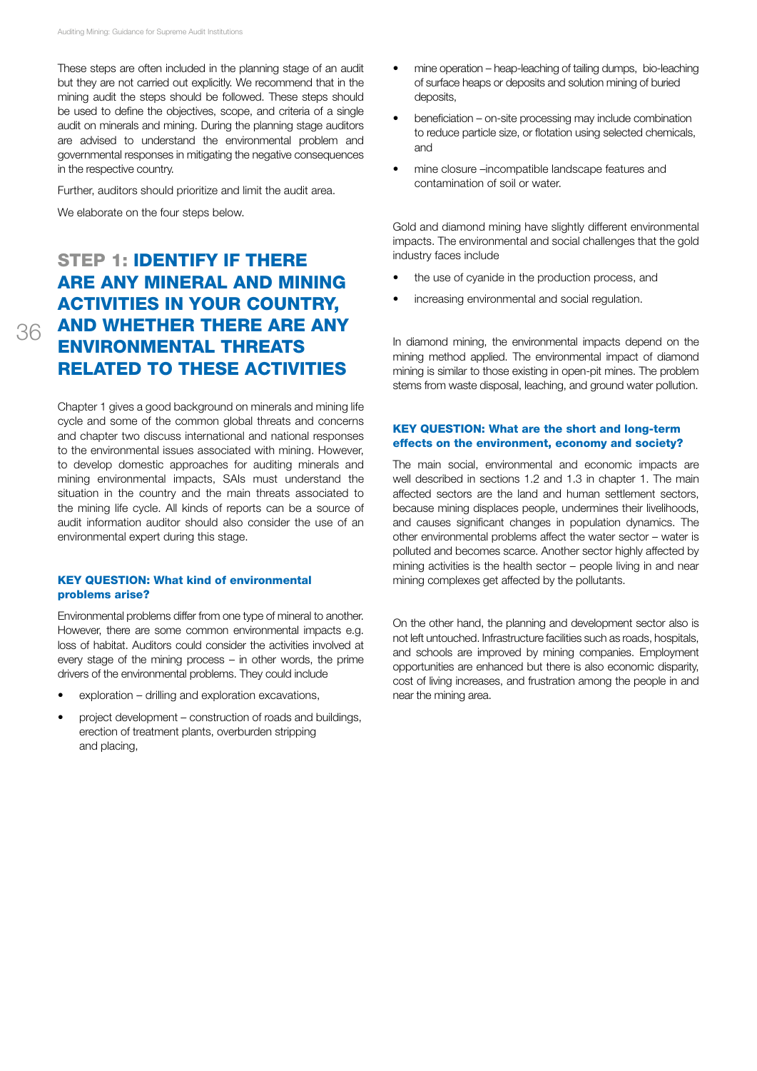These steps are often included in the planning stage of an audit but they are not carried out explicitly. We recommend that in the mining audit the steps should be followed. These steps should be used to define the objectives, scope, and criteria of a single audit on minerals and mining. During the planning stage auditors are advised to understand the environmental problem and governmental responses in mitigating the negative consequences in the respective country.

Further, auditors should prioritize and limit the audit area.

We elaborate on the four steps below.

## STEP 1: IDENTIFY IF THERE ARE ANY MINERAL AND MINING ACTIVITIES IN YOUR COUNTRY, AND WHETHER THERE ARE ANY ENVIRONMENTAL THREATS RELATED TO THESE ACTIVITIES

Chapter 1 gives a good background on minerals and mining life cycle and some of the common global threats and concerns and chapter two discuss international and national responses to the environmental issues associated with mining. However, to develop domestic approaches for auditing minerals and mining environmental impacts, SAIs must understand the situation in the country and the main threats associated to the mining life cycle. All kinds of reports can be a source of audit information auditor should also consider the use of an environmental expert during this stage.

#### KEY QUESTION: What kind of environmental problems arise?

Environmental problems differ from one type of mineral to another. However, there are some common environmental impacts e.g. loss of habitat. Auditors could consider the activities involved at every stage of the mining process – in other words, the prime drivers of the environmental problems. They could include

- exploration – drilling and exploration excavations,
- project development – construction of roads and buildings, erection of treatment plants, overburden stripping and placing,
- mine operation – heap-leaching of tailing dumps, bio-leaching of surface heaps or deposits and solution mining of buried deposits,
- beneficiation – on-site processing may include combination to reduce particle size, or flotation using selected chemicals, and
- mine closure –incompatible landscape features and contamination of soil or water.

Gold and diamond mining have slightly different environmental impacts. The environmental and social challenges that the gold industry faces include

- the use of cyanide in the production process, and
- increasing environmental and social regulation.

In diamond mining, the environmental impacts depend on the mining method applied. The environmental impact of diamond mining is similar to those existing in open-pit mines. The problem stems from waste disposal, leaching, and ground water pollution.

#### KEY QUESTION: What are the short and long-term effects on the environment, economy and society?

The main social, environmental and economic impacts are well described in sections 1.2 and 1.3 in chapter 1. The main affected sectors are the land and human settlement sectors, because mining displaces people, undermines their livelihoods, and causes significant changes in population dynamics. The other environmental problems affect the water sector – water is polluted and becomes scarce. Another sector highly affected by mining activities is the health sector – people living in and near mining complexes get affected by the pollutants.

On the other hand, the planning and development sector also is not left untouched. Infrastructure facilities such as roads, hospitals, and schools are improved by mining companies. Employment opportunities are enhanced but there is also economic disparity, cost of living increases, and frustration among the people in and near the mining area.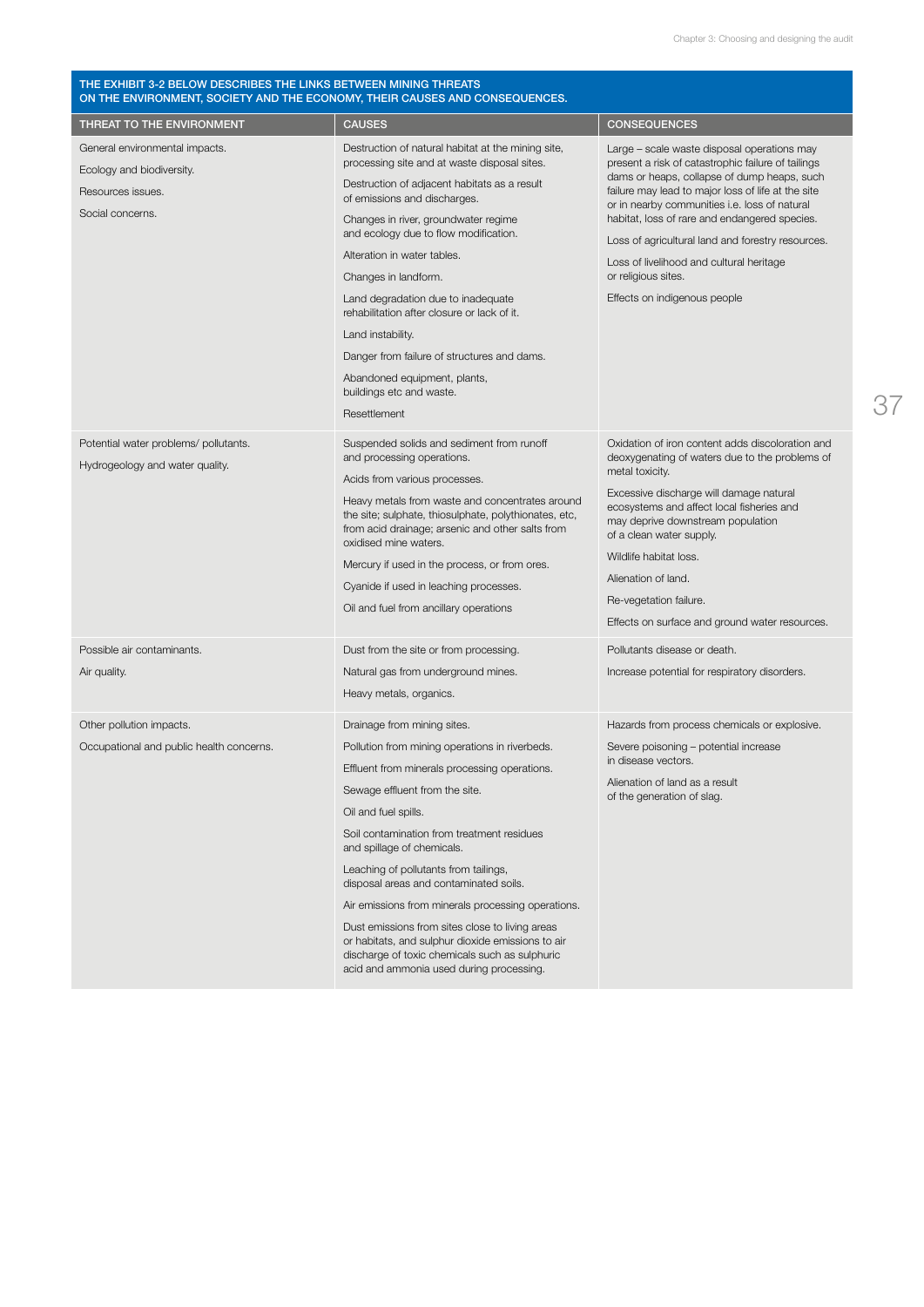**THE EXHIBIT 3-2 BELOW DESCRIBES THE LINKS BETWEEN MINING THREATS ON THE ENVIRONMENT, SOCIETY AND THE ECONOMY, THEIR CAUSES AND CONSEQUENCES.**

| THREAT TO THE ENVIRONMENT | CAUSES | CONSEQUENCES |
|---|---|---|
| General environmental impacts.<br>Ecology and biodiversity.<br>Resources issues.<br>Social concerns. | Destruction of natural habitat at the mining site, processing site and at waste disposal sites.<br>Destruction of adjacent habitats as a result of emissions and discharges.<br>Changes in river, groundwater regime and ecology due to flow modification.<br>Alteration in water tables.<br>Changes in landform.<br>Land degradation due to inadequate rehabilitation after closure or lack of it.<br>Land instability.<br>Danger from failure of structures and dams.<br>Abandoned equipment, plants, buildings etc and waste.<br>Resettlement | Large – scale waste disposal operations may present a risk of catastrophic failure of tailings dams or heaps, collapse of dump heaps, such failure may lead to major loss of life at the site or in nearby communities i.e. loss of natural habitat, loss of rare and endangered species.<br>Loss of agricultural land and forestry resources.<br>Loss of livelihood and cultural heritage or religious sites.<br>Effects on indigenous people |
| Potential water problems/ pollutants.<br>Hydrogeology and water quality. | Suspended solids and sediment from runoff and processing operations.<br>Acids from various processes.<br>Heavy metals from waste and concentrates around the site; sulphate, thiosulphate, polythionates, etc, from acid drainage; arsenic and other salts from oxidised mine waters.<br>Mercury if used in the process, or from ores.<br>Cyanide if used in leaching processes.<br>Oil and fuel from ancillary operations | Oxidation of iron content adds discoloration and deoxygenating of waters due to the problems of metal toxicity.<br>Excessive discharge will damage natural ecosystems and affect local fisheries and may deprive downstream population of a clean water supply.<br>Wildlife habitat loss.<br>Alienation of land.<br>Re-vegetation failure.<br>Effects on surface and ground water resources. |
| Possible air contaminants.<br>Air quality. | Dust from the site or from processing.<br>Natural gas from underground mines.<br>Heavy metals, organics. | Pollutants disease or death.<br>Increase potential for respiratory disorders. |
| Other pollution impacts.<br>Occupational and public health concerns. | Drainage from mining sites.<br>Pollution from mining operations in riverbeds.<br>Effluent from minerals processing operations.<br>Sewage effluent from the site.<br>Oil and fuel spills.<br>Soil contamination from treatment residues and spillage of chemicals.<br>Leaching of pollutants from tailings, disposal areas and contaminated soils.<br>Air emissions from minerals processing operations.<br>Dust emissions from sites close to living areas or habitats, and sulphur dioxide emissions to air discharge of toxic chemicals such as sulphuric acid and ammonia used during processing. | Hazards from process chemicals or explosive.<br>Severe poisoning – potential increase in disease vectors.<br>Alienation of land as a result of the generation of slag. |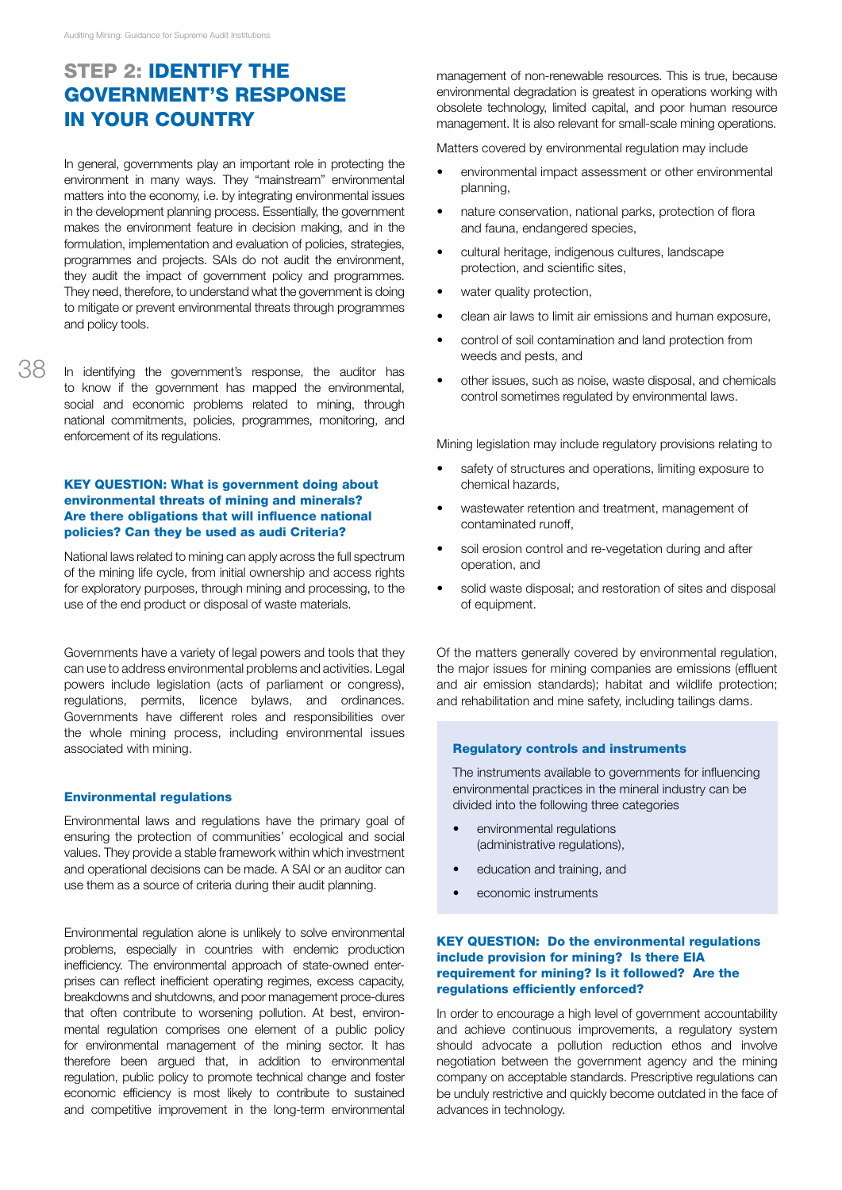## STEP 2: IDENTIFY THE GOVERNMENT'S RESPONSE IN YOUR COUNTRY

In general, governments play an important role in protecting the environment in many ways. They "mainstream" environmental matters into the economy, i.e. by integrating environmental issues in the development planning process. Essentially, the government makes the environment feature in decision making, and in the formulation, implementation and evaluation of policies, strategies, programmes and projects. SAIs do not audit the environment, they audit the impact of government policy and programmes. They need, therefore, to understand what the government is doing to mitigate or prevent environmental threats through programmes and policy tools.

In identifying the government's response, the auditor has to know if the government has mapped the environmental, social and economic problems related to mining, through national commitments, policies, programmes, monitoring, and enforcement of its regulations.

**KEY QUESTION: What is government doing about environmental threats of mining and minerals? Are there obligations that will influence national policies? Can they be used as audi Criteria?**

National laws related to mining can apply across the full spectrum of the mining life cycle, from initial ownership and access rights for exploratory purposes, through mining and processing, to the use of the end product or disposal of waste materials.

Governments have a variety of legal powers and tools that they can use to address environmental problems and activities. Legal powers include legislation (acts of parliament or congress), regulations, permits, licence bylaws, and ordinances. Governments have different roles and responsibilities over the whole mining process, including environmental issues associated with mining.

### Environmental regulations

Environmental laws and regulations have the primary goal of ensuring the protection of communities' ecological and social values. They provide a stable framework within which investment and operational decisions can be made. A SAI or an auditor can use them as a source of criteria during their audit planning.

Environmental regulation alone is unlikely to solve environmental problems, especially in countries with endemic production inefficiency. The environmental approach of state-owned enterprises can reflect inefficient operating regimes, excess capacity, breakdowns and shutdowns, and poor management proce-dures that often contribute to worsening pollution. At best, environmental regulation comprises one element of a public policy for environmental management of the mining sector. It has therefore been argued that, in addition to environmental regulation, public policy to promote technical change and foster economic efficiency is most likely to contribute to sustained and competitive improvement in the long-term environmental management of non-renewable resources. This is true, because environmental degradation is greatest in operations working with obsolete technology, limited capital, and poor human resource management. It is also relevant for small-scale mining operations.

Matters covered by environmental regulation may include

- environmental impact assessment or other environmental planning,
- nature conservation, national parks, protection of flora and fauna, endangered species,
- cultural heritage, indigenous cultures, landscape protection, and scientific sites,
- water quality protection,
- clean air laws to limit air emissions and human exposure,
- control of soil contamination and land protection from weeds and pests, and
- other issues, such as noise, waste disposal, and chemicals control sometimes regulated by environmental laws.

Mining legislation may include regulatory provisions relating to

- safety of structures and operations, limiting exposure to chemical hazards,
- wastewater retention and treatment, management of contaminated runoff,
- soil erosion control and re-vegetation during and after operation, and
- solid waste disposal; and restoration of sites and disposal of equipment.

Of the matters generally covered by environmental regulation, the major issues for mining companies are emissions (effluent and air emission standards); habitat and wildlife protection; and rehabilitation and mine safety, including tailings dams.

**Regulatory controls and instruments**

The instruments available to governments for influencing environmental practices in the mineral industry can be divided into the following three categories

- environmental regulations (administrative regulations),
- education and training, and
- economic instruments

**KEY QUESTION: Do the environmental regulations include provision for mining? Is there EIA requirement for mining? Is it followed? Are the regulations efficiently enforced?**

In order to encourage a high level of government accountability and achieve continuous improvements, a regulatory system should advocate a pollution reduction ethos and involve negotiation between the government agency and the mining company on acceptable standards. Prescriptive regulations can be unduly restrictive and quickly become outdated in the face of advances in technology.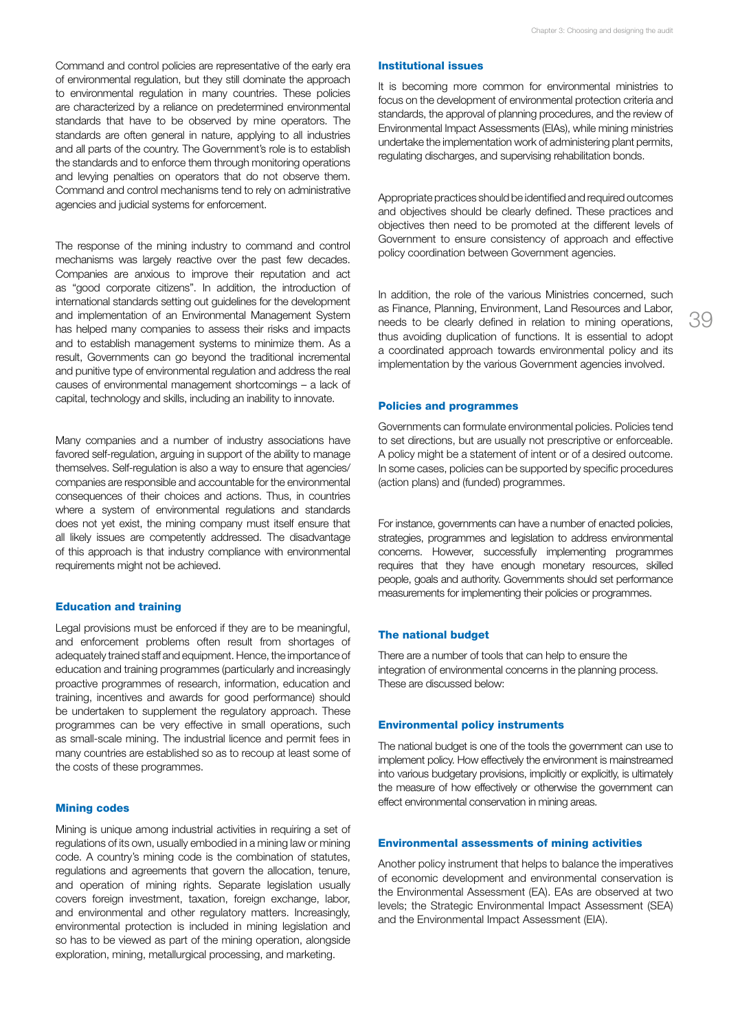Command and control policies are representative of the early era of environmental regulation, but they still dominate the approach to environmental regulation in many countries. These policies are characterized by a reliance on predetermined environmental standards that have to be observed by mine operators. The standards are often general in nature, applying to all industries and all parts of the country. The Government's role is to establish the standards and to enforce them through monitoring operations and levying penalties on operators that do not observe them. Command and control mechanisms tend to rely on administrative agencies and judicial systems for enforcement.

The response of the mining industry to command and control mechanisms was largely reactive over the past few decades. Companies are anxious to improve their reputation and act as "good corporate citizens". In addition, the introduction of international standards setting out guidelines for the development and implementation of an Environmental Management System has helped many companies to assess their risks and impacts and to establish management systems to minimize them. As a result, Governments can go beyond the traditional incremental and punitive type of environmental regulation and address the real causes of environmental management shortcomings – a lack of capital, technology and skills, including an inability to innovate.

Many companies and a number of industry associations have favored self-regulation, arguing in support of the ability to manage themselves. Self-regulation is also a way to ensure that agencies/companies are responsible and accountable for the environmental consequences of their choices and actions. Thus, in countries where a system of environmental regulations and standards does not yet exist, the mining company must itself ensure that all likely issues are competently addressed. The disadvantage of this approach is that industry compliance with environmental requirements might not be achieved.

### Education and training

Legal provisions must be enforced if they are to be meaningful, and enforcement problems often result from shortages of adequately trained staff and equipment. Hence, the importance of education and training programmes (particularly and increasingly proactive programmes of research, information, education and training, incentives and awards for good performance) should be undertaken to supplement the regulatory approach. These programmes can be very effective in small operations, such as small-scale mining. The industrial licence and permit fees in many countries are established so as to recoup at least some of the costs of these programmes.

### Mining codes

Mining is unique among industrial activities in requiring a set of regulations of its own, usually embodied in a mining law or mining code. A country's mining code is the combination of statutes, regulations and agreements that govern the allocation, tenure, and operation of mining rights. Separate legislation usually covers foreign investment, taxation, foreign exchange, labor, and environmental and other regulatory matters. Increasingly, environmental protection is included in mining legislation and so has to be viewed as part of the mining operation, alongside exploration, mining, metallurgical processing, and marketing.

### Institutional issues

It is becoming more common for environmental ministries to focus on the development of environmental protection criteria and standards, the approval of planning procedures, and the review of Environmental Impact Assessments (EIAs), while mining ministries undertake the implementation work of administering plant permits, regulating discharges, and supervising rehabilitation bonds.

Appropriate practices should be identified and required outcomes and objectives should be clearly defined. These practices and objectives then need to be promoted at the different levels of Government to ensure consistency of approach and effective policy coordination between Government agencies.

In addition, the role of the various Ministries concerned, such as Finance, Planning, Environment, Land Resources and Labor, needs to be clearly defined in relation to mining operations, thus avoiding duplication of functions. It is essential to adopt a coordinated approach towards environmental policy and its implementation by the various Government agencies involved.

### Policies and programmes

Governments can formulate environmental policies. Policies tend to set directions, but are usually not prescriptive or enforceable. A policy might be a statement of intent or of a desired outcome. In some cases, policies can be supported by specific procedures (action plans) and (funded) programmes.

For instance, governments can have a number of enacted policies, strategies, programmes and legislation to address environmental concerns. However, successfully implementing programmes requires that they have enough monetary resources, skilled people, goals and authority. Governments should set performance measurements for implementing their policies or programmes.

### The national budget

There are a number of tools that can help to ensure the integration of environmental concerns in the planning process. These are discussed below:

### Environmental policy instruments

The national budget is one of the tools the government can use to implement policy. How effectively the environment is mainstreamed into various budgetary provisions, implicitly or explicitly, is ultimately the measure of how effectively or otherwise the government can effect environmental conservation in mining areas.

### Environmental assessments of mining activities

Another policy instrument that helps to balance the imperatives of economic development and environmental conservation is the Environmental Assessment (EA). EAs are observed at two levels; the Strategic Environmental Impact Assessment (SEA) and the Environmental Impact Assessment (EIA).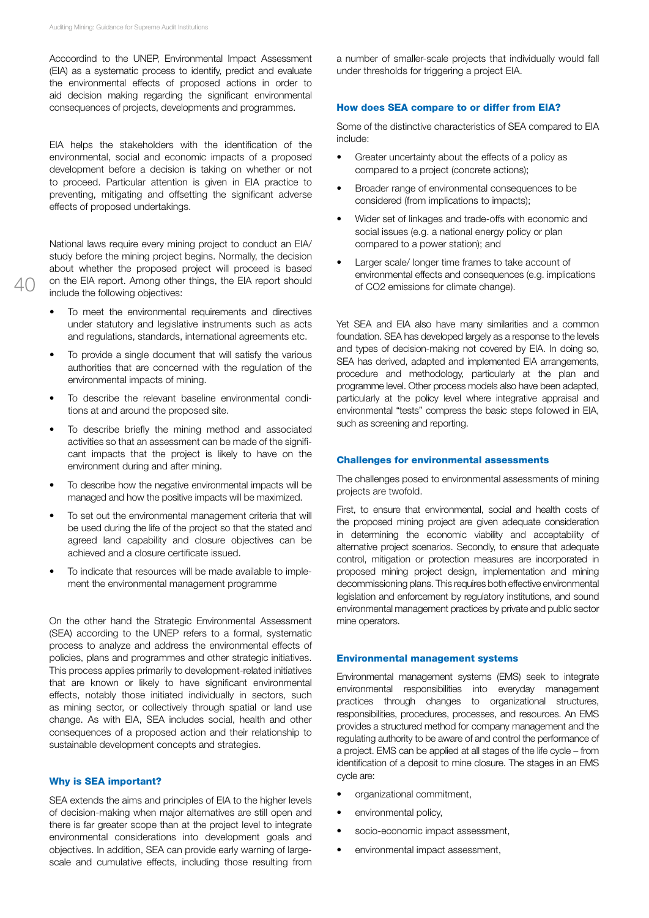Accoordind to the UNEP, Environmental Impact Assessment (EIA) as a systematic process to identify, predict and evaluate the environmental effects of proposed actions in order to aid decision making regarding the significant environmental consequences of projects, developments and programmes.

EIA helps the stakeholders with the identification of the environmental, social and economic impacts of a proposed development before a decision is taking on whether or not to proceed. Particular attention is given in EIA practice to preventing, mitigating and offsetting the significant adverse effects of proposed undertakings.

National laws require every mining project to conduct an EIA/ study before the mining project begins. Normally, the decision about whether the proposed project will proceed is based on the EIA report. Among other things, the EIA report should include the following objectives:

- To meet the environmental requirements and directives under statutory and legislative instruments such as acts and regulations, standards, international agreements etc.
- To provide a single document that will satisfy the various authorities that are concerned with the regulation of the environmental impacts of mining.
- To describe the relevant baseline environmental conditions at and around the proposed site.
- To describe briefly the mining method and associated activities so that an assessment can be made of the significant impacts that the project is likely to have on the environment during and after mining.
- To describe how the negative environmental impacts will be managed and how the positive impacts will be maximized.
- To set out the environmental management criteria that will be used during the life of the project so that the stated and agreed land capability and closure objectives can be achieved and a closure certificate issued.
- To indicate that resources will be made available to implement the environmental management programme

On the other hand the Strategic Environmental Assessment (SEA) according to the UNEP refers to a formal, systematic process to analyze and address the environmental effects of policies, plans and programmes and other strategic initiatives. This process applies primarily to development-related initiatives that are known or likely to have significant environmental effects, notably those initiated individually in sectors, such as mining sector, or collectively through spatial or land use change. As with EIA, SEA includes social, health and other consequences of a proposed action and their relationship to sustainable development concepts and strategies.

#### Why is SEA important?

SEA extends the aims and principles of EIA to the higher levels of decision-making when major alternatives are still open and there is far greater scope than at the project level to integrate environmental considerations into development goals and objectives. In addition, SEA can provide early warning of large-scale and cumulative effects, including those resulting from a number of smaller-scale projects that individually would fall under thresholds for triggering a project EIA.

#### How does SEA compare to or differ from EIA?

Some of the distinctive characteristics of SEA compared to EIA include:

- Greater uncertainty about the effects of a policy as compared to a project (concrete actions);
- Broader range of environmental consequences to be considered (from implications to impacts);
- Wider set of linkages and trade-offs with economic and social issues (e.g. a national energy policy or plan compared to a power station); and
- Larger scale/ longer time frames to take account of environmental effects and consequences (e.g. implications of $CO_2$ emissions for climate change).

Yet SEA and EIA also have many similarities and a common foundation. SEA has developed largely as a response to the levels and types of decision-making not covered by EIA. In doing so, SEA has derived, adapted and implemented EIA arrangements, procedure and methodology, particularly at the plan and programme level. Other process models also have been adapted, particularly at the policy level where integrative appraisal and environmental “tests” compress the basic steps followed in EIA, such as screening and reporting.

#### Challenges for environmental assessments

The challenges posed to environmental assessments of mining projects are twofold.

First, to ensure that environmental, social and health costs of the proposed mining project are given adequate consideration in determining the economic viability and acceptability of alternative project scenarios. Secondly, to ensure that adequate control, mitigation or protection measures are incorporated in proposed mining project design, implementation and mining decommissioning plans. This requires both effective environmental legislation and enforcement by regulatory institutions, and sound environmental management practices by private and public sector mine operators.

#### Environmental management systems

Environmental management systems (EMS) seek to integrate environmental responsibilities into everyday management practices through changes to organizational structures, responsibilities, procedures, processes, and resources. An EMS provides a structured method for company management and the regulating authority to be aware of and control the performance of a project. EMS can be applied at all stages of the life cycle – from identification of a deposit to mine closure. The stages in an EMS cycle are:

- organizational commitment,
- environmental policy,
- socio-economic impact assessment,
- environmental impact assessment,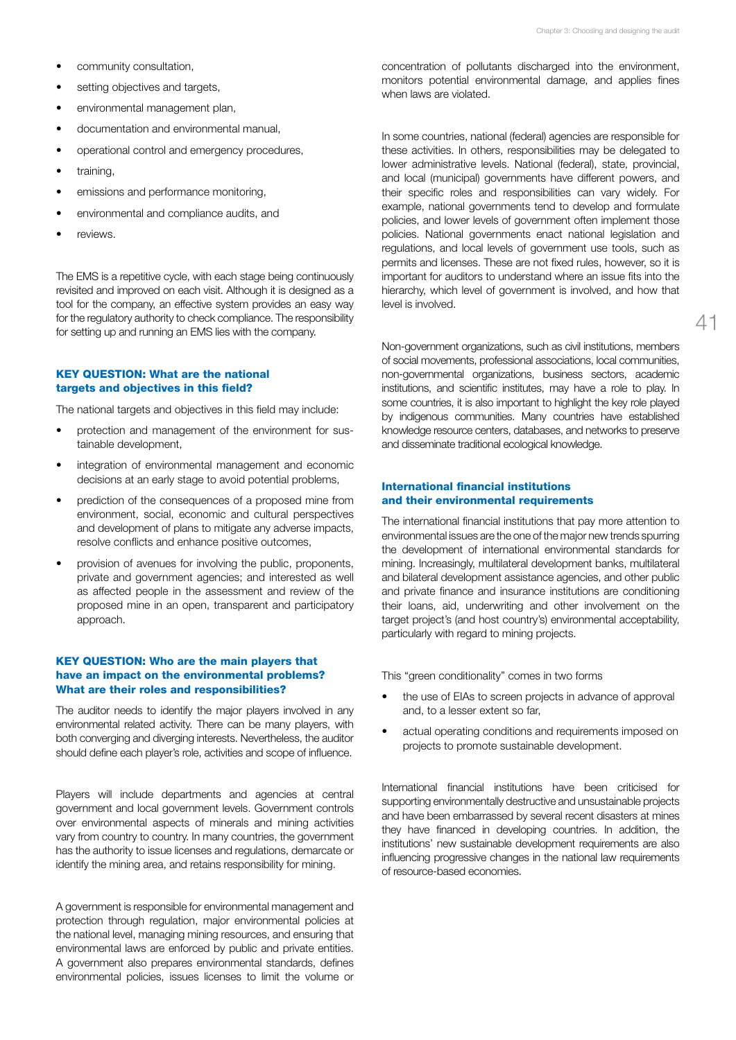- community consultation,
- setting objectives and targets,
- environmental management plan,
- documentation and environmental manual,
- operational control and emergency procedures,
- training,
- emissions and performance monitoring,
- environmental and compliance audits, and
- reviews.

The EMS is a repetitive cycle, with each stage being continuously revisited and improved on each visit. Although it is designed as a tool for the company, an effective system provides an easy way for the regulatory authority to check compliance. The responsibility for setting up and running an EMS lies with the company.

### KEY QUESTION: What are the national targets and objectives in this field?

The national targets and objectives in this field may include:

- protection and management of the environment for sustainable development,
- integration of environmental management and economic decisions at an early stage to avoid potential problems,
- prediction of the consequences of a proposed mine from environment, social, economic and cultural perspectives and development of plans to mitigate any adverse impacts, resolve conflicts and enhance positive outcomes,
- provision of avenues for involving the public, proponents, private and government agencies; and interested as well as affected people in the assessment and review of the proposed mine in an open, transparent and participatory approach.

### KEY QUESTION: Who are the main players that have an impact on the environmental problems? What are their roles and responsibilities?

The auditor needs to identify the major players involved in any environmental related activity. There can be many players, with both converging and diverging interests. Nevertheless, the auditor should define each player's role, activities and scope of influence.

Players will include departments and agencies at central government and local government levels. Government controls over environmental aspects of minerals and mining activities vary from country to country. In many countries, the government has the authority to issue licenses and regulations, demarcate or identify the mining area, and retains responsibility for mining.

A government is responsible for environmental management and protection through regulation, major environmental policies at the national level, managing mining resources, and ensuring that environmental laws are enforced by public and private entities. A government also prepares environmental standards, defines environmental policies, issues licenses to limit the volume or concentration of pollutants discharged into the environment, monitors potential environmental damage, and applies fines when laws are violated.

In some countries, national (federal) agencies are responsible for these activities. In others, responsibilities may be delegated to lower administrative levels. National (federal), state, provincial, and local (municipal) governments have different powers, and their specific roles and responsibilities can vary widely. For example, national governments tend to develop and formulate policies, and lower levels of government often implement those policies. National governments enact national legislation and regulations, and local levels of government use tools, such as permits and licenses. These are not fixed rules, however, so it is important for auditors to understand where an issue fits into the hierarchy, which level of government is involved, and how that level is involved.

Non-government organizations, such as civil institutions, members of social movements, professional associations, local communities, non-governmental organizations, business sectors, academic institutions, and scientific institutes, may have a role to play. In some countries, it is also important to highlight the key role played by indigenous communities. Many countries have established knowledge resource centers, databases, and networks to preserve and disseminate traditional ecological knowledge.

### International financial institutions and their environmental requirements

The international financial institutions that pay more attention to environmental issues are the one of the major new trends spurring the development of international environmental standards for mining. Increasingly, multilateral development banks, multilateral and bilateral development assistance agencies, and other public and private finance and insurance institutions are conditioning their loans, aid, underwriting and other involvement on the target project's (and host country's) environmental acceptability, particularly with regard to mining projects.

This "green conditionality" comes in two forms

- the use of EIAs to screen projects in advance of approval and, to a lesser extent so far,
- actual operating conditions and requirements imposed on projects to promote sustainable development.

International financial institutions have been criticised for supporting environmentally destructive and unsustainable projects and have been embarrassed by several recent disasters at mines they have financed in developing countries. In addition, the institutions' new sustainable development requirements are also influencing progressive changes in the national law requirements of resource-based economies.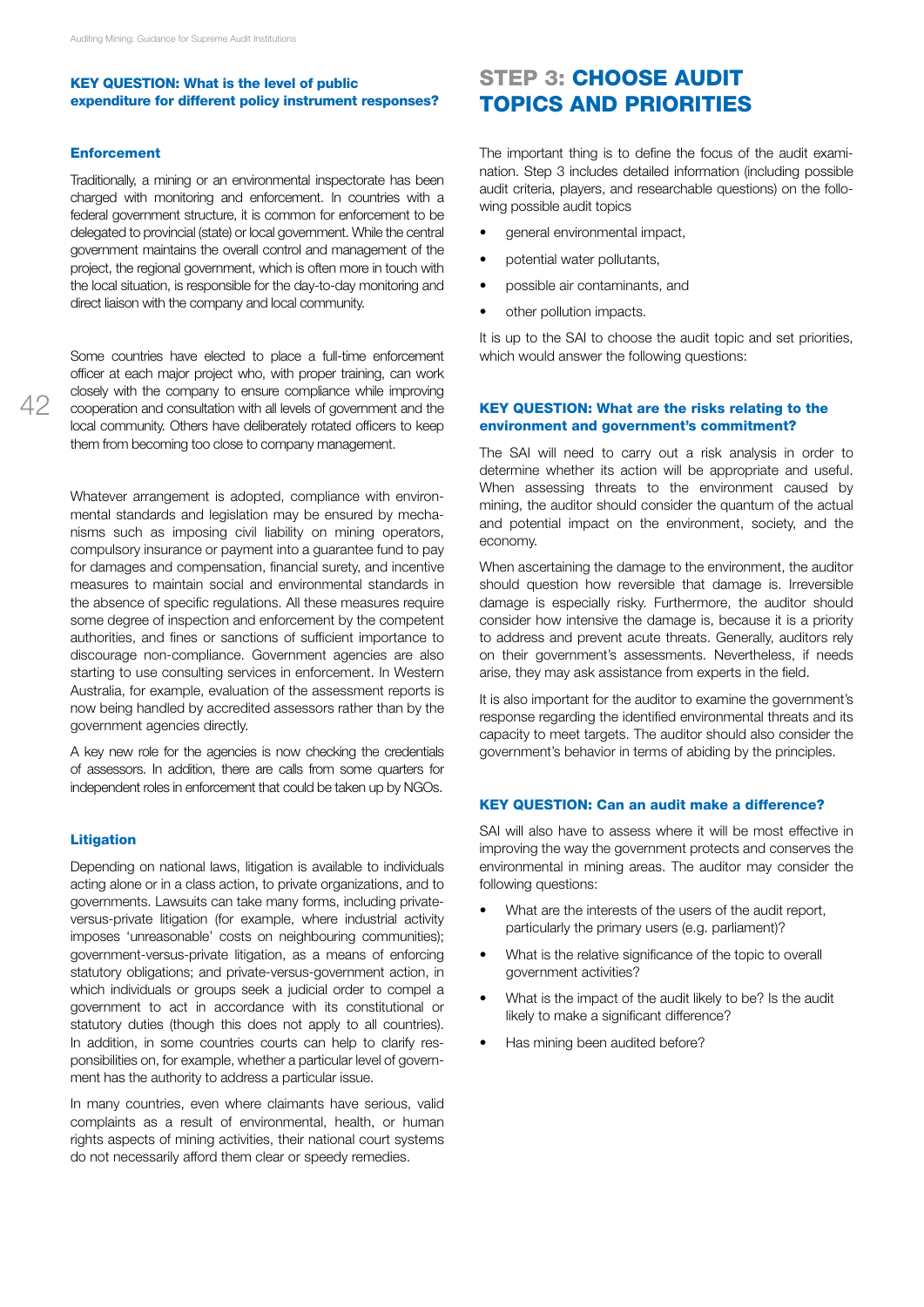#### KEY QUESTION: What is the level of public expenditure for different policy instrument responses?

#### Enforcement

Traditionally, a mining or an environmental inspectorate has been charged with monitoring and enforcement. In countries with a federal government structure, it is common for enforcement to be delegated to provincial (state) or local government. While the central government maintains the overall control and management of the project, the regional government, which is often more in touch with the local situation, is responsible for the day-to-day monitoring and direct liaison with the company and local community.

Some countries have elected to place a full-time enforcement officer at each major project who, with proper training, can work closely with the company to ensure compliance while improving cooperation and consultation with all levels of government and the local community. Others have deliberately rotated officers to keep them from becoming too close to company management.

Whatever arrangement is adopted, compliance with environmental standards and legislation may be ensured by mechanisms such as imposing civil liability on mining operators, compulsory insurance or payment into a guarantee fund to pay for damages and compensation, financial surety, and incentive measures to maintain social and environmental standards in the absence of specific regulations. All these measures require some degree of inspection and enforcement by the competent authorities, and fines or sanctions of sufficient importance to discourage non-compliance. Government agencies are also starting to use consulting services in enforcement. In Western Australia, for example, evaluation of the assessment reports is now being handled by accredited assessors rather than by the government agencies directly.

A key new role for the agencies is now checking the credentials of assessors. In addition, there are calls from some quarters for independent roles in enforcement that could be taken up by NGOs.

#### Litigation

Depending on national laws, litigation is available to individuals acting alone or in a class action, to private organizations, and to governments. Lawsuits can take many forms, including private-versus-private litigation (for example, where industrial activity imposes 'unreasonable' costs on neighbouring communities); government-versus-private litigation, as a means of enforcing statutory obligations; and private-versus-government action, in which individuals or groups seek a judicial order to compel a government to act in accordance with its constitutional or statutory duties (though this does not apply to all countries). In addition, in some countries courts can help to clarify responsibilities on, for example, whether a particular level of government has the authority to address a particular issue.

In many countries, even where claimants have serious, valid complaints as a result of environmental, health, or human rights aspects of mining activities, their national court systems do not necessarily afford them clear or speedy remedies.

## STEP 3: CHOOSE AUDIT TOPICS AND PRIORITIES

The important thing is to define the focus of the audit examination. Step 3 includes detailed information (including possible audit criteria, players, and researchable questions) on the following possible audit topics

- general environmental impact,
- potential water pollutants,
- possible air contaminants, and
- other pollution impacts.

It is up to the SAI to choose the audit topic and set priorities, which would answer the following questions:

#### KEY QUESTION: What are the risks relating to the environment and government's commitment?

The SAI will need to carry out a risk analysis in order to determine whether its action will be appropriate and useful. When assessing threats to the environment caused by mining, the auditor should consider the quantum of the actual and potential impact on the environment, society, and the economy.

When ascertaining the damage to the environment, the auditor should question how reversible that damage is. Irreversible damage is especially risky. Furthermore, the auditor should consider how intensive the damage is, because it is a priority to address and prevent acute threats. Generally, auditors rely on their government's assessments. Nevertheless, if needs arise, they may ask assistance from experts in the field.

It is also important for the auditor to examine the government's response regarding the identified environmental threats and its capacity to meet targets. The auditor should also consider the government's behavior in terms of abiding by the principles.

#### KEY QUESTION: Can an audit make a difference?

SAI will also have to assess where it will be most effective in improving the way the government protects and conserves the environmental in mining areas. The auditor may consider the following questions:

- What are the interests of the users of the audit report, particularly the primary users (e.g. parliament)?
- What is the relative significance of the topic to overall government activities?
- What is the impact of the audit likely to be? Is the audit likely to make a significant difference?
- Has mining been audited before?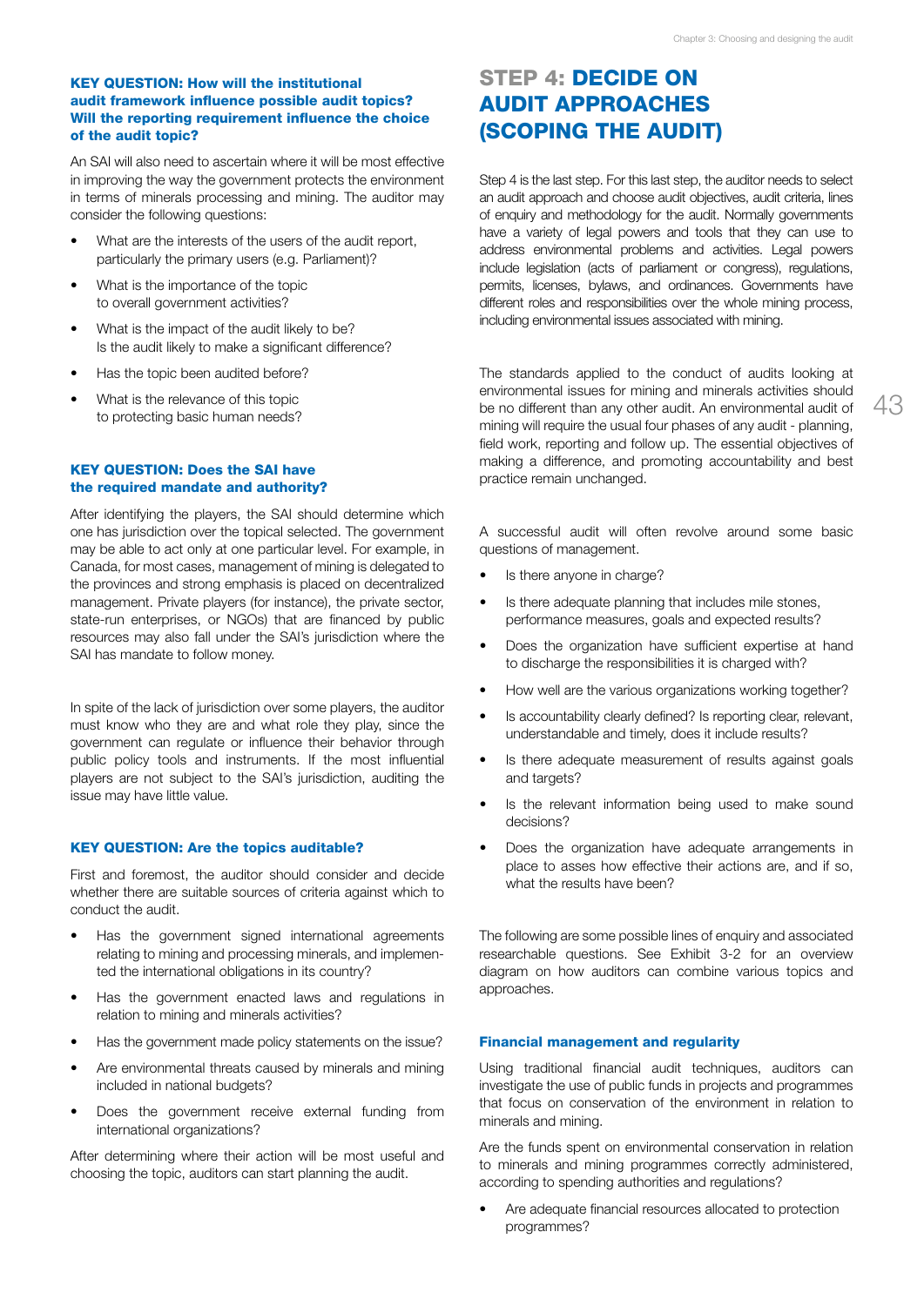### KEY QUESTION: How will the institutional audit framework influence possible audit topics? Will the reporting requirement influence the choice of the audit topic?

An SAI will also need to ascertain where it will be most effective in improving the way the government protects the environment in terms of minerals processing and mining. The auditor may consider the following questions:

- What are the interests of the users of the audit report, particularly the primary users (e.g. Parliament)?
- What is the importance of the topic to overall government activities?
- What is the impact of the audit likely to be? Is the audit likely to make a significant difference?
- Has the topic been audited before?
- What is the relevance of this topic to protecting basic human needs?

### KEY QUESTION: Does the SAI have the required mandate and authority?

After identifying the players, the SAI should determine which one has jurisdiction over the topical selected. The government may be able to act only at one particular level. For example, in Canada, for most cases, management of mining is delegated to the provinces and strong emphasis is placed on decentralized management. Private players (for instance), the private sector, state-run enterprises, or NGOs) that are financed by public resources may also fall under the SAI's jurisdiction where the SAI has mandate to follow money.

In spite of the lack of jurisdiction over some players, the auditor must know who they are and what role they play, since the government can regulate or influence their behavior through public policy tools and instruments. If the most influential players are not subject to the SAI's jurisdiction, auditing the issue may have little value.

### KEY QUESTION: Are the topics auditable?

First and foremost, the auditor should consider and decide whether there are suitable sources of criteria against which to conduct the audit.

- Has the government signed international agreements relating to mining and processing minerals, and implemented the international obligations in its country?
- Has the government enacted laws and regulations in relation to mining and minerals activities?
- Has the government made policy statements on the issue?
- Are environmental threats caused by minerals and mining included in national budgets?
- Does the government receive external funding from international organizations?

After determining where their action will be most useful and choosing the topic, auditors can start planning the audit.

## STEP 4: DECIDE ON AUDIT APPROACHES (SCOPING THE AUDIT)

Step 4 is the last step. For this last step, the auditor needs to select an audit approach and choose audit objectives, audit criteria, lines of enquiry and methodology for the audit. Normally governments have a variety of legal powers and tools that they can use to address environmental problems and activities. Legal powers include legislation (acts of parliament or congress), regulations, permits, licenses, bylaws, and ordinances. Governments have different roles and responsibilities over the whole mining process, including environmental issues associated with mining.

The standards applied to the conduct of audits looking at environmental issues for mining and minerals activities should be no different than any other audit. An environmental audit of mining will require the usual four phases of any audit - planning, field work, reporting and follow up. The essential objectives of making a difference, and promoting accountability and best practice remain unchanged.

A successful audit will often revolve around some basic questions of management.

- Is there anyone in charge?
- Is there adequate planning that includes mile stones, performance measures, goals and expected results?
- Does the organization have sufficient expertise at hand to discharge the responsibilities it is charged with?
- How well are the various organizations working together?
- Is accountability clearly defined? Is reporting clear, relevant, understandable and timely, does it include results?
- Is there adequate measurement of results against goals and targets?
- Is the relevant information being used to make sound decisions?
- Does the organization have adequate arrangements in place to asses how effective their actions are, and if so, what the results have been?

The following are some possible lines of enquiry and associated researchable questions. See Exhibit 3-2 for an overview diagram on how auditors can combine various topics and approaches.

### Financial management and regularity

Using traditional financial audit techniques, auditors can investigate the use of public funds in projects and programmes that focus on conservation of the environment in relation to minerals and mining.

Are the funds spent on environmental conservation in relation to minerals and mining programmes correctly administered, according to spending authorities and regulations?

- Are adequate financial resources allocated to protection programmes?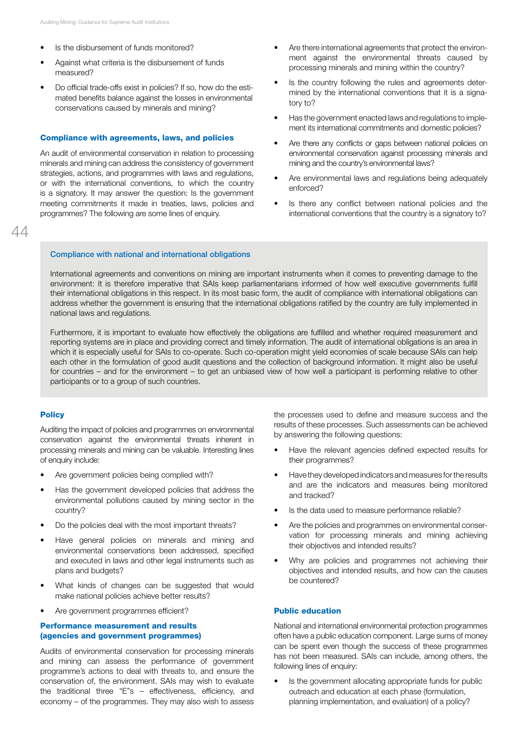- Is the disbursement of funds monitored?
- Against what criteria is the disbursement of funds measured?
- Do official trade-offs exist in policies? If so, how do the estimated benefits balance against the losses in environmental conservations caused by minerals and mining?

### Compliance with agreements, laws, and policies

An audit of environmental conservation in relation to processing minerals and mining can address the consistency of government strategies, actions, and programmes with laws and regulations, or with the international conventions, to which the country is a signatory. It may answer the question: Is the government meeting commitments it made in treaties, laws, policies and programmes? The following are some lines of enquiry.

- Are there international agreements that protect the environment against the environmental threats caused by processing minerals and mining within the country?
- Is the country following the rules and agreements determined by the international conventions that it is a signatory to?
- Has the government enacted laws and regulations to implement its international commitments and domestic policies?
- Are there any conflicts or gaps between national policies on environmental conservation against processing minerals and mining and the country's environmental laws?
- Are environmental laws and regulations being adequately enforced?
- Is there any conflict between national policies and the international conventions that the country is a signatory to?

### Compliance with national and international obligations

International agreements and conventions on mining are important instruments when it comes to preventing damage to the environment: It is therefore imperative that SAIs keep parliamentarians informed of how well executive governments fulfill their international obligations in this respect. In its most basic form, the audit of compliance with international obligations can address whether the government is ensuring that the international obligations ratified by the country are fully implemented in national laws and regulations.

Furthermore, it is important to evaluate how effectively the obligations are fulfilled and whether required measurement and reporting systems are in place and providing correct and timely information. The audit of international obligations is an area in which it is especially useful for SAIs to co-operate. Such co-operation might yield economies of scale because SAIs can help each other in the formulation of good audit questions and the collection of background information. It might also be useful for countries – and for the environment – to get an unbiased view of how well a participant is performing relative to other participants or to a group of such countries.

### Policy

Auditing the impact of policies and programmes on environmental conservation against the environmental threats inherent in processing minerals and mining can be valuable. Interesting lines of enquiry include:

- Are government policies being complied with?
- Has the government developed policies that address the environmental pollutions caused by mining sector in the country?
- Do the policies deal with the most important threats?
- Have general policies on minerals and mining and environmental conservations been addressed, specified and executed in laws and other legal instruments such as plans and budgets?
- What kinds of changes can be suggested that would make national policies achieve better results?
- Are government programmes efficient?

### Performance measurement and results (agencies and government programmes)

Audits of environmental conservation for processing minerals and mining can assess the performance of government programme's actions to deal with threats to, and ensure the conservation of, the environment. SAIs may wish to evaluate the traditional three "E"s – effectiveness, efficiency, and economy – of the programmes. They may also wish to assess the processes used to define and measure success and the results of these processes. Such assessments can be achieved by answering the following questions:

- Have the relevant agencies defined expected results for their programmes?
- Have they developed indicators and measures for the results and are the indicators and measures being monitored and tracked?
- Is the data used to measure performance reliable?
- Are the policies and programmes on environmental conservation for processing minerals and mining achieving their objectives and intended results?
- Why are policies and programmes not achieving their objectives and intended results, and how can the causes be countered?

### Public education

National and international environmental protection programmes often have a public education component. Large sums of money can be spent even though the success of these programmes has not been measured. SAIs can include, among others, the following lines of enquiry:

- Is the government allocating appropriate funds for public outreach and education at each phase (formulation, planning implementation, and evaluation) of a policy?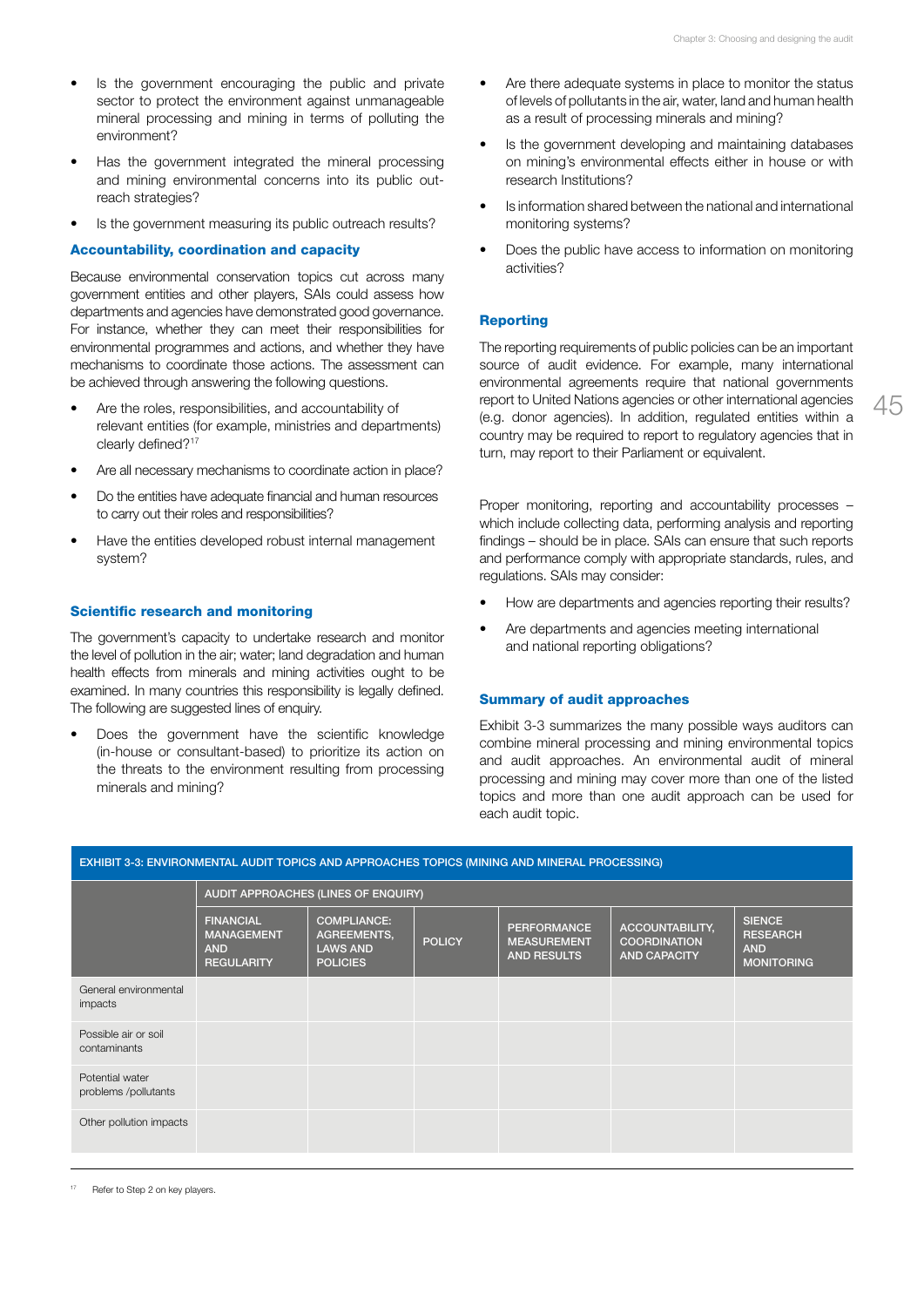- Is the government encouraging the public and private sector to protect the environment against unmanageable mineral processing and mining in terms of polluting the environment?
- Has the government integrated the mineral processing and mining environmental concerns into its public out-reach strategies?
- Is the government measuring its public outreach results?

### Accountability, coordination and capacity

Because environmental conservation topics cut across many government entities and other players, SAIs could assess how departments and agencies have demonstrated good governance. For instance, whether they can meet their responsibilities for environmental programmes and actions, and whether they have mechanisms to coordinate those actions. The assessment can be achieved through answering the following questions.

- Are the roles, responsibilities, and accountability of relevant entities (for example, ministries and departments) clearly defined?[17]
- Are all necessary mechanisms to coordinate action in place?
- Do the entities have adequate financial and human resources to carry out their roles and responsibilities?
- Have the entities developed robust internal management system?

### Scientific research and monitoring

The government's capacity to undertake research and monitor the level of pollution in the air; water; land degradation and human health effects from minerals and mining activities ought to be examined. In many countries this responsibility is legally defined. The following are suggested lines of enquiry.

- Does the government have the scientific knowledge (in-house or consultant-based) to prioritize its action on the threats to the environment resulting from processing minerals and mining?
- Are there adequate systems in place to monitor the status of levels of pollutants in the air, water, land and human health as a result of processing minerals and mining?
- Is the government developing and maintaining databases on mining's environmental effects either in house or with research Institutions?
- Is information shared between the national and international monitoring systems?
- Does the public have access to information on monitoring activities?

### Reporting

The reporting requirements of public policies can be an important source of audit evidence. For example, many international environmental agreements require that national governments report to United Nations agencies or other international agencies (e.g. donor agencies). In addition, regulated entities within a country may be required to report to regulatory agencies that in turn, may report to their Parliament or equivalent.

Proper monitoring, reporting and accountability processes – which include collecting data, performing analysis and reporting findings – should be in place. SAIs can ensure that such reports and performance comply with appropriate standards, rules, and regulations. SAIs may consider:

- How are departments and agencies reporting their results?
- Are departments and agencies meeting international and national reporting obligations?

### Summary of audit approaches

Exhibit 3-3 summarizes the many possible ways auditors can combine mineral processing and mining environmental topics and audit approaches. An environmental audit of mineral processing and mining may cover more than one of the listed topics and more than one audit approach can be used for each audit topic.

**EXHIBIT 3-3: ENVIRONMENTAL AUDIT TOPICS AND APPROACHES TOPICS (MINING AND MINERAL PROCESSING)**

| | AUDIT APPROACHES (LINES OF ENQUIRY) | | | | | |
|---|---|---|---|---|---|---|
| | FINANCIAL MANAGEMENT AND REGULARITY | COMPLIANCE: AGREEMENTS, LAWS AND POLICIES | POLICY | PERFORMANCE MEASUREMENT AND RESULTS | ACCOUNTABILITY, COORDINATION AND CAPACITY | SIENCE RESEARCH AND MONITORING |
| General environmental impacts | | | | | | |
| Possible air or soil contaminants | | | | | | |
| Potential water problems /pollutants | | | | | | |
| Other pollution impacts | | | | | | |

[17] Refer to Step 2 on key players.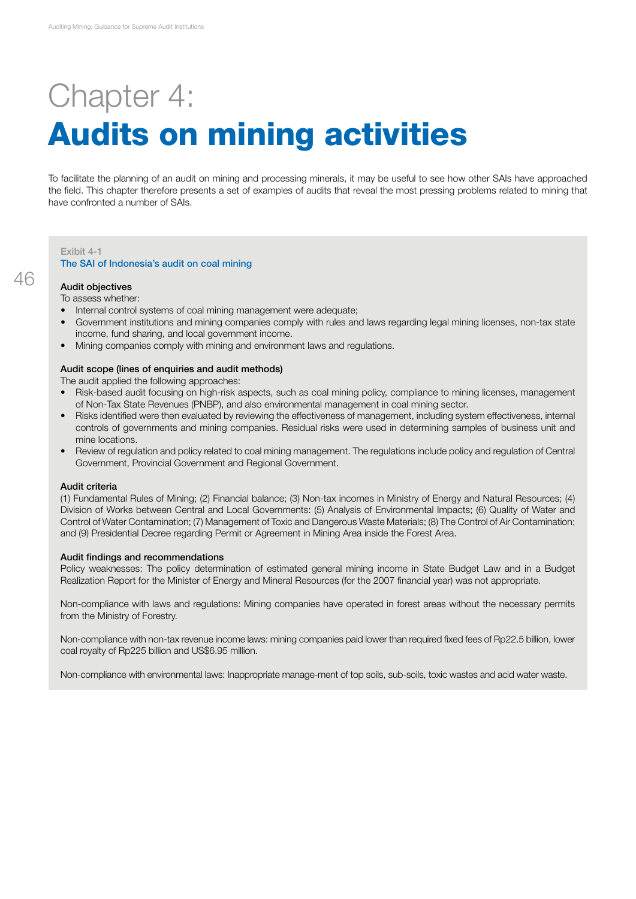# Chapter 4:
# Audits on mining activities

To facilitate the planning of an audit on mining and processing minerals, it may be useful to see how other SAIs have approached the field. This chapter therefore presents a set of examples of audits that reveal the most pressing problems related to mining that have confronted a number of SAIs.

Exibit 4-1

### The SAI of Indonesia's audit on coal mining

**Audit objectives**

To assess whether:

- Internal control systems of coal mining management were adequate;
- Government institutions and mining companies comply with rules and laws regarding legal mining licenses, non-tax state income, fund sharing, and local government income.
- Mining companies comply with mining and environment laws and regulations.

**Audit scope (lines of enquiries and audit methods)**

The audit applied the following approaches:

- Risk-based audit focusing on high-risk aspects, such as coal mining policy, compliance to mining licenses, management of Non-Tax State Revenues (PNBP), and also environmental management in coal mining sector.
- Risks identified were then evaluated by reviewing the effectiveness of management, including system effectiveness, internal controls of governments and mining companies. Residual risks were used in determining samples of business unit and mine locations.
- Review of regulation and policy related to coal mining management. The regulations include policy and regulation of Central Government, Provincial Government and Regional Government.

**Audit criteria**

(1) Fundamental Rules of Mining; (2) Financial balance; (3) Non-tax incomes in Ministry of Energy and Natural Resources; (4) Division of Works between Central and Local Governments: (5) Analysis of Environmental Impacts; (6) Quality of Water and Control of Water Contamination; (7) Management of Toxic and Dangerous Waste Materials; (8) The Control of Air Contamination; and (9) Presidential Decree regarding Permit or Agreement in Mining Area inside the Forest Area.

**Audit findings and recommendations**

Policy weaknesses: The policy determination of estimated general mining income in State Budget Law and in a Budget Realization Report for the Minister of Energy and Mineral Resources (for the 2007 financial year) was not appropriate.

Non-compliance with laws and regulations: Mining companies have operated in forest areas without the necessary permits from the Ministry of Forestry.

Non-compliance with non-tax revenue income laws: mining companies paid lower than required fixed fees of Rp22.5 billion, lower coal royalty of Rp225 billion and US$6.95 million.

Non-compliance with environmental laws: Inappropriate manage-ment of top soils, sub-soils, toxic wastes and acid water waste.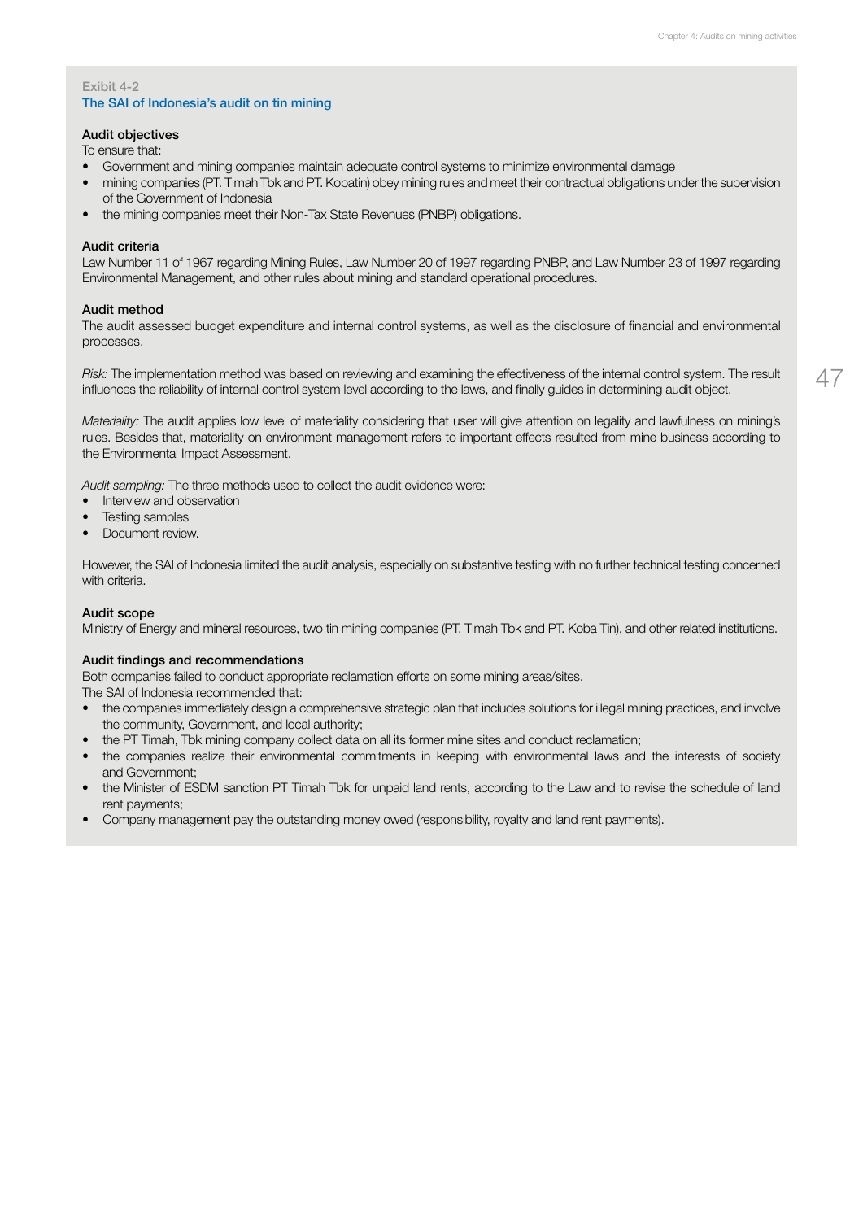Exibit 4-2

### The SAI of Indonesia's audit on tin mining

#### Audit objectives

To ensure that:

- Government and mining companies maintain adequate control systems to minimize environmental damage
- mining companies (PT. Timah Tbk and PT. Kobatin) obey mining rules and meet their contractual obligations under the supervision of the Government of Indonesia
- the mining companies meet their Non-Tax State Revenues (PNBP) obligations.

#### Audit criteria

Law Number 11 of 1967 regarding Mining Rules, Law Number 20 of 1997 regarding PNBP, and Law Number 23 of 1997 regarding Environmental Management, and other rules about mining and standard operational procedures.

#### Audit method

The audit assessed budget expenditure and internal control systems, as well as the disclosure of financial and environmental processes.

*Risk:* The implementation method was based on reviewing and examining the effectiveness of the internal control system. The result influences the reliability of internal control system level according to the laws, and finally guides in determining audit object.

*Materiality:* The audit applies low level of materiality considering that user will give attention on legality and lawfulness on mining's rules. Besides that, materiality on environment management refers to important effects resulted from mine business according to the Environmental Impact Assessment.

*Audit sampling:* The three methods used to collect the audit evidence were:

- Interview and observation
- Testing samples
- Document review.

However, the SAI of Indonesia limited the audit analysis, especially on substantive testing with no further technical testing concerned with criteria.

#### Audit scope

Ministry of Energy and mineral resources, two tin mining companies (PT. Timah Tbk and PT. Koba Tin), and other related institutions.

#### Audit findings and recommendations

Both companies failed to conduct appropriate reclamation efforts on some mining areas/sites.
The SAI of Indonesia recommended that:

- the companies immediately design a comprehensive strategic plan that includes solutions for illegal mining practices, and involve the community, Government, and local authority;
- the PT Timah, Tbk mining company collect data on all its former mine sites and conduct reclamation;
- the companies realize their environmental commitments in keeping with environmental laws and the interests of society and Government;
- the Minister of ESDM sanction PT Timah Tbk for unpaid land rents, according to the Law and to revise the schedule of land rent payments;
- Company management pay the outstanding money owed (responsibility, royalty and land rent payments).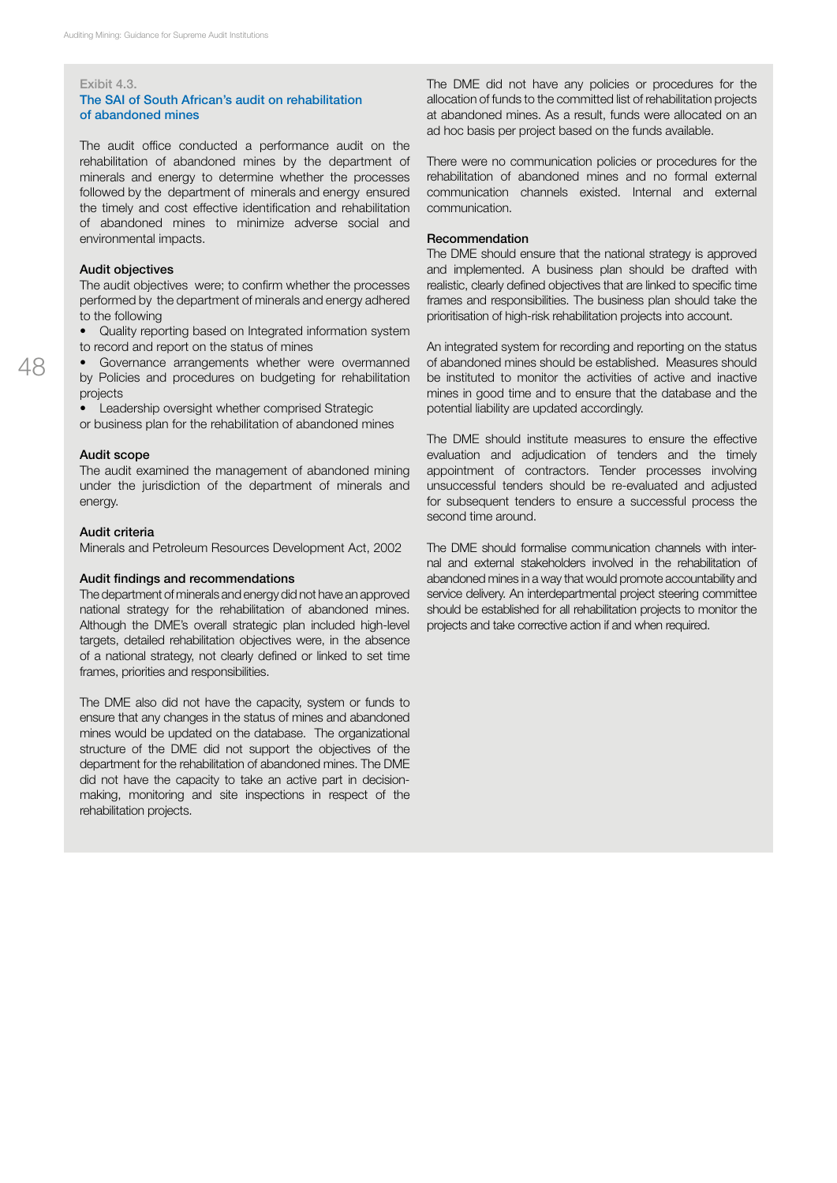Exibit 4.3.

### The SAI of South African's audit on rehabilitation of abandoned mines

The audit office conducted a performance audit on the rehabilitation of abandoned mines by the department of minerals and energy to determine whether the processes followed by the department of minerals and energy ensured the timely and cost effective identification and rehabilitation of abandoned mines to minimize adverse social and environmental impacts.

**Audit objectives**

The audit objectives were; to confirm whether the processes performed by the department of minerals and energy adhered to the following

- Quality reporting based on Integrated information system to record and report on the status of mines
- Governance arrangements whether were overmanned by Policies and procedures on budgeting for rehabilitation projects
- Leadership oversight whether comprised Strategic or business plan for the rehabilitation of abandoned mines

**Audit scope**

The audit examined the management of abandoned mining under the jurisdiction of the department of minerals and energy.

**Audit criteria**

Minerals and Petroleum Resources Development Act, 2002

**Audit findings and recommendations**

The department of minerals and energy did not have an approved national strategy for the rehabilitation of abandoned mines. Although the DME's overall strategic plan included high-level targets, detailed rehabilitation objectives were, in the absence of a national strategy, not clearly defined or linked to set time frames, priorities and responsibilities.

The DME also did not have the capacity, system or funds to ensure that any changes in the status of mines and abandoned mines would be updated on the database. The organizational structure of the DME did not support the objectives of the department for the rehabilitation of abandoned mines. The DME did not have the capacity to take an active part in decision-making, monitoring and site inspections in respect of the rehabilitation projects.

The DME did not have any policies or procedures for the allocation of funds to the committed list of rehabilitation projects at abandoned mines. As a result, funds were allocated on an ad hoc basis per project based on the funds available.

There were no communication policies or procedures for the rehabilitation of abandoned mines and no formal external communication channels existed. Internal and external communication.

**Recommendation**

The DME should ensure that the national strategy is approved and implemented. A business plan should be drafted with realistic, clearly defined objectives that are linked to specific time frames and responsibilities. The business plan should take the prioritisation of high-risk rehabilitation projects into account.

An integrated system for recording and reporting on the status of abandoned mines should be established. Measures should be instituted to monitor the activities of active and inactive mines in good time and to ensure that the database and the potential liability are updated accordingly.

The DME should institute measures to ensure the effective evaluation and adjudication of tenders and the timely appointment of contractors. Tender processes involving unsuccessful tenders should be re-evaluated and adjusted for subsequent tenders to ensure a successful process the second time around.

The DME should formalise communication channels with internal and external stakeholders involved in the rehabilitation of abandoned mines in a way that would promote accountability and service delivery. An interdepartmental project steering committee should be established for all rehabilitation projects to monitor the projects and take corrective action if and when required.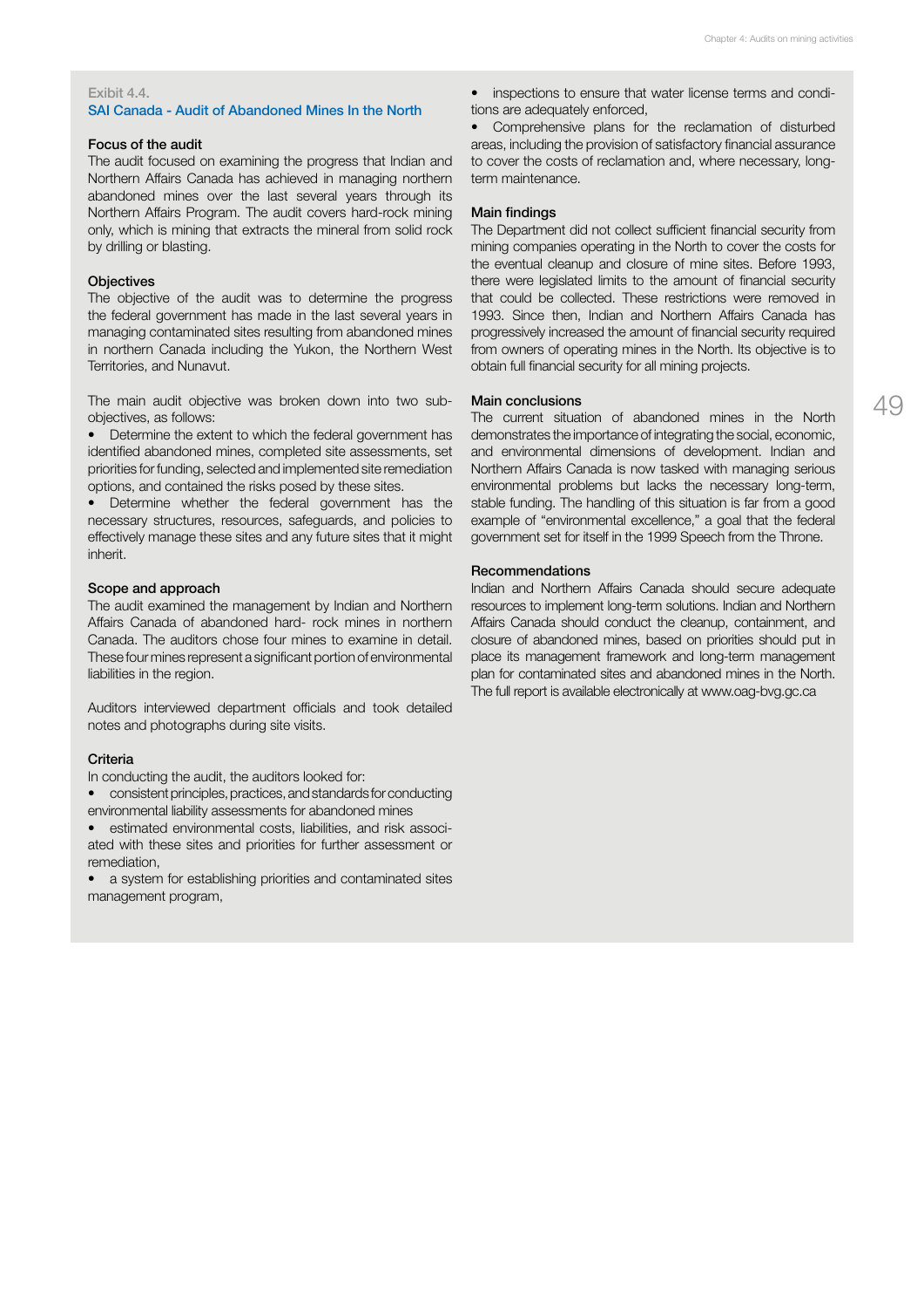Exibit 4.4.

### SAI Canada - Audit of Abandoned Mines In the North

**Focus of the audit**

The audit focused on examining the progress that Indian and Northern Affairs Canada has achieved in managing northern abandoned mines over the last several years through its Northern Affairs Program. The audit covers hard-rock mining only, which is mining that extracts the mineral from solid rock by drilling or blasting.

**Objectives**

The objective of the audit was to determine the progress the federal government has made in the last several years in managing contaminated sites resulting from abandoned mines in northern Canada including the Yukon, the Northern West Territories, and Nunavut.

The main audit objective was broken down into two sub-objectives, as follows:

- Determine the extent to which the federal government has identified abandoned mines, completed site assessments, set priorities for funding, selected and implemented site remediation options, and contained the risks posed by these sites.
- Determine whether the federal government has the necessary structures, resources, safeguards, and policies to effectively manage these sites and any future sites that it might inherit.

**Scope and approach**

The audit examined the management by Indian and Northern Affairs Canada of abandoned hard- rock mines in northern Canada. The auditors chose four mines to examine in detail. These four mines represent a significant portion of environmental liabilities in the region.

Auditors interviewed department officials and took detailed notes and photographs during site visits.

**Criteria**

In conducting the audit, the auditors looked for:

- consistent principles, practices, and standards for conducting environmental liability assessments for abandoned mines
- estimated environmental costs, liabilities, and risk associated with these sites and priorities for further assessment or remediation,
- a system for establishing priorities and contaminated sites management program,
- inspections to ensure that water license terms and conditions are adequately enforced,
- Comprehensive plans for the reclamation of disturbed areas, including the provision of satisfactory financial assurance to cover the costs of reclamation and, where necessary, long-term maintenance.

**Main findings**

The Department did not collect sufficient financial security from mining companies operating in the North to cover the costs for the eventual cleanup and closure of mine sites. Before 1993, there were legislated limits to the amount of financial security that could be collected. These restrictions were removed in 1993. Since then, Indian and Northern Affairs Canada has progressively increased the amount of financial security required from owners of operating mines in the North. Its objective is to obtain full financial security for all mining projects.

**Main conclusions**

The current situation of abandoned mines in the North demonstrates the importance of integrating the social, economic, and environmental dimensions of development. Indian and Northern Affairs Canada is now tasked with managing serious environmental problems but lacks the necessary long-term, stable funding. The handling of this situation is far from a good example of "environmental excellence," a goal that the federal government set for itself in the 1999 Speech from the Throne.

**Recommendations**

Indian and Northern Affairs Canada should secure adequate resources to implement long-term solutions. Indian and Northern Affairs Canada should conduct the cleanup, containment, and closure of abandoned mines, based on priorities should put in place its management framework and long-term management plan for contaminated sites and abandoned mines in the North. The full report is available electronically at www.oag-bvg.gc.ca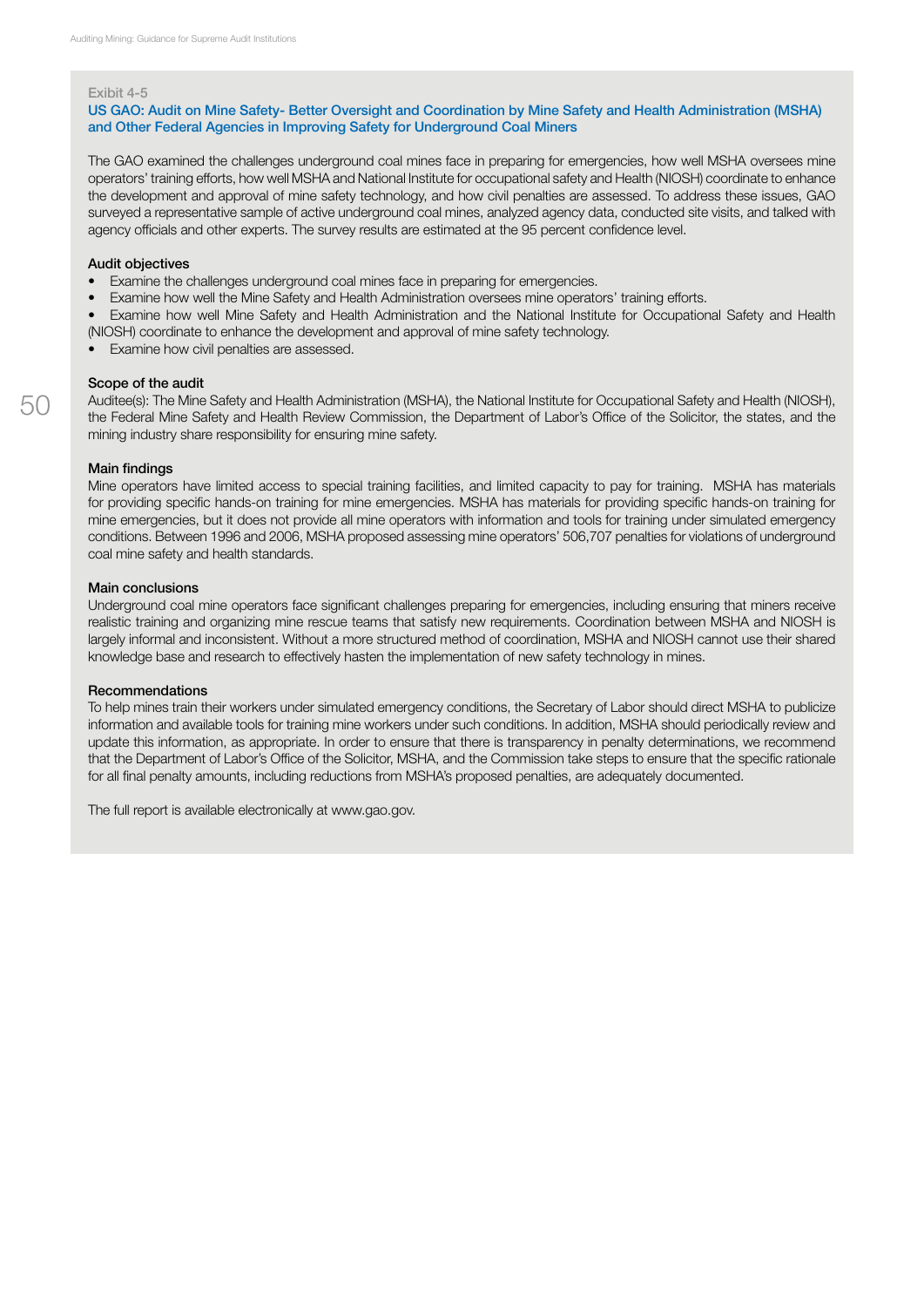Exibit 4-5

### US GAO: Audit on Mine Safety- Better Oversight and Coordination by Mine Safety and Health Administration (MSHA) and Other Federal Agencies in Improving Safety for Underground Coal Miners

The GAO examined the challenges underground coal mines face in preparing for emergencies, how well MSHA oversees mine operators' training efforts, how well MSHA and National Institute for occupational safety and Health (NIOSH) coordinate to enhance the development and approval of mine safety technology, and how civil penalties are assessed. To address these issues, GAO surveyed a representative sample of active underground coal mines, analyzed agency data, conducted site visits, and talked with agency officials and other experts. The survey results are estimated at the 95 percent confidence level.

**Audit objectives**

- Examine the challenges underground coal mines face in preparing for emergencies.
- Examine how well the Mine Safety and Health Administration oversees mine operators' training efforts.
- Examine how well Mine Safety and Health Administration and the National Institute for Occupational Safety and Health (NIOSH) coordinate to enhance the development and approval of mine safety technology.
- Examine how civil penalties are assessed.

**Scope of the audit**

Auditee(s): The Mine Safety and Health Administration (MSHA), the National Institute for Occupational Safety and Health (NIOSH), the Federal Mine Safety and Health Review Commission, the Department of Labor's Office of the Solicitor, the states, and the mining industry share responsibility for ensuring mine safety.

**Main findings**

Mine operators have limited access to special training facilities, and limited capacity to pay for training. MSHA has materials for providing specific hands-on training for mine emergencies. MSHA has materials for providing specific hands-on training for mine emergencies, but it does not provide all mine operators with information and tools for training under simulated emergency conditions. Between 1996 and 2006, MSHA proposed assessing mine operators' 506,707 penalties for violations of underground coal mine safety and health standards.

**Main conclusions**

Underground coal mine operators face significant challenges preparing for emergencies, including ensuring that miners receive realistic training and organizing mine rescue teams that satisfy new requirements. Coordination between MSHA and NIOSH is largely informal and inconsistent. Without a more structured method of coordination, MSHA and NIOSH cannot use their shared knowledge base and research to effectively hasten the implementation of new safety technology in mines.

**Recommendations**

To help mines train their workers under simulated emergency conditions, the Secretary of Labor should direct MSHA to publicize information and available tools for training mine workers under such conditions. In addition, MSHA should periodically review and update this information, as appropriate. In order to ensure that there is transparency in penalty determinations, we recommend that the Department of Labor's Office of the Solicitor, MSHA, and the Commission take steps to ensure that the specific rationale for all final penalty amounts, including reductions from MSHA's proposed penalties, are adequately documented.

The full report is available electronically at www.gao.gov.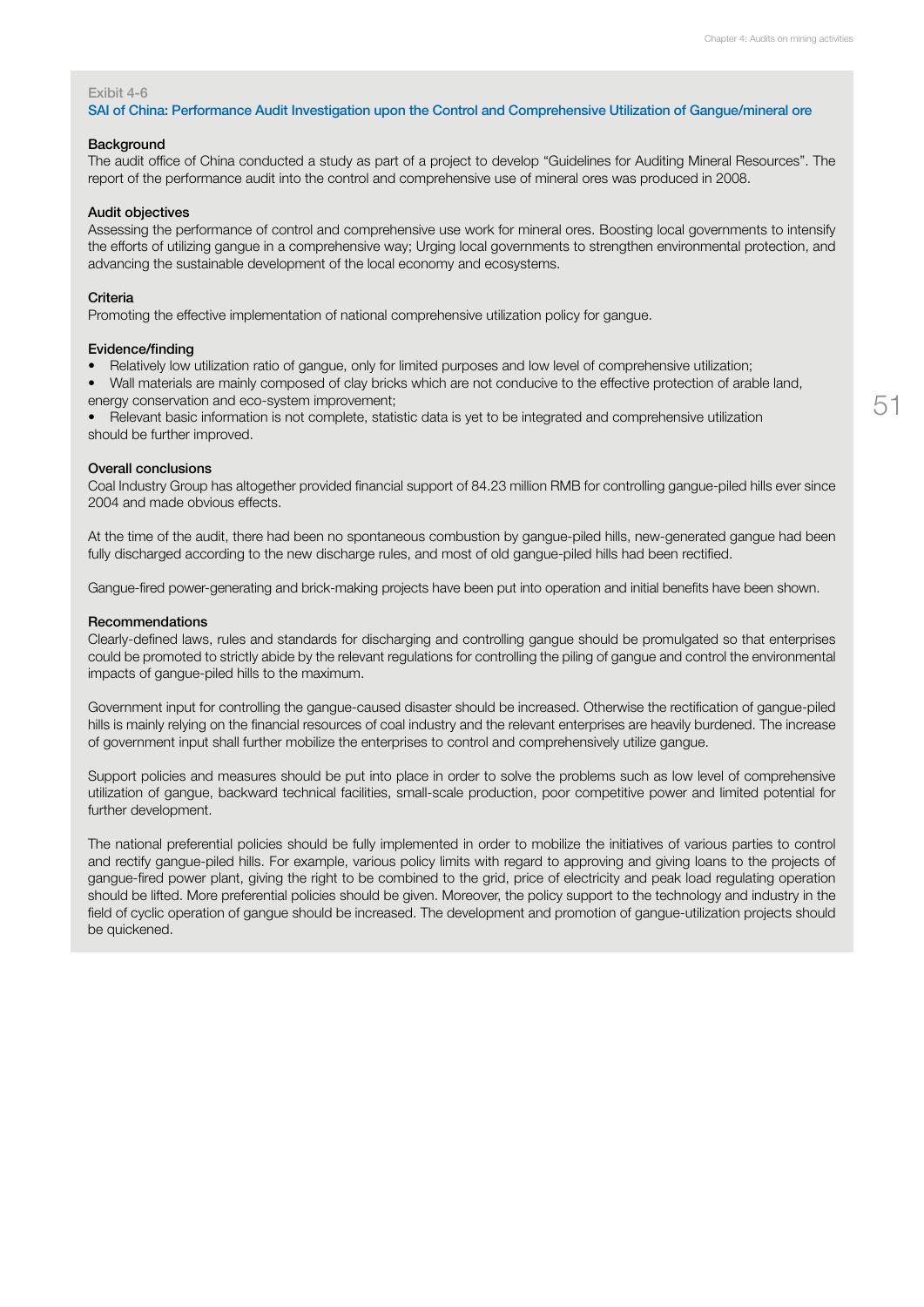Exibit 4-6

### SAI of China: Performance Audit Investigation upon the Control and Comprehensive Utilization of Gangue/mineral ore

**Background**

The audit office of China conducted a study as part of a project to develop "Guidelines for Auditing Mineral Resources". The report of the performance audit into the control and comprehensive use of mineral ores was produced in 2008.

**Audit objectives**

Assessing the performance of control and comprehensive use work for mineral ores. Boosting local governments to intensify the efforts of utilizing gangue in a comprehensive way; Urging local governments to strengthen environmental protection, and advancing the sustainable development of the local economy and ecosystems.

**Criteria**

Promoting the effective implementation of national comprehensive utilization policy for gangue.

**Evidence/finding**

- Relatively low utilization ratio of gangue, only for limited purposes and low level of comprehensive utilization;
- Wall materials are mainly composed of clay bricks which are not conducive to the effective protection of arable land, energy conservation and eco-system improvement;
- Relevant basic information is not complete, statistic data is yet to be integrated and comprehensive utilization should be further improved.

**Overall conclusions**

Coal Industry Group has altogether provided financial support of 84.23 million RMB for controlling gangue-piled hills ever since 2004 and made obvious effects.

At the time of the audit, there had been no spontaneous combustion by gangue-piled hills, new-generated gangue had been fully discharged according to the new discharge rules, and most of old gangue-piled hills had been rectified.

Gangue-fired power-generating and brick-making projects have been put into operation and initial benefits have been shown.

**Recommendations**

Clearly-defined laws, rules and standards for discharging and controlling gangue should be promulgated so that enterprises could be promoted to strictly abide by the relevant regulations for controlling the piling of gangue and control the environmental impacts of gangue-piled hills to the maximum.

Government input for controlling the gangue-caused disaster should be increased. Otherwise the rectification of gangue-piled hills is mainly relying on the financial resources of coal industry and the relevant enterprises are heavily burdened. The increase of government input shall further mobilize the enterprises to control and comprehensively utilize gangue.

Support policies and measures should be put into place in order to solve the problems such as low level of comprehensive utilization of gangue, backward technical facilities, small-scale production, poor competitive power and limited potential for further development.

The national preferential policies should be fully implemented in order to mobilize the initiatives of various parties to control and rectify gangue-piled hills. For example, various policy limits with regard to approving and giving loans to the projects of gangue-fired power plant, giving the right to be combined to the grid, price of electricity and peak load regulating operation should be lifted. More preferential policies should be given. Moreover, the policy support to the technology and industry in the field of cyclic operation of gangue should be increased. The development and promotion of gangue-utilization projects should be quickened.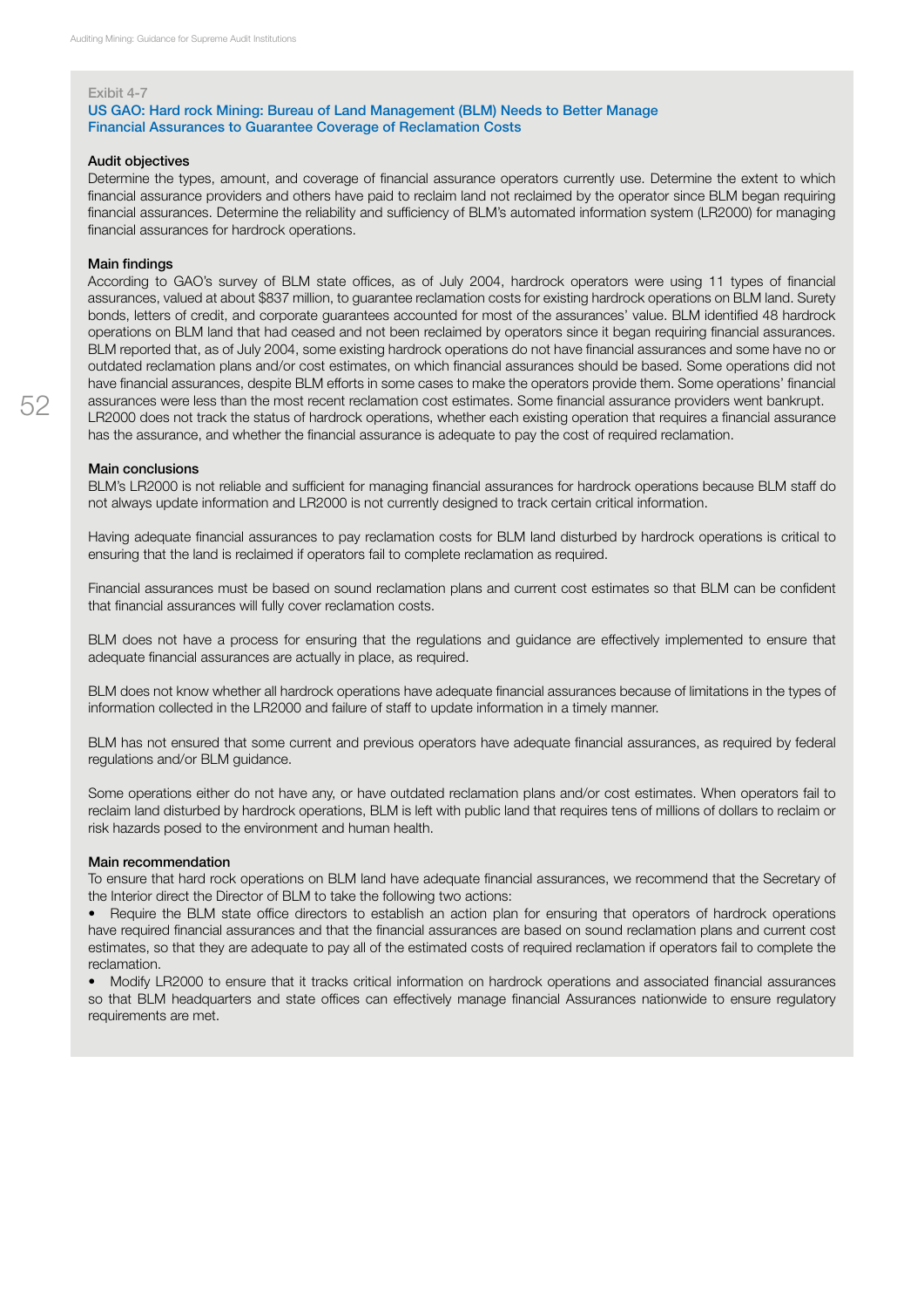Exibit 4-7

### US GAO: Hard rock Mining: Bureau of Land Management (BLM) Needs to Better Manage Financial Assurances to Guarantee Coverage of Reclamation Costs

**Audit objectives**

Determine the types, amount, and coverage of financial assurance operators currently use. Determine the extent to which financial assurance providers and others have paid to reclaim land not reclaimed by the operator since BLM began requiring financial assurances. Determine the reliability and sufficiency of BLM's automated information system (LR2000) for managing financial assurances for hardrock operations.

**Main findings**

According to GAO's survey of BLM state offices, as of July 2004, hardrock operators were using 11 types of financial assurances, valued at about $837 million, to guarantee reclamation costs for existing hardrock operations on BLM land. Surety bonds, letters of credit, and corporate guarantees accounted for most of the assurances' value. BLM identified 48 hardrock operations on BLM land that had ceased and not been reclaimed by operators since it began requiring financial assurances. BLM reported that, as of July 2004, some existing hardrock operations do not have financial assurances and some have no or outdated reclamation plans and/or cost estimates, on which financial assurances should be based. Some operations did not have financial assurances, despite BLM efforts in some cases to make the operators provide them. Some operations' financial assurances were less than the most recent reclamation cost estimates. Some financial assurance providers went bankrupt. LR2000 does not track the status of hardrock operations, whether each existing operation that requires a financial assurance has the assurance, and whether the financial assurance is adequate to pay the cost of required reclamation.

**Main conclusions**

BLM's LR2000 is not reliable and sufficient for managing financial assurances for hardrock operations because BLM staff do not always update information and LR2000 is not currently designed to track certain critical information.

Having adequate financial assurances to pay reclamation costs for BLM land disturbed by hardrock operations is critical to ensuring that the land is reclaimed if operators fail to complete reclamation as required.

Financial assurances must be based on sound reclamation plans and current cost estimates so that BLM can be confident that financial assurances will fully cover reclamation costs.

BLM does not have a process for ensuring that the regulations and guidance are effectively implemented to ensure that adequate financial assurances are actually in place, as required.

BLM does not know whether all hardrock operations have adequate financial assurances because of limitations in the types of information collected in the LR2000 and failure of staff to update information in a timely manner.

BLM has not ensured that some current and previous operators have adequate financial assurances, as required by federal regulations and/or BLM guidance.

Some operations either do not have any, or have outdated reclamation plans and/or cost estimates. When operators fail to reclaim land disturbed by hardrock operations, BLM is left with public land that requires tens of millions of dollars to reclaim or risk hazards posed to the environment and human health.

**Main recommendation**

To ensure that hard rock operations on BLM land have adequate financial assurances, we recommend that the Secretary of the Interior direct the Director of BLM to take the following two actions:

- Require the BLM state office directors to establish an action plan for ensuring that operators of hardrock operations have required financial assurances and that the financial assurances are based on sound reclamation plans and current cost estimates, so that they are adequate to pay all of the estimated costs of required reclamation if operators fail to complete the reclamation.
- Modify LR2000 to ensure that it tracks critical information on hardrock operations and associated financial assurances so that BLM headquarters and state offices can effectively manage financial Assurances nationwide to ensure regulatory requirements are met.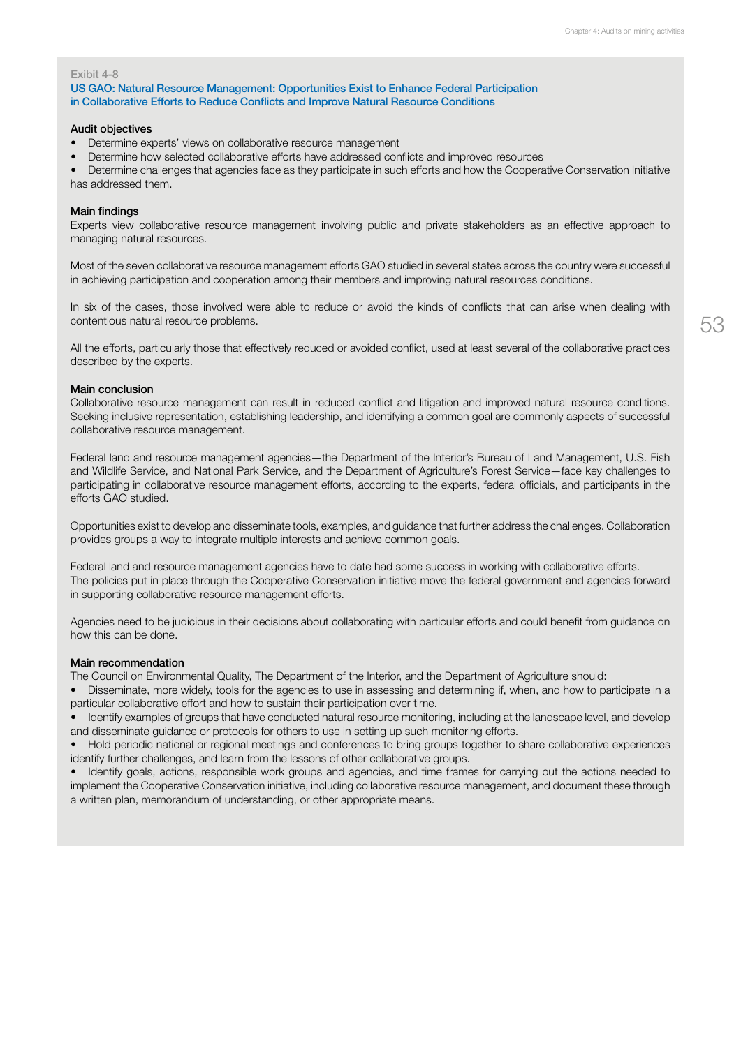Exibit 4-8

### US GAO: Natural Resource Management: Opportunities Exist to Enhance Federal Participation in Collaborative Efforts to Reduce Conflicts and Improve Natural Resource Conditions

**Audit objectives**

- Determine experts' views on collaborative resource management
- Determine how selected collaborative efforts have addressed conflicts and improved resources
- Determine challenges that agencies face as they participate in such efforts and how the Cooperative Conservation Initiative has addressed them.

**Main findings**

Experts view collaborative resource management involving public and private stakeholders as an effective approach to managing natural resources.

Most of the seven collaborative resource management efforts GAO studied in several states across the country were successful in achieving participation and cooperation among their members and improving natural resources conditions.

In six of the cases, those involved were able to reduce or avoid the kinds of conflicts that can arise when dealing with contentious natural resource problems.

All the efforts, particularly those that effectively reduced or avoided conflict, used at least several of the collaborative practices described by the experts.

**Main conclusion**

Collaborative resource management can result in reduced conflict and litigation and improved natural resource conditions. Seeking inclusive representation, establishing leadership, and identifying a common goal are commonly aspects of successful collaborative resource management.

Federal land and resource management agencies—the Department of the Interior's Bureau of Land Management, U.S. Fish and Wildlife Service, and National Park Service, and the Department of Agriculture's Forest Service—face key challenges to participating in collaborative resource management efforts, according to the experts, federal officials, and participants in the efforts GAO studied.

Opportunities exist to develop and disseminate tools, examples, and guidance that further address the challenges. Collaboration provides groups a way to integrate multiple interests and achieve common goals.

Federal land and resource management agencies have to date had some success in working with collaborative efforts. The policies put in place through the Cooperative Conservation initiative move the federal government and agencies forward in supporting collaborative resource management efforts.

Agencies need to be judicious in their decisions about collaborating with particular efforts and could benefit from guidance on how this can be done.

**Main recommendation**

The Council on Environmental Quality, The Department of the Interior, and the Department of Agriculture should:

- Disseminate, more widely, tools for the agencies to use in assessing and determining if, when, and how to participate in a particular collaborative effort and how to sustain their participation over time.
- Identify examples of groups that have conducted natural resource monitoring, including at the landscape level, and develop and disseminate guidance or protocols for others to use in setting up such monitoring efforts.
- Hold periodic national or regional meetings and conferences to bring groups together to share collaborative experiences identify further challenges, and learn from the lessons of other collaborative groups.
- Identify goals, actions, responsible work groups and agencies, and time frames for carrying out the actions needed to implement the Cooperative Conservation initiative, including collaborative resource management, and document these through a written plan, memorandum of understanding, or other appropriate means.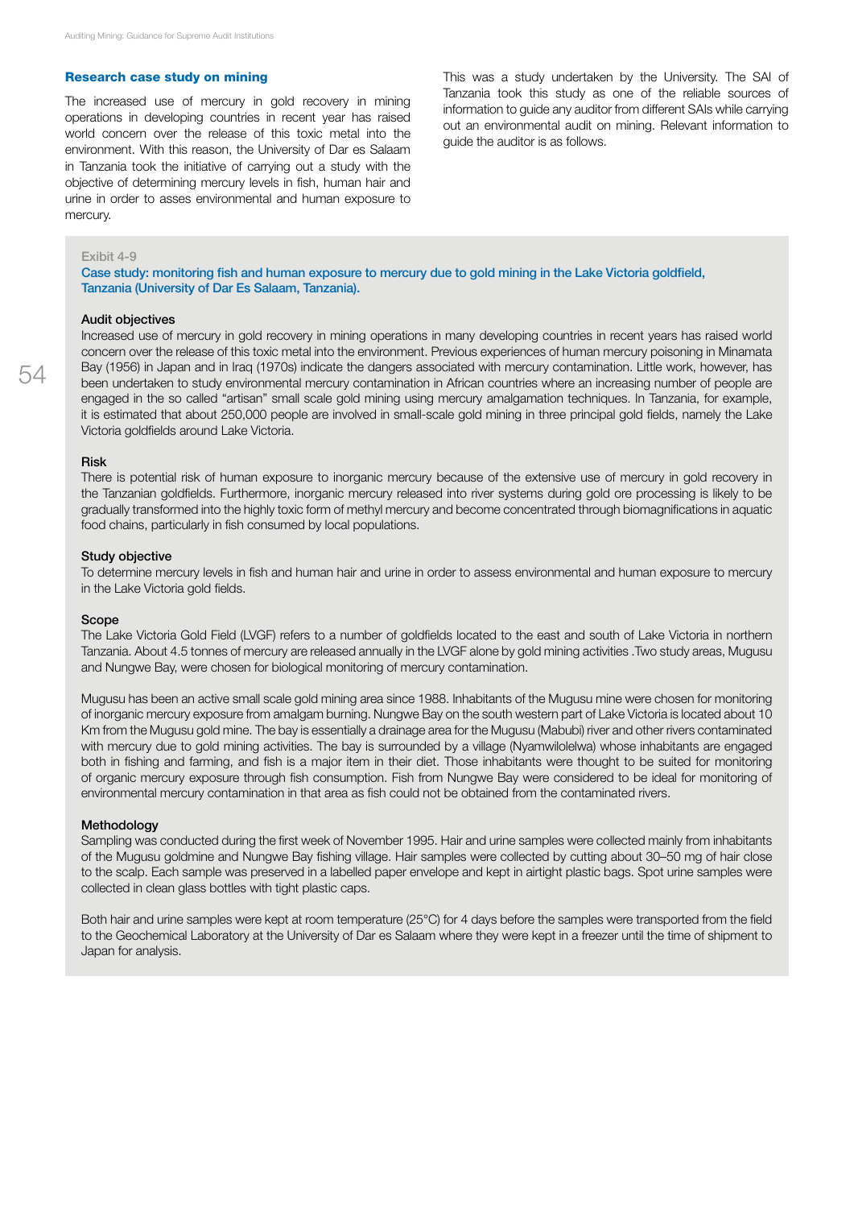## Research case study on mining

The increased use of mercury in gold recovery in mining operations in developing countries in recent year has raised world concern over the release of this toxic metal into the environment. With this reason, the University of Dar es Salaam in Tanzania took the initiative of carrying out a study with the objective of determining mercury levels in fish, human hair and urine in order to asses environmental and human exposure to mercury.

This was a study undertaken by the University. The SAI of Tanzania took this study as one of the reliable sources of information to guide any auditor from different SAIs while carrying out an environmental audit on mining. Relevant information to guide the auditor is as follows.

Exibit 4-9

**Case study: monitoring fish and human exposure to mercury due to gold mining in the Lake Victoria goldfield, Tanzania (University of Dar Es Salaam, Tanzania).**

### Audit objectives

Increased use of mercury in gold recovery in mining operations in many developing countries in recent years has raised world concern over the release of this toxic metal into the environment. Previous experiences of human mercury poisoning in Minamata Bay (1956) in Japan and in Iraq (1970s) indicate the dangers associated with mercury contamination. Little work, however, has been undertaken to study environmental mercury contamination in African countries where an increasing number of people are engaged in the so called "artisan" small scale gold mining using mercury amalgamation techniques. In Tanzania, for example, it is estimated that about 250,000 people are involved in small-scale gold mining in three principal gold fields, namely the Lake Victoria goldfields around Lake Victoria.

### Risk

There is potential risk of human exposure to inorganic mercury because of the extensive use of mercury in gold recovery in the Tanzanian goldfields. Furthermore, inorganic mercury released into river systems during gold ore processing is likely to be gradually transformed into the highly toxic form of methyl mercury and become concentrated through biomagnifications in aquatic food chains, particularly in fish consumed by local populations.

### Study objective

To determine mercury levels in fish and human hair and urine in order to assess environmental and human exposure to mercury in the Lake Victoria gold fields.

### Scope

The Lake Victoria Gold Field (LVGF) refers to a number of goldfields located to the east and south of Lake Victoria in northern Tanzania. About 4.5 tonnes of mercury are released annually in the LVGF alone by gold mining activities .Two study areas, Mugusu and Nungwe Bay, were chosen for biological monitoring of mercury contamination.

Mugusu has been an active small scale gold mining area since 1988. Inhabitants of the Mugusu mine were chosen for monitoring of inorganic mercury exposure from amalgam burning. Nungwe Bay on the south western part of Lake Victoria is located about 10 Km from the Mugusu gold mine. The bay is essentially a drainage area for the Mugusu (Mabubi) river and other rivers contaminated with mercury due to gold mining activities. The bay is surrounded by a village (Nyamwilolelwa) whose inhabitants are engaged both in fishing and farming, and fish is a major item in their diet. Those inhabitants were thought to be suited for monitoring of organic mercury exposure through fish consumption. Fish from Nungwe Bay were considered to be ideal for monitoring of environmental mercury contamination in that area as fish could not be obtained from the contaminated rivers.

### Methodology

Sampling was conducted during the first week of November 1995. Hair and urine samples were collected mainly from inhabitants of the Mugusu goldmine and Nungwe Bay fishing village. Hair samples were collected by cutting about 30–50 mg of hair close to the scalp. Each sample was preserved in a labelled paper envelope and kept in airtight plastic bags. Spot urine samples were collected in clean glass bottles with tight plastic caps.

Both hair and urine samples were kept at room temperature (25°C) for 4 days before the samples were transported from the field to the Geochemical Laboratory at the University of Dar es Salaam where they were kept in a freezer until the time of shipment to Japan for analysis.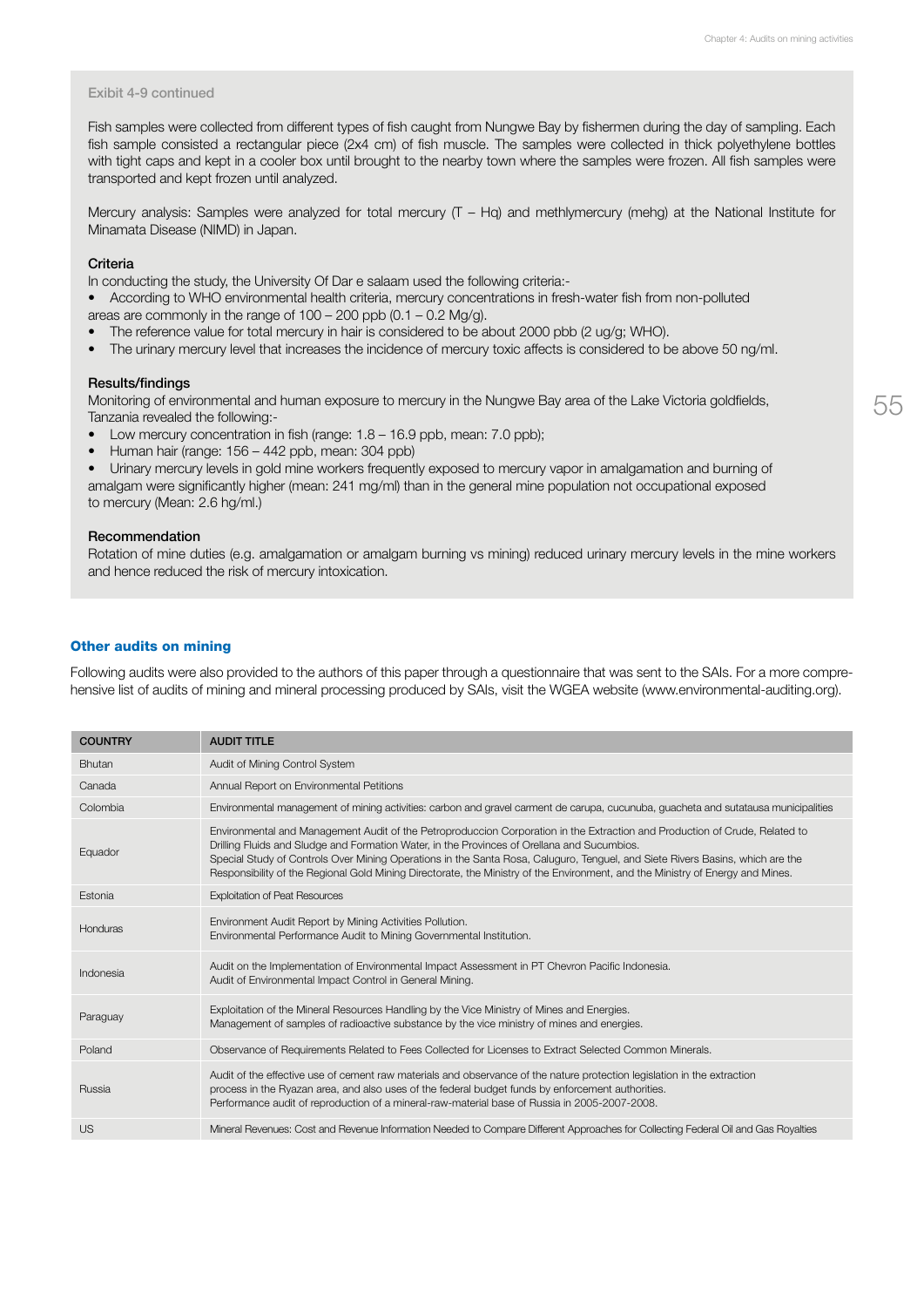Exibit 4-9 continued

Fish samples were collected from different types of fish caught from Nungwe Bay by fishermen during the day of sampling. Each fish sample consisted a rectangular piece (2x4 cm) of fish muscle. The samples were collected in thick polyethylene bottles with tight caps and kept in a cooler box until brought to the nearby town where the samples were frozen. All fish samples were transported and kept frozen until analyzed.

Mercury analysis: Samples were analyzed for total mercury (T – Hq) and methlymercury (mehg) at the National Institute for Minamata Disease (NIMD) in Japan.

**Criteria**

In conducting the study, the University Of Dar e salaam used the following criteria:-

- According to WHO environmental health criteria, mercury concentrations in fresh-water fish from non-polluted areas are commonly in the range of 100 – 200 ppb (0.1 – 0.2 Mg/g).
- The reference value for total mercury in hair is considered to be about 2000 pbb (2 ug/g; WHO).
- The urinary mercury level that increases the incidence of mercury toxic affects is considered to be above 50 ng/ml.

**Results/findings**

Monitoring of environmental and human exposure to mercury in the Nungwe Bay area of the Lake Victoria goldfields, Tanzania revealed the following:-

- Low mercury concentration in fish (range: 1.8 – 16.9 ppb, mean: 7.0 ppb);
- Human hair (range: 156 – 442 ppb, mean: 304 ppb)
- Urinary mercury levels in gold mine workers frequently exposed to mercury vapor in amalgamation and burning of amalgam were significantly higher (mean: 241 mg/ml) than in the general mine population not occupational exposed to mercury (Mean: 2.6 hg/ml.)

**Recommendation**

Rotation of mine duties (e.g. amalgamation or amalgam burning vs mining) reduced urinary mercury levels in the mine workers and hence reduced the risk of mercury intoxication.

## Other audits on mining

Following audits were also provided to the authors of this paper through a questionnaire that was sent to the SAIs. For a more comprehensive list of audits of mining and mineral processing produced by SAIs, visit the WGEA website (www.environmental-auditing.org).

| COUNTRY | AUDIT TITLE |
|---|---|
| Bhutan | Audit of Mining Control System |
| Canada | Annual Report on Environmental Petitions |
| Colombia | Environmental management of mining activities: carbon and gravel carment de carupa, cucunuba, guacheta and sutatausa municipalities |
| Equador | Environmental and Management Audit of the Petroproduccion Corporation in the Extraction and Production of Crude, Related to Drilling Fluids and Sludge and Formation Water, in the Provinces of Orellana and Sucumbios.<br>Special Study of Controls Over Mining Operations in the Santa Rosa, Caluguro, Tenguel, and Siete Rivers Basins, which are the Responsibility of the Regional Gold Mining Directorate, the Ministry of the Environment, and the Ministry of Energy and Mines. |
| Estonia | Exploitation of Peat Resources |
| Honduras | Environment Audit Report by Mining Activities Pollution.<br>Environmental Performance Audit to Mining Governmental Institution. |
| Indonesia | Audit on the Implementation of Environmental Impact Assessment in PT Chevron Pacific Indonesia.<br>Audit of Environmental Impact Control in General Mining. |
| Paraguay | Exploitation of the Mineral Resources Handling by the Vice Ministry of Mines and Energies.<br>Management of samples of radioactive substance by the vice ministry of mines and energies. |
| Poland | Observance of Requirements Related to Fees Collected for Licenses to Extract Selected Common Minerals. |
| Russia | Audit of the effective use of cement raw materials and observance of the nature protection legislation in the extraction process in the Ryazan area, and also uses of the federal budget funds by enforcement authorities.<br>Performance audit of reproduction of a mineral-raw-material base of Russia in 2005-2007-2008. |
| US | Mineral Revenues: Cost and Revenue Information Needed to Compare Different Approaches for Collecting Federal Oil and Gas Royalties |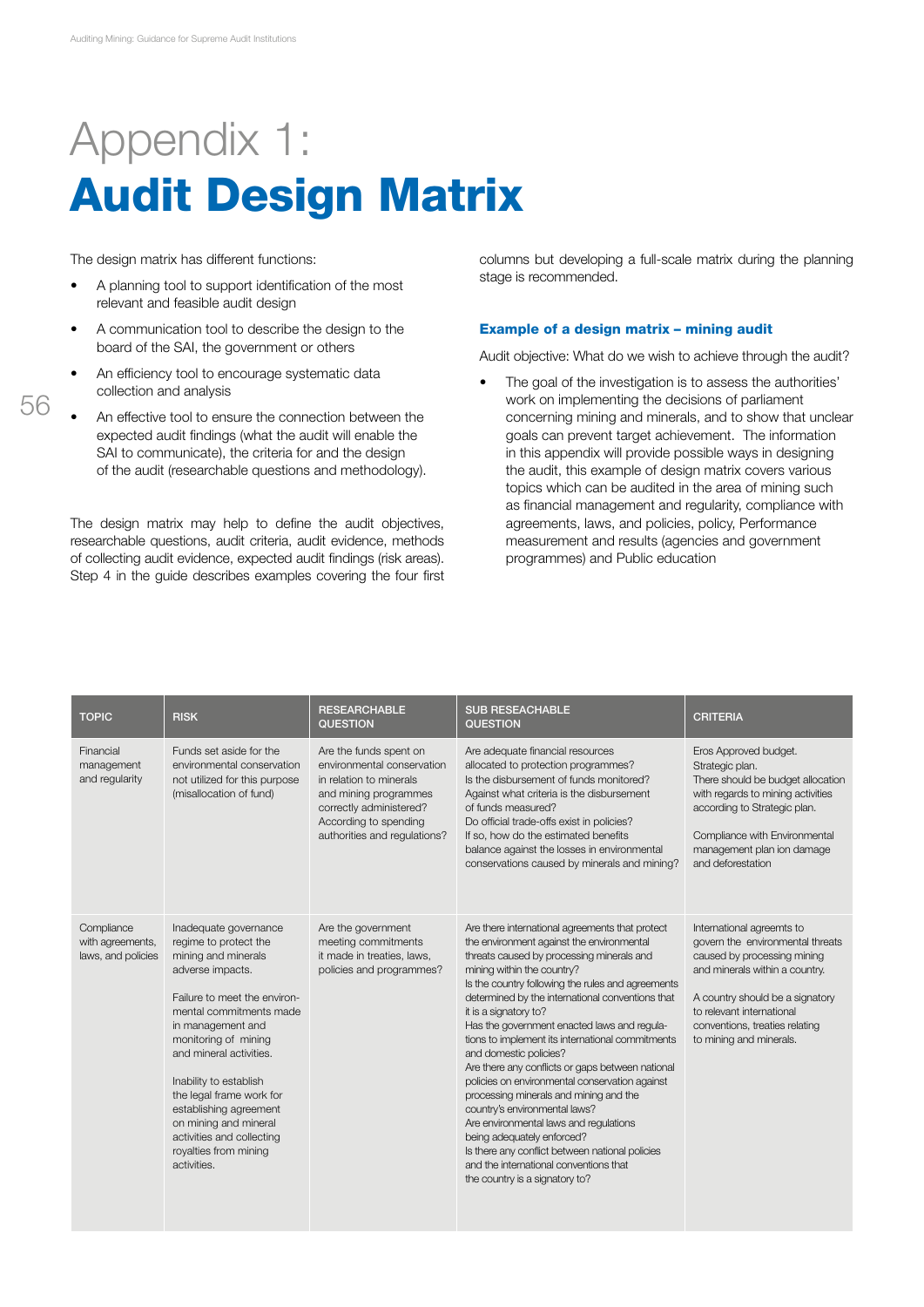# Appendix 1:
# Audit Design Matrix

The design matrix has different functions:

- A planning tool to support identification of the most relevant and feasible audit design
- A communication tool to describe the design to the board of the SAI, the government or others
- An efficiency tool to encourage systematic data collection and analysis
- An effective tool to ensure the connection between the expected audit findings (what the audit will enable the SAI to communicate), the criteria for and the design of the audit (researchable questions and methodology).

The design matrix may help to define the audit objectives, researchable questions, audit criteria, audit evidence, methods of collecting audit evidence, expected audit findings (risk areas). Step 4 in the guide describes examples covering the four first columns but developing a full-scale matrix during the planning stage is recommended.

### Example of a design matrix – mining audit

Audit objective: What do we wish to achieve through the audit?

- The goal of the investigation is to assess the authorities' work on implementing the decisions of parliament concerning mining and minerals, and to show that unclear goals can prevent target achievement. The information in this appendix will provide possible ways in designing the audit, this example of design matrix covers various topics which can be audited in the area of mining such as financial management and regularity, compliance with agreements, laws, and policies, policy, Performance measurement and results (agencies and government programmes) and Public education

| TOPIC | RISK | RESEARCHABLE QUESTION | SUB RESEACHABLE QUESTION | CRITERIA |
|---|---|---|---|---|
| Financial management and regularity | Funds set aside for the environmental conservation not utilized for this purpose (misallocation of fund) | Are the funds spent on environmental conservation in relation to minerals and mining programmes correctly administered? According to spending authorities and regulations? | Are adequate financial resources allocated to protection programmes?<br>Is the disbursement of funds monitored? Against what criteria is the disbursement of funds measured?<br>Do official trade-offs exist in policies? If so, how do the estimated benefits balance against the losses in environmental conservations caused by minerals and mining? | Eros Approved budget.<br>Strategic plan.<br>There should be budget allocation with regards to mining activities according to Strategic plan.<br><br>Compliance with Environmental management plan ion damage and deforestation |
| Compliance with agreements, laws, and policies | Inadequate governance regime to protect the mining and minerals adverse impacts.<br><br>Failure to meet the environmental commitments made in management and monitoring of mining and mineral activities.<br><br>Inability to establish the legal frame work for establishing agreement on mining and mineral activities and collecting royalties from mining activities. | Are the government meeting commitments it made in treaties, laws, policies and programmes? | Are there international agreements that protect the environment against the environmental threats caused by processing minerals and mining within the country?<br>Is the country following the rules and agreements determined by the international conventions that it is a signatory to?<br>Has the government enacted laws and regulations to implement its international commitments and domestic policies?<br>Are there any conflicts or gaps between national policies on environmental conservation against processing minerals and mining and the country's environmental laws?<br>Are environmental laws and regulations being adequately enforced?<br>Is there any conflict between national policies and the international conventions that the country is a signatory to? | International agreemts to govern the environmental threats caused by processing mining and minerals within a country.<br><br>A country should be a signatory to relevant international conventions, treaties relating to mining and minerals. |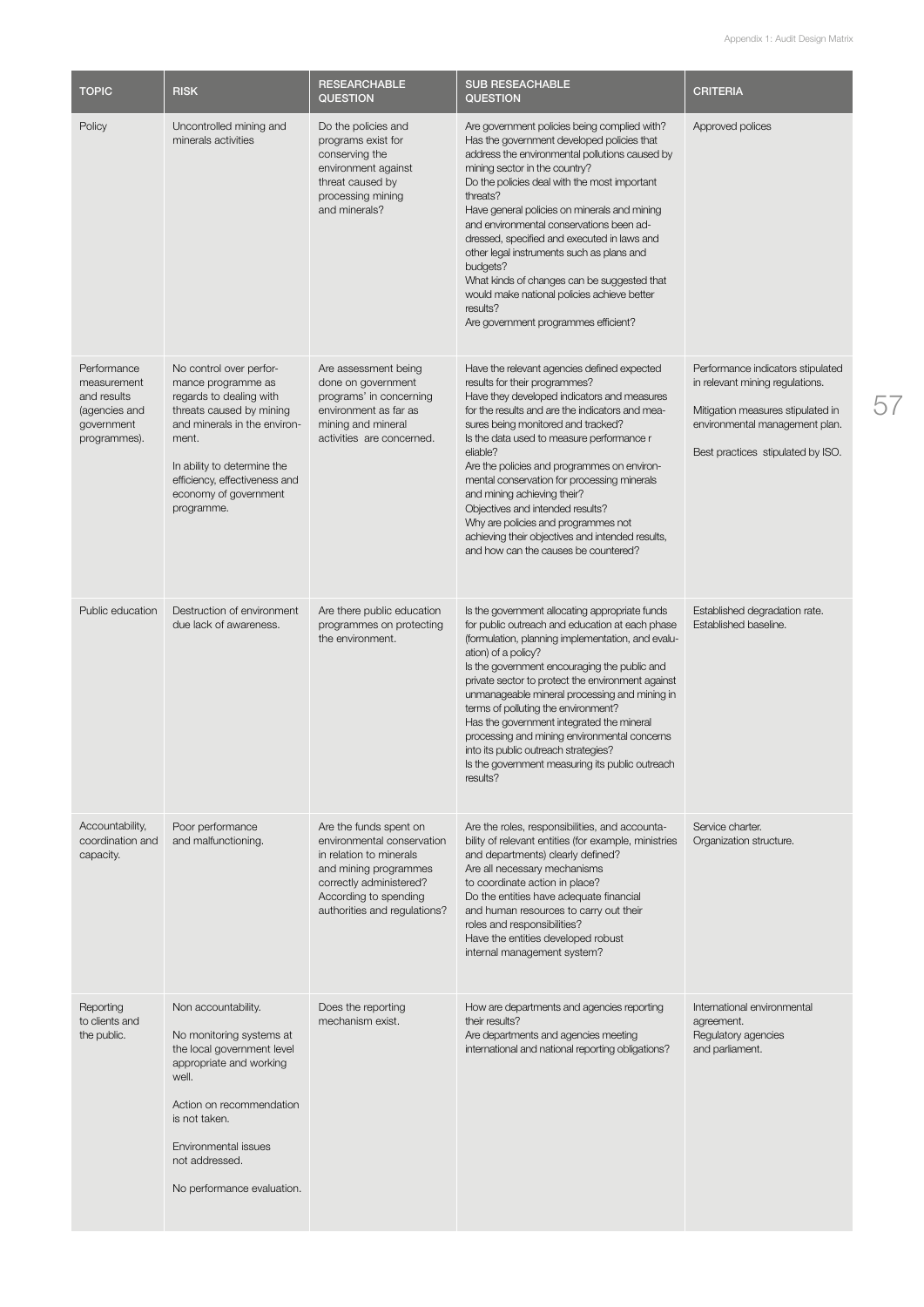| TOPIC | RISK | RESEARCHABLE QUESTION | SUB RESEACHABLE QUESTION | CRITERIA |
|---|---|---|---|---|
| Policy | Uncontrolled mining and minerals activities | Do the policies and programs exist for conserving the environment against threat caused by processing mining and minerals? | Are government policies being complied with?<br>Has the government developed policies that address the environmental pollutions caused by mining sector in the country?<br>Do the policies deal with the most important threats?<br>Have general policies on minerals and mining and environmental conservations been addressed, specified and executed in laws and other legal instruments such as plans and budgets?<br>What kinds of changes can be suggested that would make national policies achieve better results?<br>Are government programmes efficient? | Approved polices |
| Performance measurement and results (agencies and government programmes). | No control over performance programme as regards to dealing with threats caused by mining and minerals in the environment.<br><br>In ability to determine the efficiency, effectiveness and economy of government programme. | Are assessment being done on government programs' in concerning environment as far as mining and mineral activities are concerned. | Have the relevant agencies defined expected results for their programmes?<br>Have they developed indicators and measures for the results and are the indicators and measures being monitored and tracked?<br>Is the data used to measure performance r eliable?<br>Are the policies and programmes on environmental conservation for processing minerals and mining achieving their?<br>Objectives and intended results?<br>Why are policies and programmes not achieving their objectives and intended results, and how can the causes be countered? | Performance indicators stipulated in relevant mining regulations.<br><br>Mitigation measures stipulated in environmental management plan.<br><br>Best practices stipulated by ISO. |
| Public education | Destruction of environment due lack of awareness. | Are there public education programmes on protecting the environment. | Is the government allocating appropriate funds for public outreach and education at each phase (formulation, planning implementation, and evaluation) of a policy?<br>Is the government encouraging the public and private sector to protect the environment against unmanageable mineral processing and mining in terms of polluting the environment?<br>Has the government integrated the mineral processing and mining environmental concerns into its public outreach strategies?<br>Is the government measuring its public outreach results? | Established degradation rate.<br>Established baseline. |
| Accountability, coordination and capacity. | Poor performance and malfunctioning. | Are the funds spent on environmental conservation in relation to minerals and mining programmes correctly administered? According to spending authorities and regulations? | Are the roles, responsibilities, and accountability of relevant entities (for example, ministries and departments) clearly defined?<br>Are all necessary mechanisms to coordinate action in place?<br>Do the entities have adequate financial and human resources to carry out their roles and responsibilities?<br>Have the entities developed robust internal management system? | Service charter.<br>Organization structure. |
| Reporting to clients and the public. | Non accountability.<br><br>No monitoring systems at the local government level appropriate and working well.<br><br>Action on recommendation is not taken.<br><br>Environmental issues not addressed.<br><br>No performance evaluation. | Does the reporting mechanism exist. | How are departments and agencies reporting their results?<br>Are departments and agencies meeting international and national reporting obligations? | International environmental agreement.<br>Regulatory agencies and parliament. |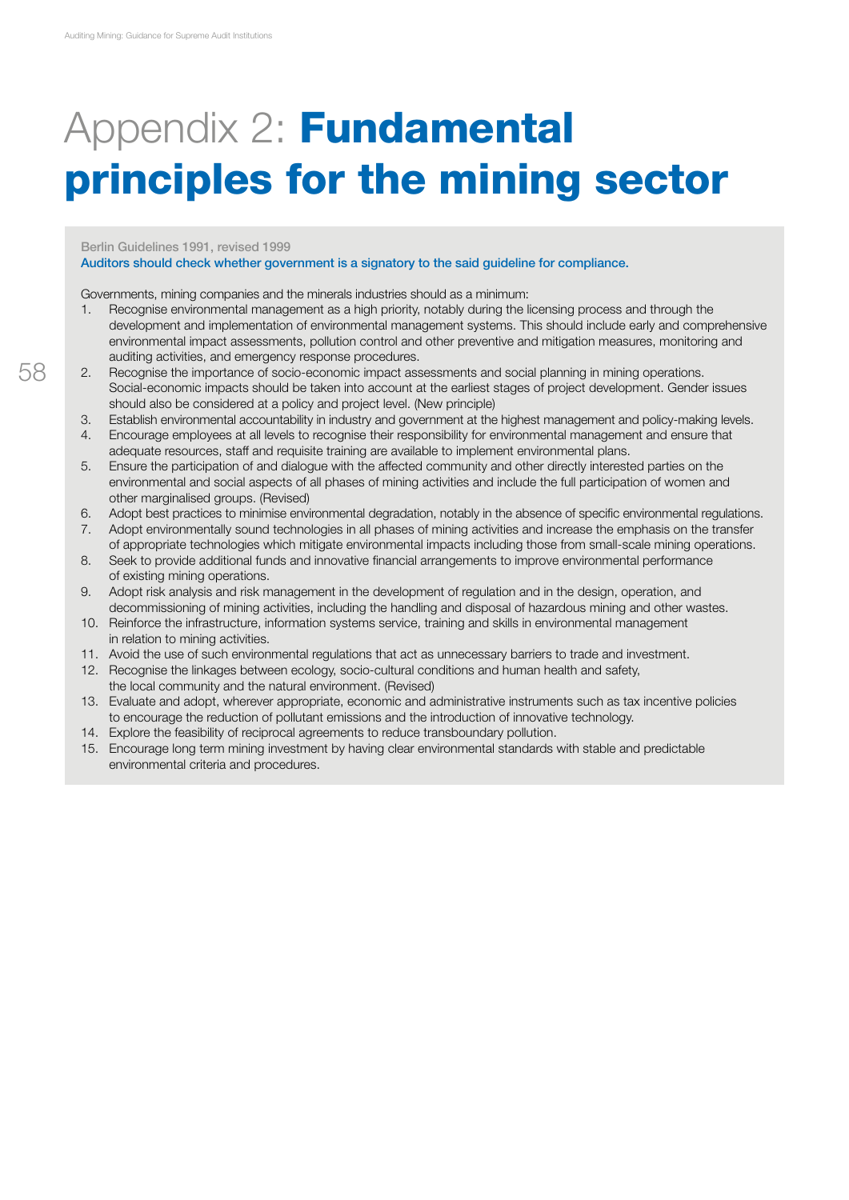# Appendix 2: **Fundamental principles for the mining sector**

Berlin Guidelines 1991, revised 1999

Auditors should check whether government is a signatory to the said guideline for compliance.

Governments, mining companies and the minerals industries should as a minimum:

1. Recognise environmental management as a high priority, notably during the licensing process and through the development and implementation of environmental management systems. This should include early and comprehensive environmental impact assessments, pollution control and other preventive and mitigation measures, monitoring and auditing activities, and emergency response procedures.
2. Recognise the importance of socio-economic impact assessments and social planning in mining operations. Social-economic impacts should be taken into account at the earliest stages of project development. Gender issues should also be considered at a policy and project level. (New principle)
3. Establish environmental accountability in industry and government at the highest management and policy-making levels.
4. Encourage employees at all levels to recognise their responsibility for environmental management and ensure that adequate resources, staff and requisite training are available to implement environmental plans.
5. Ensure the participation of and dialogue with the affected community and other directly interested parties on the environmental and social aspects of all phases of mining activities and include the full participation of women and other marginalised groups. (Revised)
6. Adopt best practices to minimise environmental degradation, notably in the absence of specific environmental regulations.
7. Adopt environmentally sound technologies in all phases of mining activities and increase the emphasis on the transfer of appropriate technologies which mitigate environmental impacts including those from small-scale mining operations.
8. Seek to provide additional funds and innovative financial arrangements to improve environmental performance of existing mining operations.
9. Adopt risk analysis and risk management in the development of regulation and in the design, operation, and decommissioning of mining activities, including the handling and disposal of hazardous mining and other wastes.
10. Reinforce the infrastructure, information systems service, training and skills in environmental management in relation to mining activities.
11. Avoid the use of such environmental regulations that act as unnecessary barriers to trade and investment.
12. Recognise the linkages between ecology, socio-cultural conditions and human health and safety, the local community and the natural environment. (Revised)
13. Evaluate and adopt, wherever appropriate, economic and administrative instruments such as tax incentive policies to encourage the reduction of pollutant emissions and the introduction of innovative technology.
14. Explore the feasibility of reciprocal agreements to reduce transboundary pollution.
15. Encourage long term mining investment by having clear environmental standards with stable and predictable environmental criteria and procedures.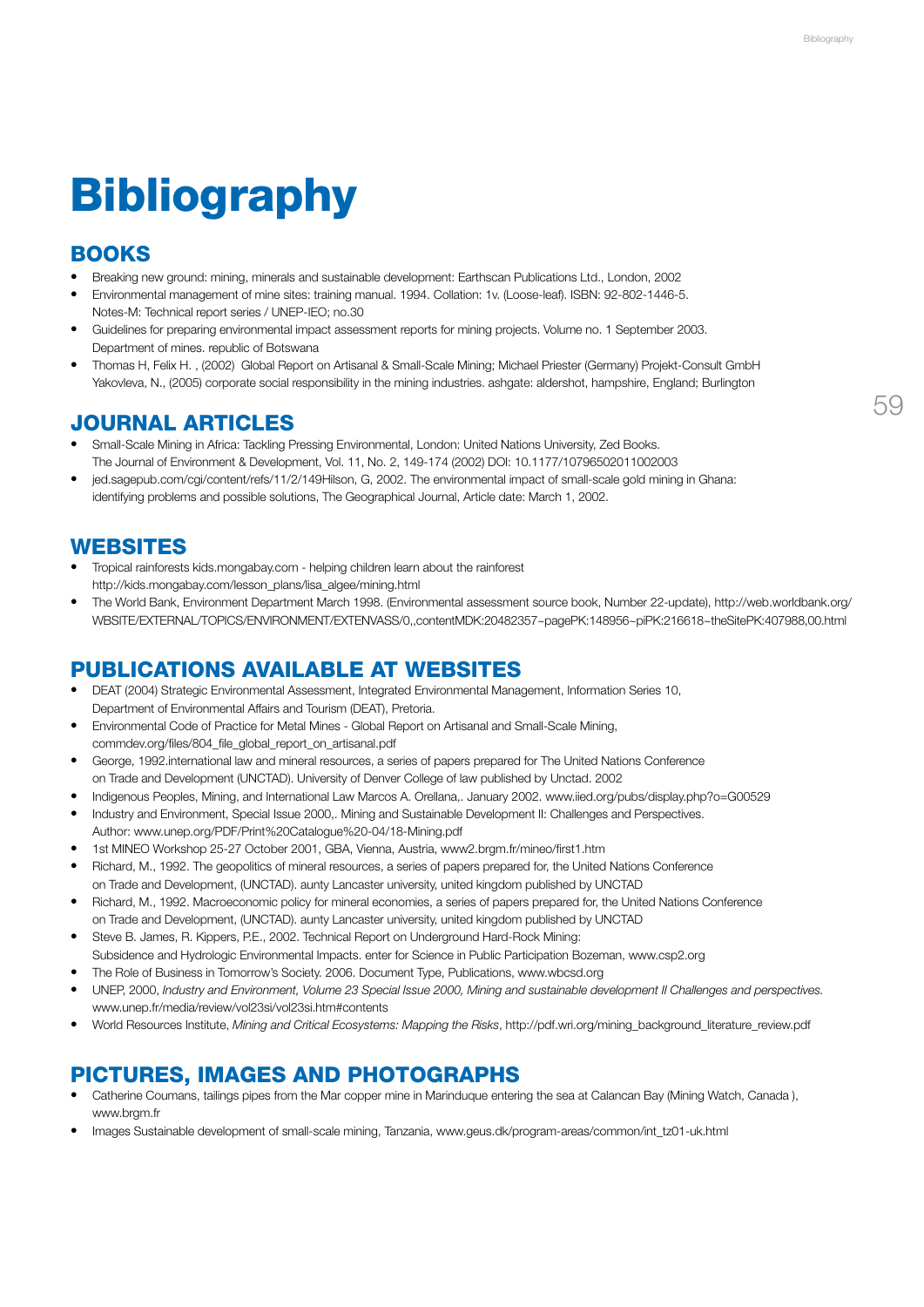# Bibliography

## BOOKS

- Breaking new ground: mining, minerals and sustainable development: Earthscan Publications Ltd., London, 2002
- Environmental management of mine sites: training manual. 1994. Collation: 1v. (Loose-leaf). ISBN: 92-802-1446-5. Notes-M: Technical report series / UNEP-IEO; no.30
- Guidelines for preparing environmental impact assessment reports for mining projects. Volume no. 1 September 2003. Department of mines. republic of Botswana
- Thomas H, Felix H. , (2002) Global Report on Artisanal & Small-Scale Mining; Michael Priester (Germany) Projekt-Consult GmbH Yakovleva, N., (2005) corporate social responsibility in the mining industries. ashgate: aldershot, hampshire, England; Burlington

## JOURNAL ARTICLES

- Small-Scale Mining in Africa: Tackling Pressing Environmental, London: United Nations University, Zed Books. The Journal of Environment & Development, Vol. 11, No. 2, 149-174 (2002) DOI: 10.1177/10796502011002003
- jed.sagepub.com/cgi/content/refs/11/2/149Hilson, G, 2002. The environmental impact of small-scale gold mining in Ghana: identifying problems and possible solutions, The Geographical Journal, Article date: March 1, 2002.

## WEBSITES

- Tropical rainforests kids.mongabay.com - helping children learn about the rainforest http://kids.mongabay.com/lesson_plans/lisa_algee/mining.html
- The World Bank, Environment Department March 1998. (Environmental assessment source book, Number 22-update), http://web.worldbank.org/WBSITE/EXTERNAL/TOPICS/ENVIRONMENT/EXTENVASS/0,,contentMDK:20482357~pagePK:148956~piPK:216618~theSitePK:407988,00.html

## PUBLICATIONS AVAILABLE AT WEBSITES

- DEAT (2004) Strategic Environmental Assessment, Integrated Environmental Management, Information Series 10, Department of Environmental Affairs and Tourism (DEAT), Pretoria.
- Environmental Code of Practice for Metal Mines - Global Report on Artisanal and Small-Scale Mining, commdev.org/files/804_file_global_report_on_artisanal.pdf
- George, 1992.international law and mineral resources, a series of papers prepared for The United Nations Conference on Trade and Development (UNCTAD). University of Denver College of law published by Unctad. 2002
- Indigenous Peoples, Mining, and International Law Marcos A. Orellana,. January 2002. www.iied.org/pubs/display.php?o=G00529
- Industry and Environment, Special Issue 2000,. Mining and Sustainable Development II: Challenges and Perspectives. Author: www.unep.org/PDF/Print%20Catalogue%20-04/18-Mining.pdf
- 1st MINEO Workshop 25-27 October 2001, GBA, Vienna, Austria, www2.brgm.fr/mineo/first1.htm
- Richard, M., 1992. The geopolitics of mineral resources, a series of papers prepared for, the United Nations Conference on Trade and Development, (UNCTAD). aunty Lancaster university, united kingdom published by UNCTAD
- Richard, M., 1992. Macroeconomic policy for mineral economies, a series of papers prepared for, the United Nations Conference on Trade and Development, (UNCTAD). aunty Lancaster university, united kingdom published by UNCTAD
- Steve B. James, R. Kippers, P.E., 2002. Technical Report on Underground Hard-Rock Mining: Subsidence and Hydrologic Environmental Impacts. enter for Science in Public Participation Bozeman, www.csp2.org
- The Role of Business in Tomorrow's Society. 2006. Document Type, Publications, www.wbcsd.org
- UNEP, 2000, *Industry and Environment, Volume 23 Special Issue 2000, Mining and sustainable development II Challenges and perspectives.* www.unep.fr/media/review/vol23si/vol23si.htm#contents
- World Resources Institute, *Mining and Critical Ecosystems: Mapping the Risks*, http://pdf.wri.org/mining_background_literature_review.pdf

## PICTURES, IMAGES AND PHOTOGRAPHS

- Catherine Coumans, tailings pipes from the Mar copper mine in Marinduque entering the sea at Calancan Bay (Mining Watch, Canada ), www.brgm.fr
- Images Sustainable development of small-scale mining, Tanzania, www.geus.dk/program-areas/common/int_tz01-uk.html